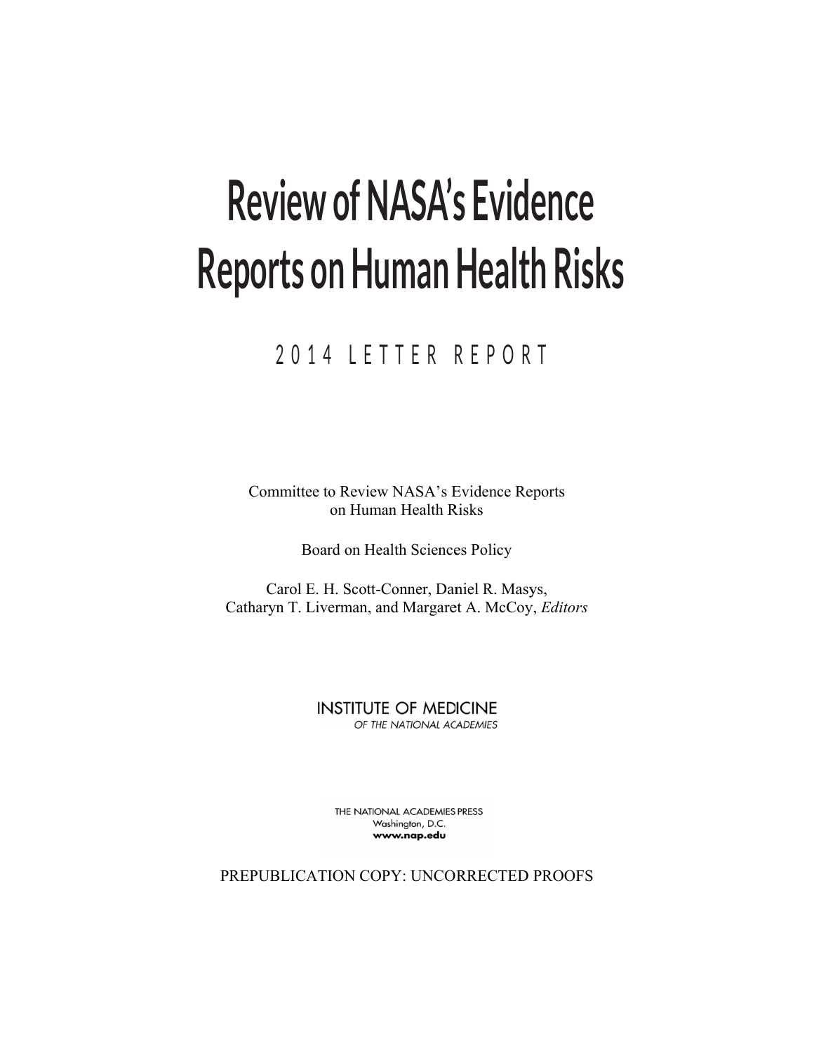# Review of NASA's Evidence Reports on Human Health Risks

## 2014 LETTER REPORT

Committee to Review NASA's Evidence Reports on Human Health Risks

Board on Health Sciences Policy

Carol E. H. Scott-Conner, Daniel R. Masys, Catharyn T. Liverman, and Margaret A. McCoy, *Editors*

INSTITUTE OF MEDICINE
*OF THE NATIONAL ACADEMIES*

THE NATIONAL ACADEMIES PRESS
Washington, D.C.
**www.nap.edu**

PREPUBLICATION COPY: UNCORRECTED PROOFS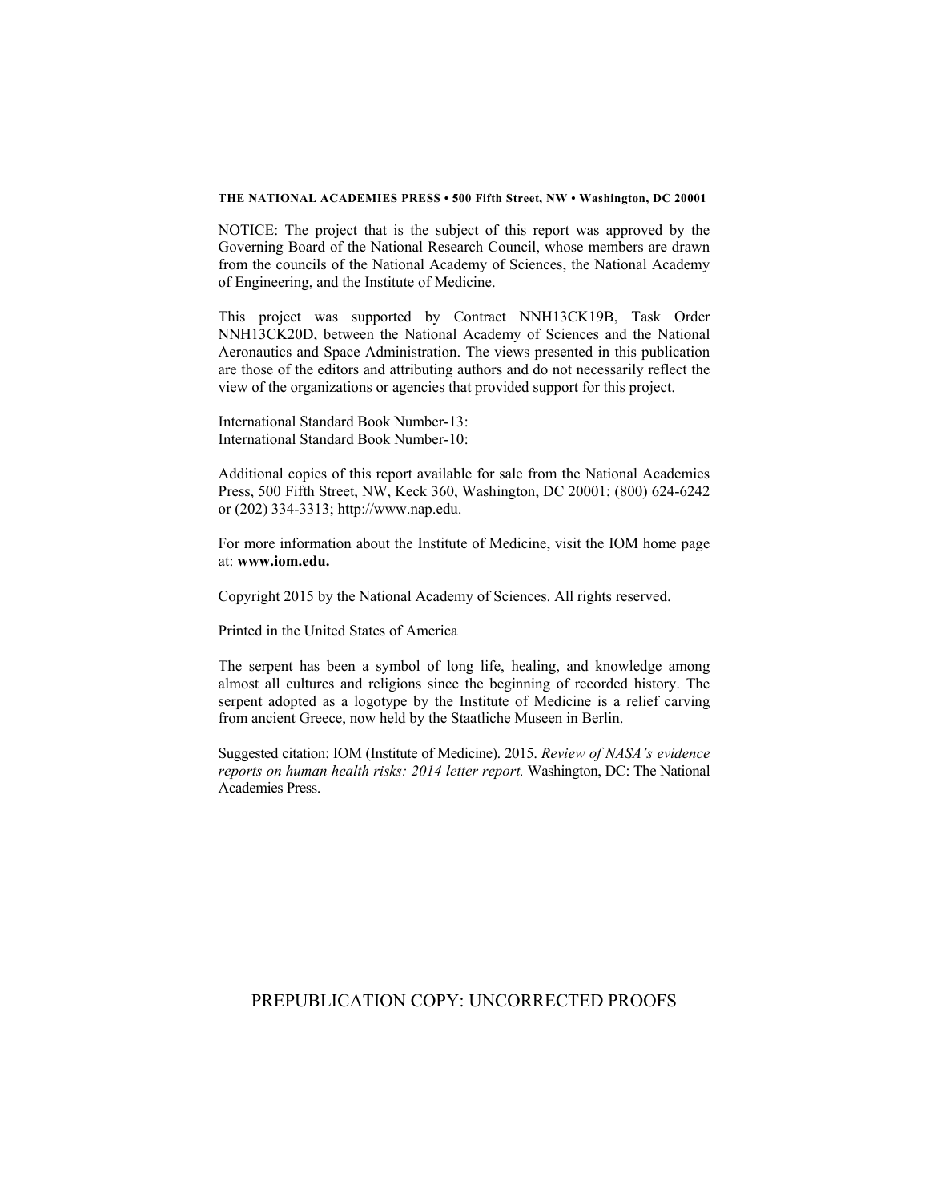**THE NATIONAL ACADEMIES PRESS • 500 Fifth Street, NW • Washington, DC 20001**

NOTICE: The project that is the subject of this report was approved by the Governing Board of the National Research Council, whose members are drawn from the councils of the National Academy of Sciences, the National Academy of Engineering, and the Institute of Medicine.

This project was supported by Contract NNH13CK19B, Task Order NNH13CK20D, between the National Academy of Sciences and the National Aeronautics and Space Administration. The views presented in this publication are those of the editors and attributing authors and do not necessarily reflect the view of the organizations or agencies that provided support for this project.

International Standard Book Number-13:
International Standard Book Number-10:

Additional copies of this report available for sale from the National Academies Press, 500 Fifth Street, NW, Keck 360, Washington, DC 20001; (800) 624-6242 or (202) 334-3313; http://www.nap.edu.

For more information about the Institute of Medicine, visit the IOM home page at: **www.iom.edu.**

Copyright 2015 by the National Academy of Sciences. All rights reserved.

Printed in the United States of America

The serpent has been a symbol of long life, healing, and knowledge among almost all cultures and religions since the beginning of recorded history. The serpent adopted as a logotype by the Institute of Medicine is a relief carving from ancient Greece, now held by the Staatliche Museen in Berlin.

Suggested citation: IOM (Institute of Medicine). 2015. *Review of NASA's evidence reports on human health risks: 2014 letter report.* Washington, DC: The National Academies Press.

PREPUBLICATION COPY: UNCORRECTED PROOFS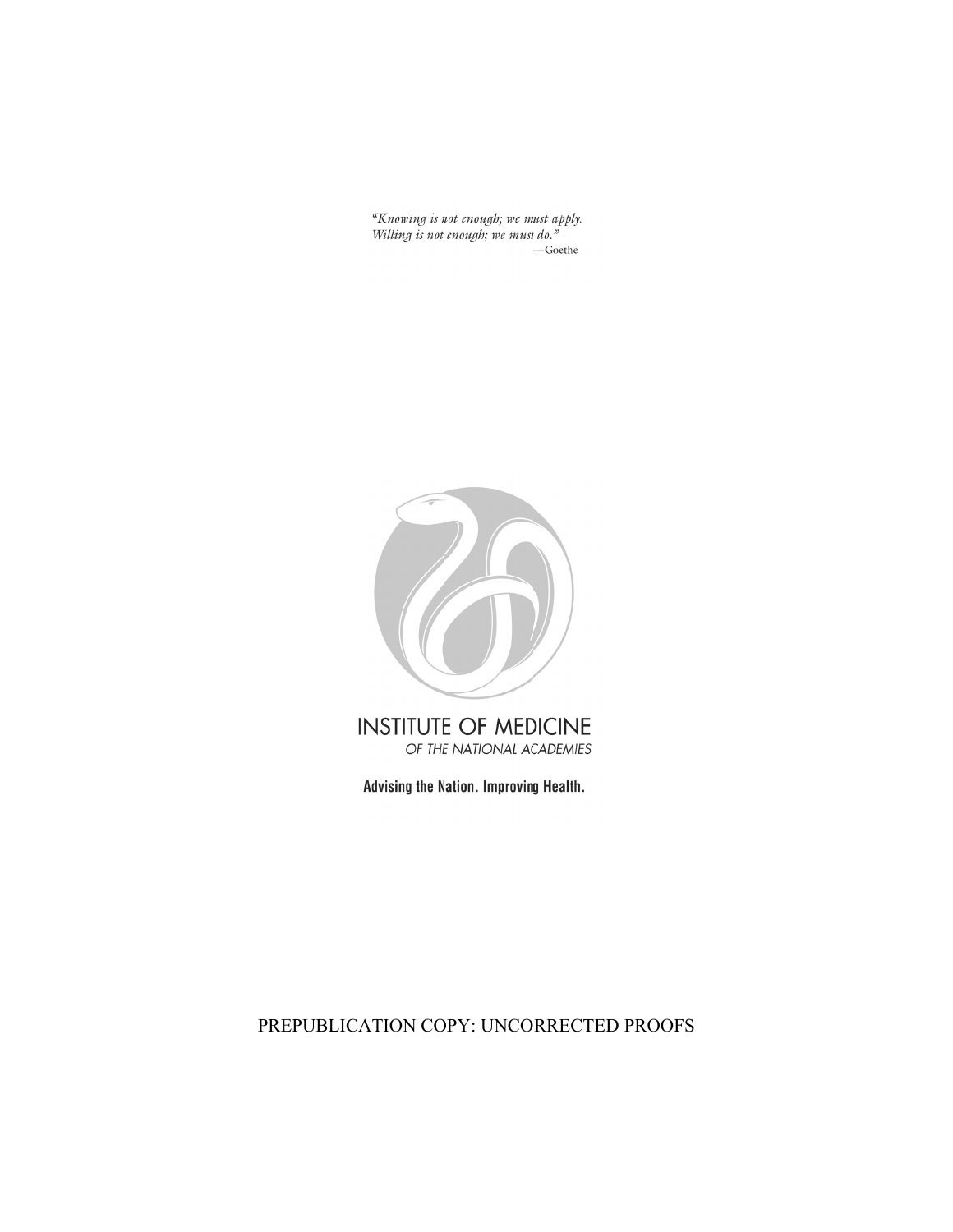*"Knowing is not enough; we must apply.*
*Willing is not enough; we must do."*
—Goethe

INSTITUTE OF MEDICINE
*OF THE NATIONAL ACADEMIES*

**Advising the Nation. Improving Health.**

PREPUBLICATION COPY: UNCORRECTED PROOFS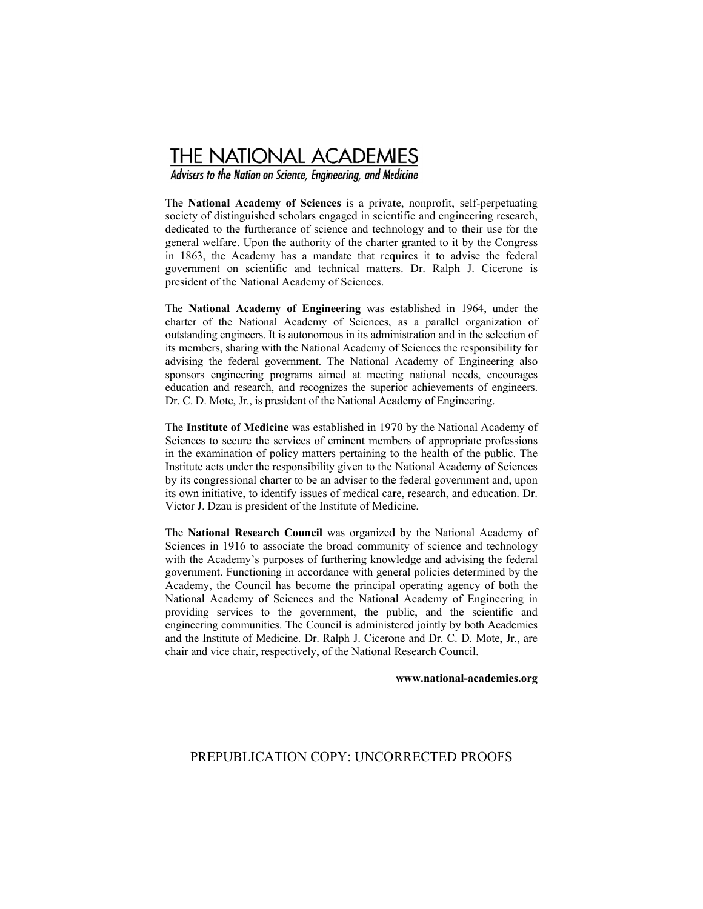# THE NATIONAL ACADEMIES

*Advisers to the Nation on Science, Engineering, and Medicine*

The **National Academy of Sciences** is a private, nonprofit, self-perpetuating society of distinguished scholars engaged in scientific and engineering research, dedicated to the furtherance of science and technology and to their use for the general welfare. Upon the authority of the charter granted to it by the Congress in 1863, the Academy has a mandate that requires it to advise the federal government on scientific and technical matters. Dr. Ralph J. Cicerone is president of the National Academy of Sciences.

The **National Academy of Engineering** was established in 1964, under the charter of the National Academy of Sciences, as a parallel organization of outstanding engineers. It is autonomous in its administration and in the selection of its members, sharing with the National Academy of Sciences the responsibility for advising the federal government. The National Academy of Engineering also sponsors engineering programs aimed at meeting national needs, encourages education and research, and recognizes the superior achievements of engineers. Dr. C. D. Mote, Jr., is president of the National Academy of Engineering.

The **Institute of Medicine** was established in 1970 by the National Academy of Sciences to secure the services of eminent members of appropriate professions in the examination of policy matters pertaining to the health of the public. The Institute acts under the responsibility given to the National Academy of Sciences by its congressional charter to be an adviser to the federal government and, upon its own initiative, to identify issues of medical care, research, and education. Dr. Victor J. Dzau is president of the Institute of Medicine.

The **National Research Council** was organized by the National Academy of Sciences in 1916 to associate the broad community of science and technology with the Academy's purposes of furthering knowledge and advising the federal government. Functioning in accordance with general policies determined by the Academy, the Council has become the principal operating agency of both the National Academy of Sciences and the National Academy of Engineering in providing services to the government, the public, and the scientific and engineering communities. The Council is administered jointly by both Academies and the Institute of Medicine. Dr. Ralph J. Cicerone and Dr. C. D. Mote, Jr., are chair and vice chair, respectively, of the National Research Council.

**www.national-academies.org**

PREPUBLICATION COPY: UNCORRECTED PROOFS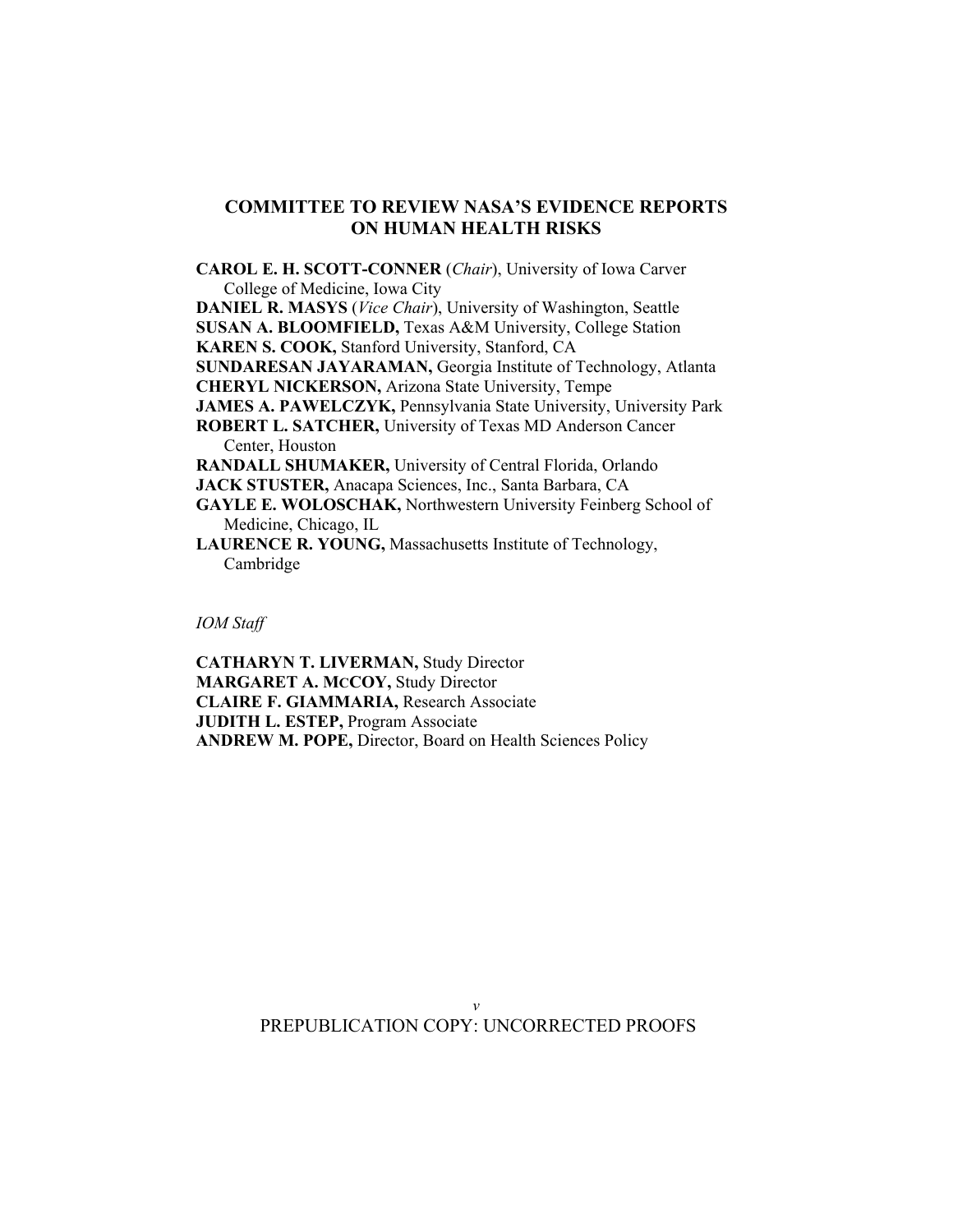## COMMITTEE TO REVIEW NASA'S EVIDENCE REPORTS ON HUMAN HEALTH RISKS

**CAROL E. H. SCOTT-CONNER** (*Chair*), University of Iowa Carver College of Medicine, Iowa City
**DANIEL R. MASYS** (*Vice Chair*), University of Washington, Seattle
**SUSAN A. BLOOMFIELD,** Texas A&M University, College Station
**KAREN S. COOK,** Stanford University, Stanford, CA
**SUNDARESAN JAYARAMAN,** Georgia Institute of Technology, Atlanta
**CHERYL NICKERSON,** Arizona State University, Tempe
**JAMES A. PAWELCZYK,** Pennsylvania State University, University Park
**ROBERT L. SATCHER,** University of Texas MD Anderson Cancer Center, Houston
**RANDALL SHUMAKER,** University of Central Florida, Orlando
**JACK STUSTER,** Anacapa Sciences, Inc., Santa Barbara, CA
**GAYLE E. WOLOSCHAK,** Northwestern University Feinberg School of Medicine, Chicago, IL
**LAURENCE R. YOUNG,** Massachusetts Institute of Technology, Cambridge

*IOM Staff*

**CATHARYN T. LIVERMAN,** Study Director
**MARGARET A. MCCOY,** Study Director
**CLAIRE F. GIAMMARIA,** Research Associate
**JUDITH L. ESTEP,** Program Associate
**ANDREW M. POPE,** Director, Board on Health Sciences Policy

PREPUBLICATION COPY: UNCORRECTED PROOFS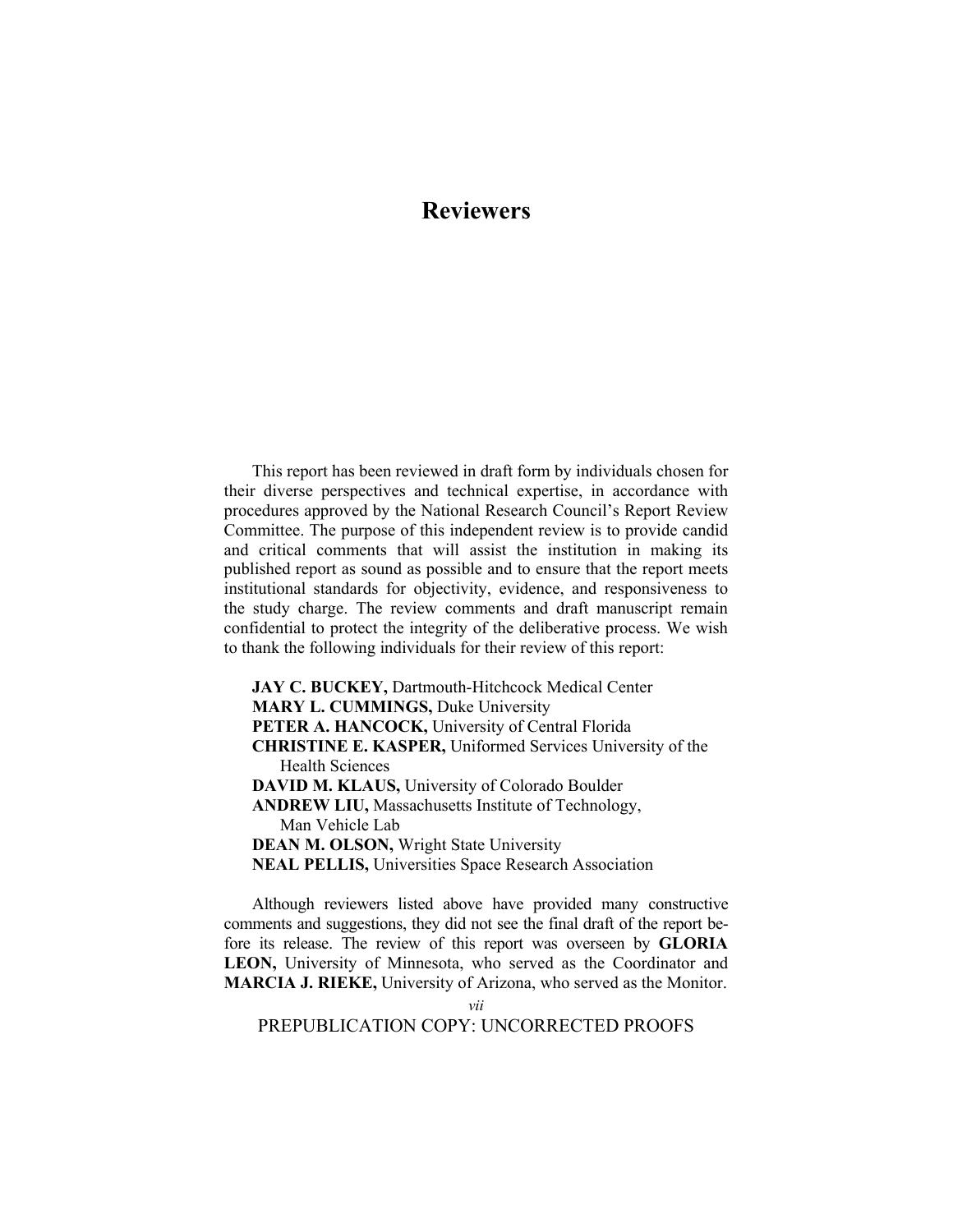# Reviewers

This report has been reviewed in draft form by individuals chosen for their diverse perspectives and technical expertise, in accordance with procedures approved by the National Research Council's Report Review Committee. The purpose of this independent review is to provide candid and critical comments that will assist the institution in making its published report as sound as possible and to ensure that the report meets institutional standards for objectivity, evidence, and responsiveness to the study charge. The review comments and draft manuscript remain confidential to protect the integrity of the deliberative process. We wish to thank the following individuals for their review of this report:

**JAY C. BUCKEY,** Dartmouth-Hitchcock Medical Center
**MARY L. CUMMINGS,** Duke University
**PETER A. HANCOCK,** University of Central Florida
**CHRISTINE E. KASPER,** Uniformed Services University of the Health Sciences
**DAVID M. KLAUS,** University of Colorado Boulder
**ANDREW LIU,** Massachusetts Institute of Technology, Man Vehicle Lab
**DEAN M. OLSON,** Wright State University
**NEAL PELLIS,** Universities Space Research Association

Although reviewers listed above have provided many constructive comments and suggestions, they did not see the final draft of the report before its release. The review of this report was overseen by **GLORIA LEON,** University of Minnesota, who served as the Coordinator and **MARCIA J. RIEKE,** University of Arizona, who served as the Monitor.

PREPUBLICATION COPY: UNCORRECTED PROOFS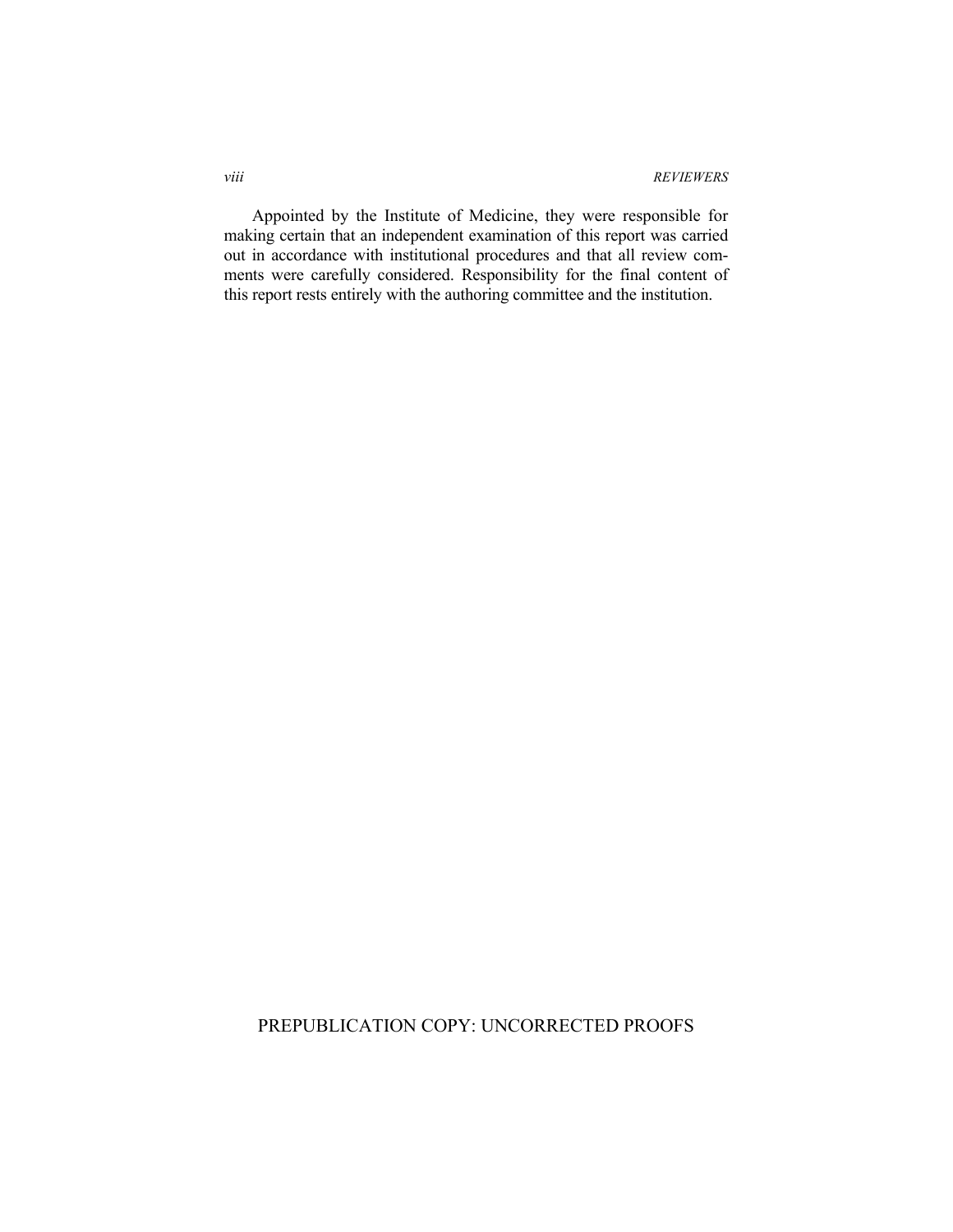Appointed by the Institute of Medicine, they were responsible for making certain that an independent examination of this report was carried out in accordance with institutional procedures and that all review comments were carefully considered. Responsibility for the final content of this report rests entirely with the authoring committee and the institution.

PREPUBLICATION COPY: UNCORRECTED PROOFS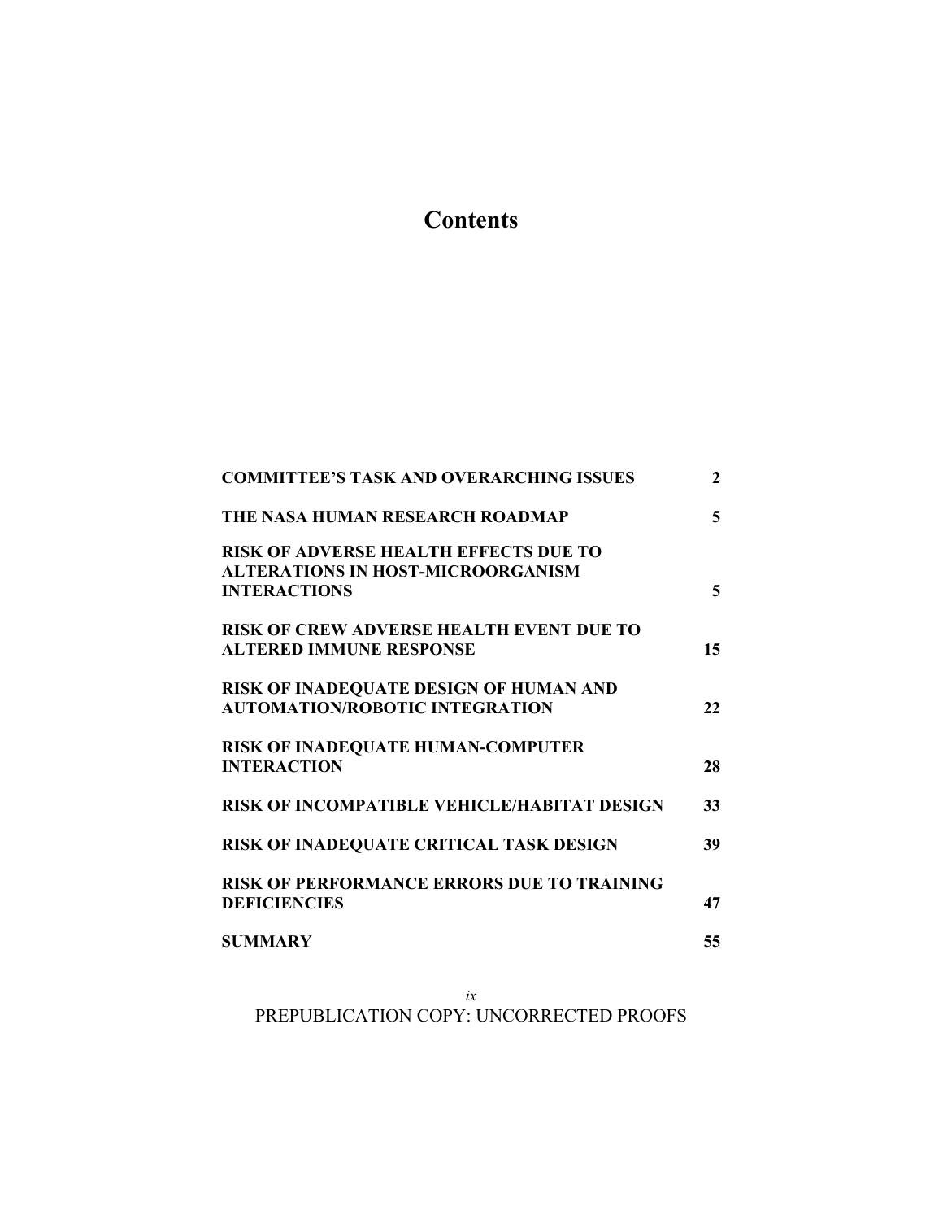# Contents

| | |
|---|---|
| **COMMITTEE'S TASK AND OVERARCHING ISSUES** | **2** |
| **THE NASA HUMAN RESEARCH ROADMAP** | **5** |
| **RISK OF ADVERSE HEALTH EFFECTS DUE TO ALTERATIONS IN HOST-MICROORGANISM INTERACTIONS** | **5** |
| **RISK OF CREW ADVERSE HEALTH EVENT DUE TO ALTERED IMMUNE RESPONSE** | **15** |
| **RISK OF INADEQUATE DESIGN OF HUMAN AND AUTOMATION/ROBOTIC INTEGRATION** | **22** |
| **RISK OF INADEQUATE HUMAN-COMPUTER INTERACTION** | **28** |
| **RISK OF INCOMPATIBLE VEHICLE/HABITAT DESIGN** | **33** |
| **RISK OF INADEQUATE CRITICAL TASK DESIGN** | **39** |
| **RISK OF PERFORMANCE ERRORS DUE TO TRAINING DEFICIENCIES** | **47** |
| **SUMMARY** | **55** |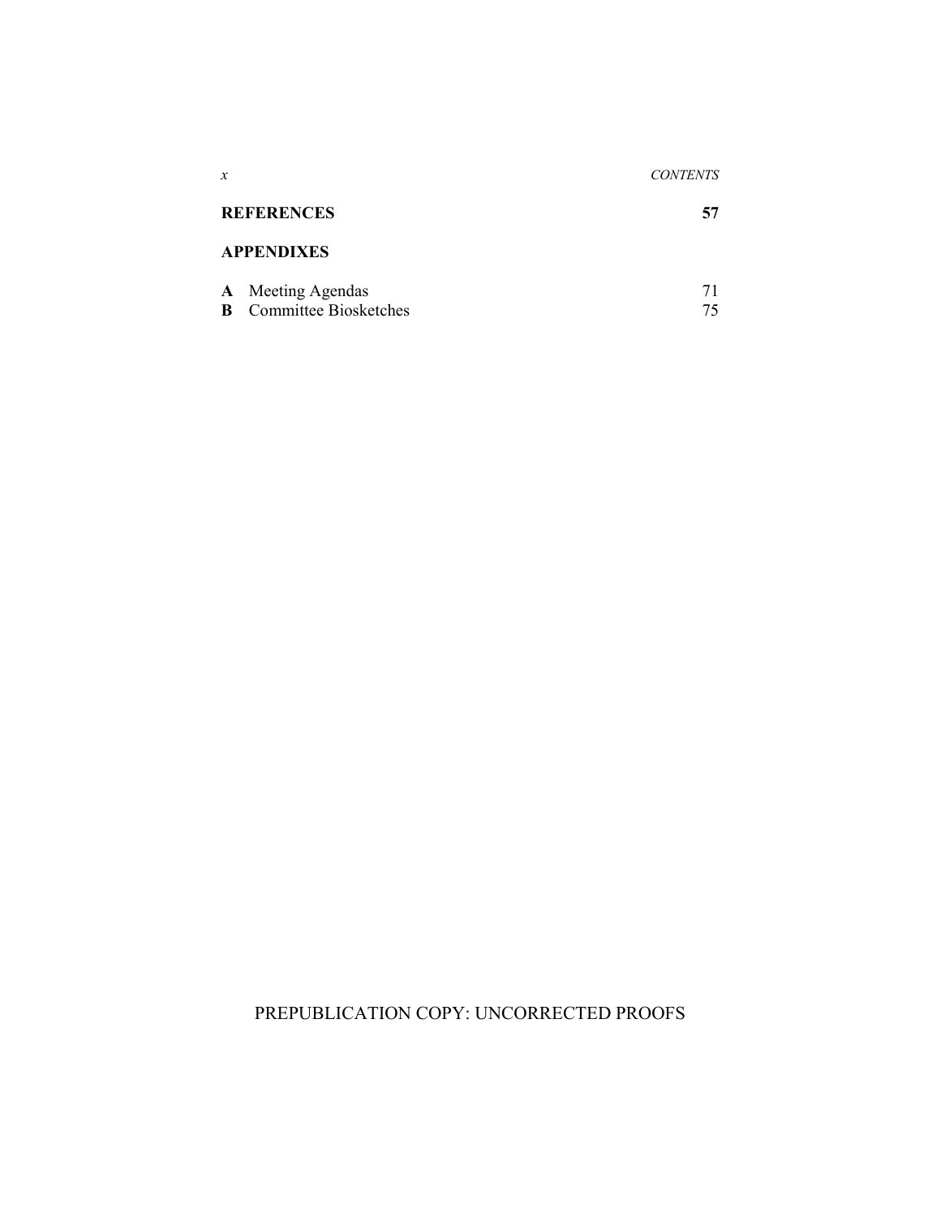**REFERENCES** **57**

**APPENDIXES**

**A** Meeting Agendas 71
**B** Committee Biosketches 75

PREPUBLICATION COPY: UNCORRECTED PROOFS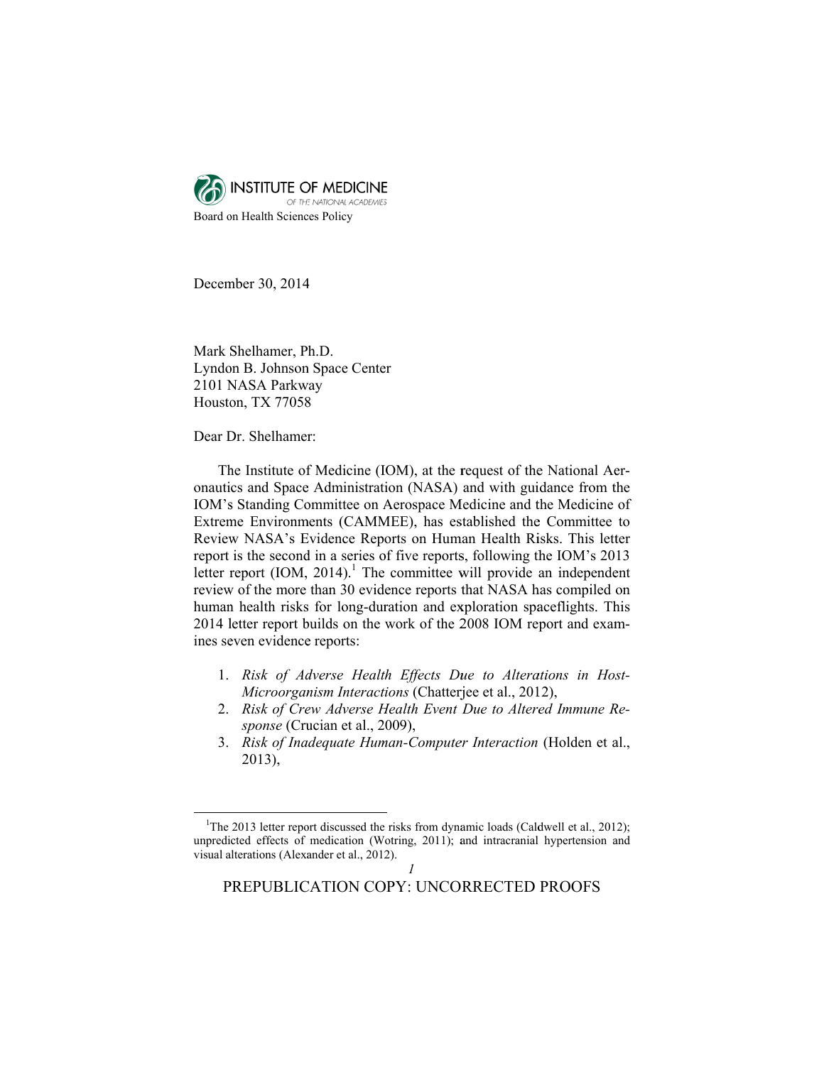INSTITUTE OF MEDICINE
OF THE NATIONAL ACADEMIES
Board on Health Sciences Policy

December 30, 2014

Mark Shelhamer, Ph.D.
Lyndon B. Johnson Space Center
2101 NASA Parkway
Houston, TX 77058

Dear Dr. Shelhamer:

The Institute of Medicine (IOM), at the request of the National Aeronautics and Space Administration (NASA) and with guidance from the IOM's Standing Committee on Aerospace Medicine and the Medicine of Extreme Environments (CAMMEE), has established the Committee to Review NASA's Evidence Reports on Human Health Risks. This letter report is the second in a series of five reports, following the IOM's 2013 letter report (IOM, 2014).[1] The committee will provide an independent review of the more than 30 evidence reports that NASA has compiled on human health risks for long-duration and exploration spaceflights. This 2014 letter report builds on the work of the 2008 IOM report and examines seven evidence reports:

1. *Risk of Adverse Health Effects Due to Alterations in Host-Microorganism Interactions* (Chatterjee et al., 2012),
2. *Risk of Crew Adverse Health Event Due to Altered Immune Response* (Crucian et al., 2009),
3. *Risk of Inadequate Human-Computer Interaction* (Holden et al., 2013),

[1] The 2013 letter report discussed the risks from dynamic loads (Caldwell et al., 2012); unpredicted effects of medication (Wotring, 2011); and intracranial hypertension and visual alterations (Alexander et al., 2012).

PREPUBLICATION COPY: UNCORRECTED PROOFS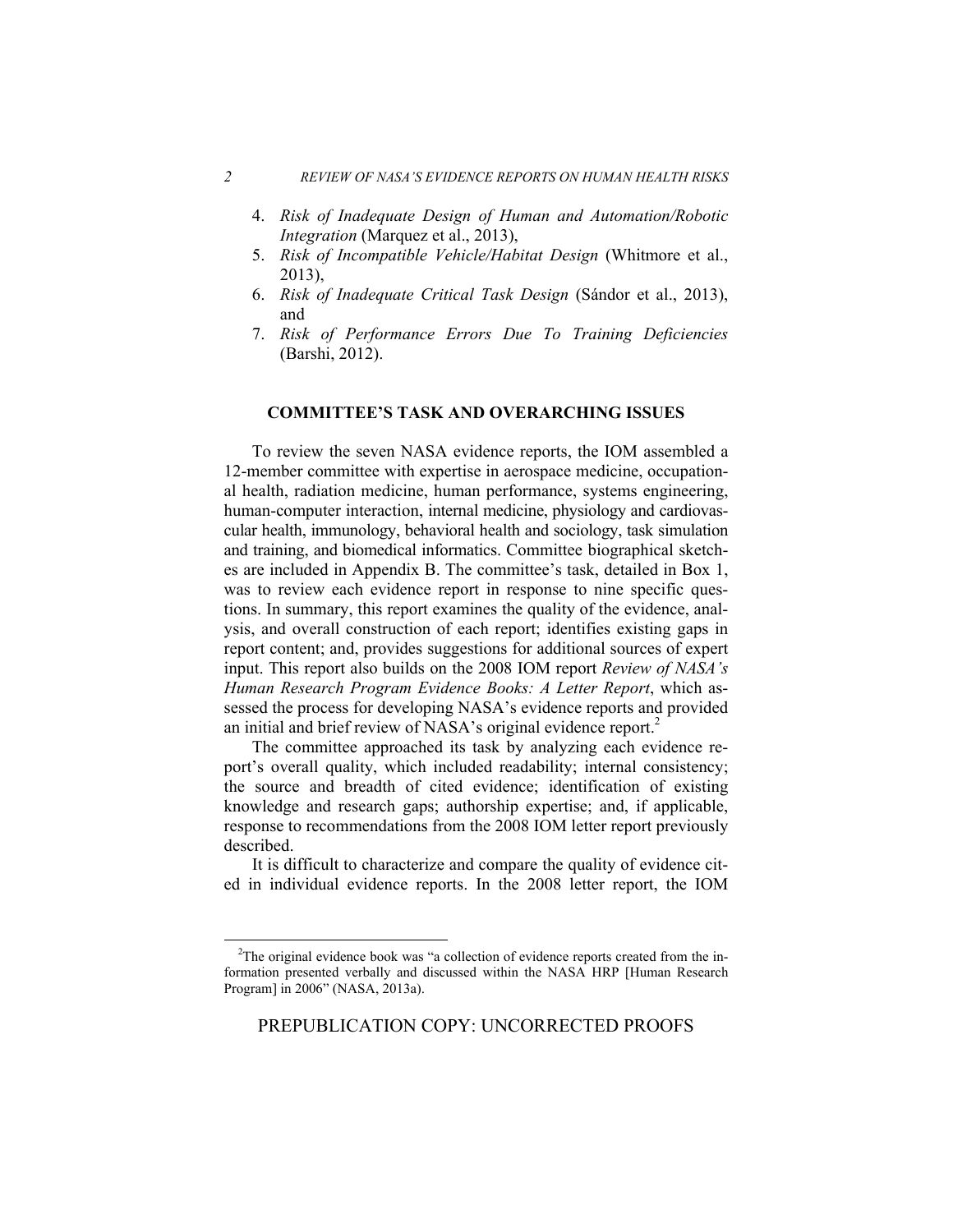4. *Risk of Inadequate Design of Human and Automation/Robotic Integration* (Marquez et al., 2013),
5. *Risk of Incompatible Vehicle/Habitat Design* (Whitmore et al., 2013),
6. *Risk of Inadequate Critical Task Design* (Sándor et al., 2013), and
7. *Risk of Performance Errors Due To Training Deficiencies* (Barshi, 2012).

## COMMITTEE'S TASK AND OVERARCHING ISSUES

To review the seven NASA evidence reports, the IOM assembled a 12-member committee with expertise in aerospace medicine, occupational health, radiation medicine, human performance, systems engineering, human-computer interaction, internal medicine, physiology and cardiovascular health, immunology, behavioral health and sociology, task simulation and training, and biomedical informatics. Committee biographical sketches are included in Appendix B. The committee's task, detailed in Box 1, was to review each evidence report in response to nine specific questions. In summary, this report examines the quality of the evidence, analysis, and overall construction of each report; identifies existing gaps in report content; and, provides suggestions for additional sources of expert input. This report also builds on the 2008 IOM report *Review of NASA's Human Research Program Evidence Books: A Letter Report*, which assessed the process for developing NASA's evidence reports and provided an initial and brief review of NASA's original evidence report.[2]

The committee approached its task by analyzing each evidence report's overall quality, which included readability; internal consistency; the source and breadth of cited evidence; identification of existing knowledge and research gaps; authorship expertise; and, if applicable, response to recommendations from the 2008 IOM letter report previously described.

It is difficult to characterize and compare the quality of evidence cited in individual evidence reports. In the 2008 letter report, the IOM

[2] The original evidence book was "a collection of evidence reports created from the information presented verbally and discussed within the NASA HRP [Human Research Program] in 2006" (NASA, 2013a).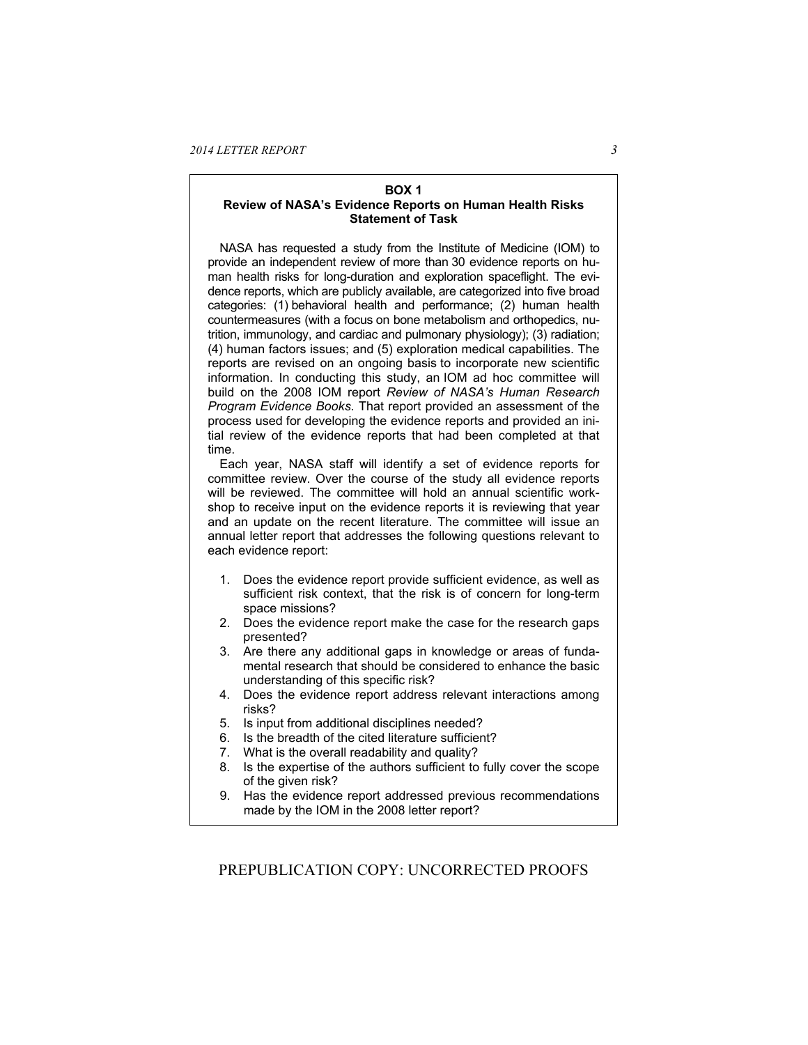**BOX 1**
**Review of NASA's Evidence Reports on Human Health Risks**
**Statement of Task**

NASA has requested a study from the Institute of Medicine (IOM) to provide an independent review of more than 30 evidence reports on human health risks for long-duration and exploration spaceflight. The evidence reports, which are publicly available, are categorized into five broad categories: (1) behavioral health and performance; (2) human health countermeasures (with a focus on bone metabolism and orthopedics, nutrition, immunology, and cardiac and pulmonary physiology); (3) radiation; (4) human factors issues; and (5) exploration medical capabilities. The reports are revised on an ongoing basis to incorporate new scientific information. In conducting this study, an IOM ad hoc committee will build on the 2008 IOM report *Review of NASA's Human Research Program Evidence Books*. That report provided an assessment of the process used for developing the evidence reports and provided an initial review of the evidence reports that had been completed at that time.

Each year, NASA staff will identify a set of evidence reports for committee review. Over the course of the study all evidence reports will be reviewed. The committee will hold an annual scientific workshop to receive input on the evidence reports it is reviewing that year and an update on the recent literature. The committee will issue an annual letter report that addresses the following questions relevant to each evidence report:

1. Does the evidence report provide sufficient evidence, as well as sufficient risk context, that the risk is of concern for long-term space missions?
2. Does the evidence report make the case for the research gaps presented?
3. Are there any additional gaps in knowledge or areas of fundamental research that should be considered to enhance the basic understanding of this specific risk?
4. Does the evidence report address relevant interactions among risks?
5. Is input from additional disciplines needed?
6. Is the breadth of the cited literature sufficient?
7. What is the overall readability and quality?
8. Is the expertise of the authors sufficient to fully cover the scope of the given risk?
9. Has the evidence report addressed previous recommendations made by the IOM in the 2008 letter report?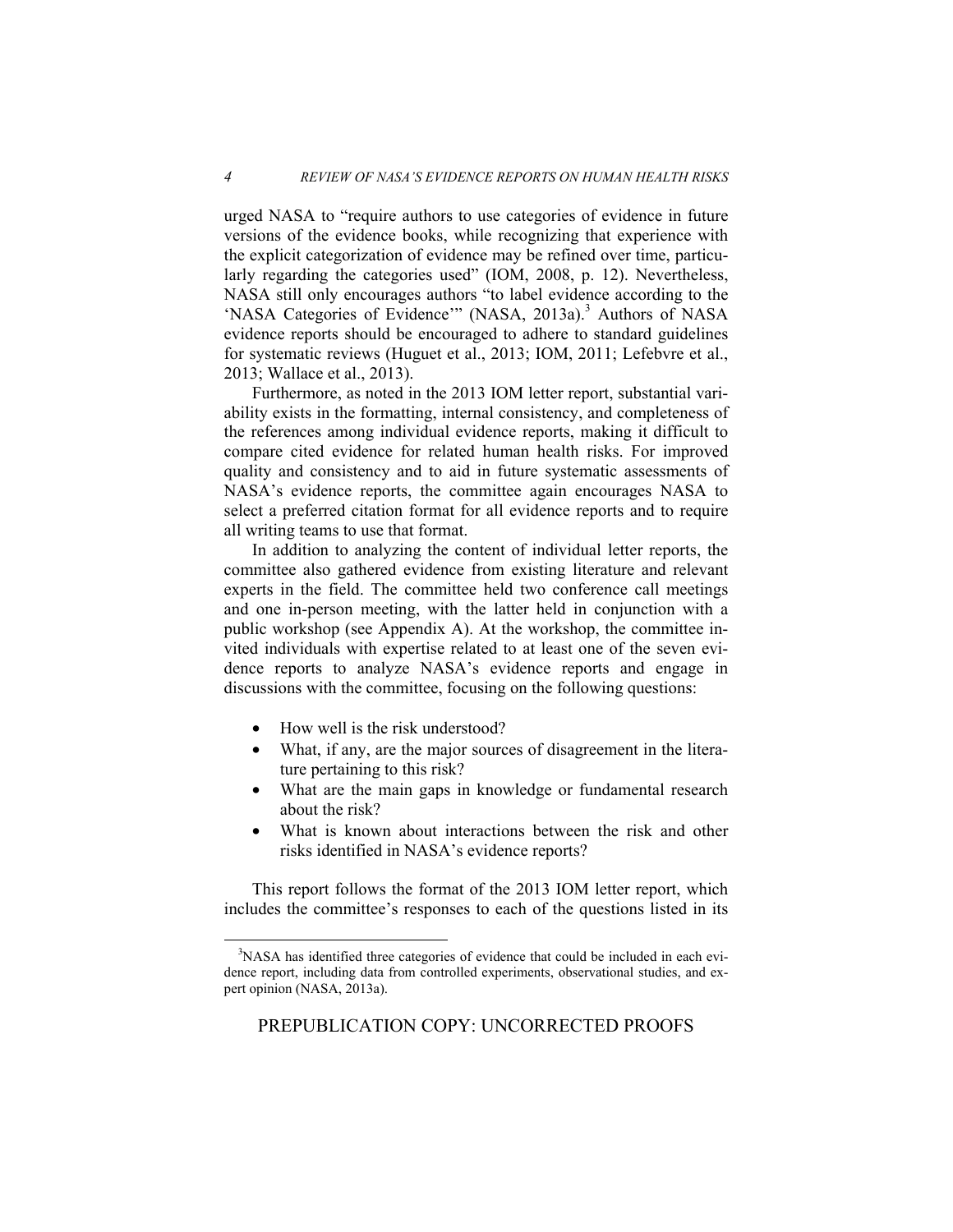urged NASA to "require authors to use categories of evidence in future versions of the evidence books, while recognizing that experience with the explicit categorization of evidence may be refined over time, particularly regarding the categories used" (IOM, 2008, p. 12). Nevertheless, NASA still only encourages authors "to label evidence according to the 'NASA Categories of Evidence'" (NASA, 2013a).[3] Authors of NASA evidence reports should be encouraged to adhere to standard guidelines for systematic reviews (Huguet et al., 2013; IOM, 2011; Lefebvre et al., 2013; Wallace et al., 2013).

Furthermore, as noted in the 2013 IOM letter report, substantial variability exists in the formatting, internal consistency, and completeness of the references among individual evidence reports, making it difficult to compare cited evidence for related human health risks. For improved quality and consistency and to aid in future systematic assessments of NASA's evidence reports, the committee again encourages NASA to select a preferred citation format for all evidence reports and to require all writing teams to use that format.

In addition to analyzing the content of individual letter reports, the committee also gathered evidence from existing literature and relevant experts in the field. The committee held two conference call meetings and one in-person meeting, with the latter held in conjunction with a public workshop (see Appendix A). At the workshop, the committee invited individuals with expertise related to at least one of the seven evidence reports to analyze NASA's evidence reports and engage in discussions with the committee, focusing on the following questions:

- How well is the risk understood?
- What, if any, are the major sources of disagreement in the literature pertaining to this risk?
- What are the main gaps in knowledge or fundamental research about the risk?
- What is known about interactions between the risk and other risks identified in NASA's evidence reports?

This report follows the format of the 2013 IOM letter report, which includes the committee's responses to each of the questions listed in its

[3]NASA has identified three categories of evidence that could be included in each evidence report, including data from controlled experiments, observational studies, and expert opinion (NASA, 2013a).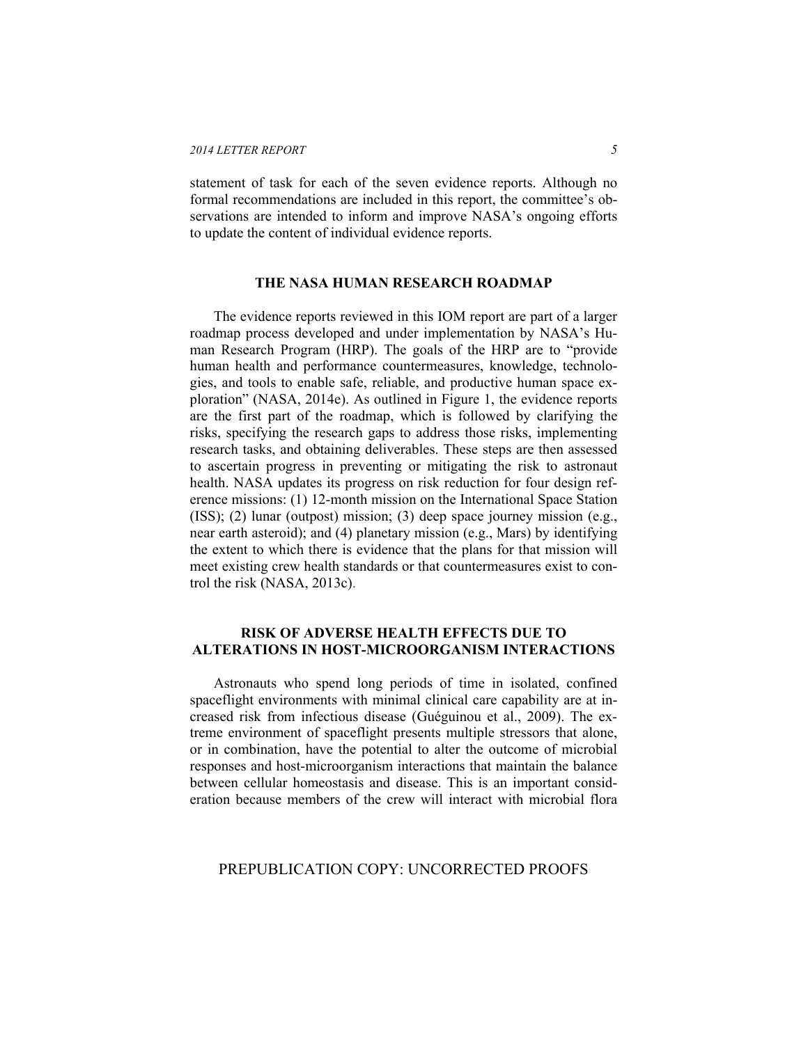statement of task for each of the seven evidence reports. Although no formal recommendations are included in this report, the committee's observations are intended to inform and improve NASA's ongoing efforts to update the content of individual evidence reports.

## THE NASA HUMAN RESEARCH ROADMAP

The evidence reports reviewed in this IOM report are part of a larger roadmap process developed and under implementation by NASA's Human Research Program (HRP). The goals of the HRP are to "provide human health and performance countermeasures, knowledge, technologies, and tools to enable safe, reliable, and productive human space exploration" (NASA, 2014e). As outlined in Figure 1, the evidence reports are the first part of the roadmap, which is followed by clarifying the risks, specifying the research gaps to address those risks, implementing research tasks, and obtaining deliverables. These steps are then assessed to ascertain progress in preventing or mitigating the risk to astronaut health. NASA updates its progress on risk reduction for four design reference missions: (1) 12-month mission on the International Space Station (ISS); (2) lunar (outpost) mission; (3) deep space journey mission (e.g., near earth asteroid); and (4) planetary mission (e.g., Mars) by identifying the extent to which there is evidence that the plans for that mission will meet existing crew health standards or that countermeasures exist to control the risk (NASA, 2013c).

## RISK OF ADVERSE HEALTH EFFECTS DUE TO ALTERATIONS IN HOST-MICROORGANISM INTERACTIONS

Astronauts who spend long periods of time in isolated, confined spaceflight environments with minimal clinical care capability are at increased risk from infectious disease (Guéguinou et al., 2009). The extreme environment of spaceflight presents multiple stressors that alone, or in combination, have the potential to alter the outcome of microbial responses and host-microorganism interactions that maintain the balance between cellular homeostasis and disease. This is an important consideration because members of the crew will interact with microbial flora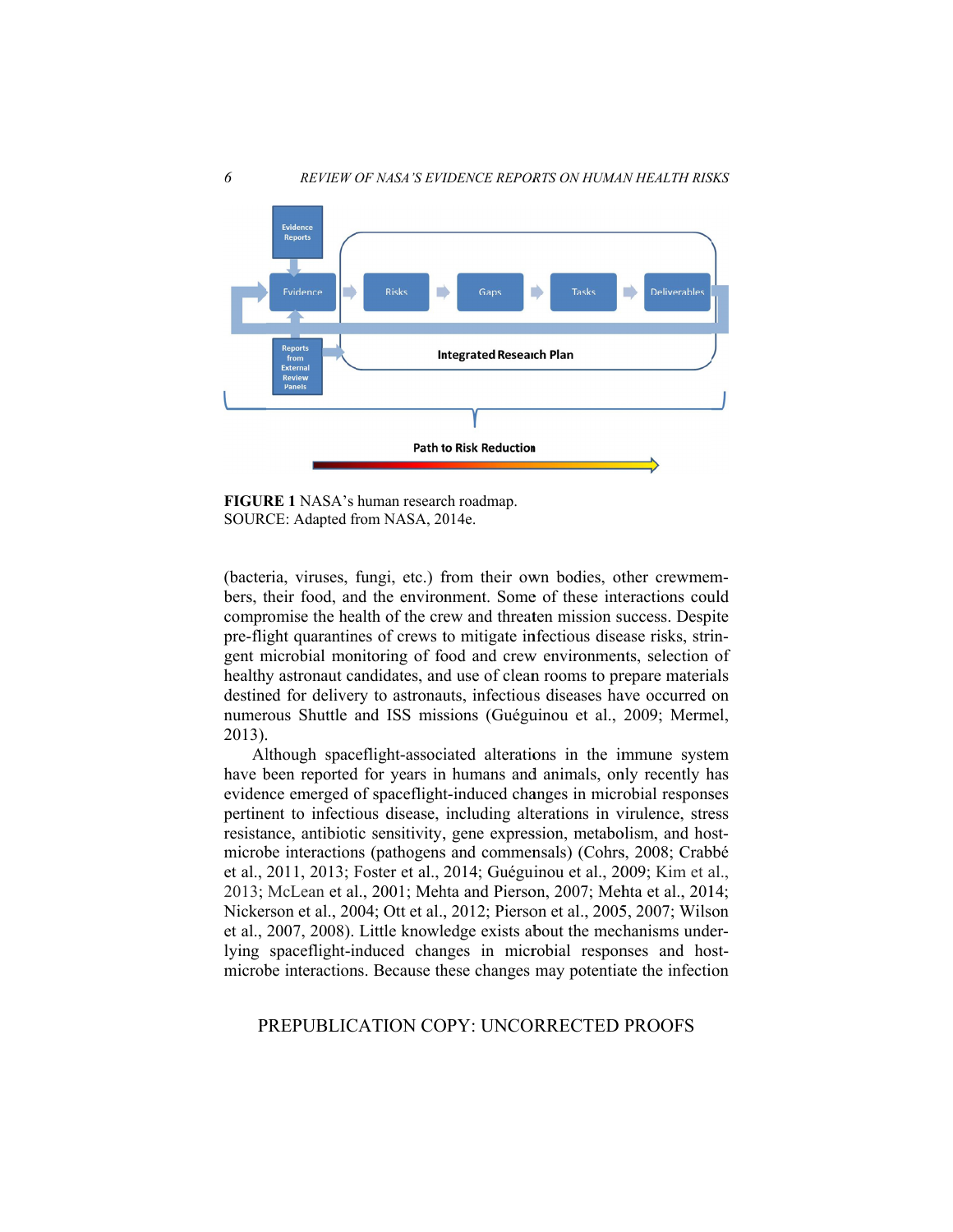FIGURE 1 NASA's human research roadmap.
SOURCE: Adapted from NASA, 2014e.

(bacteria, viruses, fungi, etc.) from their own bodies, other crewmembers, their food, and the environment. Some of these interactions could compromise the health of the crew and threaten mission success. Despite pre-flight quarantines of crews to mitigate infectious disease risks, stringent microbial monitoring of food and crew environments, selection of healthy astronaut candidates, and use of clean rooms to prepare materials destined for delivery to astronauts, infectious diseases have occurred on numerous Shuttle and ISS missions (Guéguinou et al., 2009; Mermel, 2013).

Although spaceflight-associated alterations in the immune system have been reported for years in humans and animals, only recently has evidence emerged of spaceflight-induced changes in microbial responses pertinent to infectious disease, including alterations in virulence, stress resistance, antibiotic sensitivity, gene expression, metabolism, and host-microbe interactions (pathogens and commensals) (Cohrs, 2008; Crabbé et al., 2011, 2013; Foster et al., 2014; Guéguinou et al., 2009; Kim et al., 2013; McLean et al., 2001; Mehta and Pierson, 2007; Mehta et al., 2014; Nickerson et al., 2004; Ott et al., 2012; Pierson et al., 2005, 2007; Wilson et al., 2007, 2008). Little knowledge exists about the mechanisms underlying spaceflight-induced changes in microbial responses and host-microbe interactions. Because these changes may potentiate the infection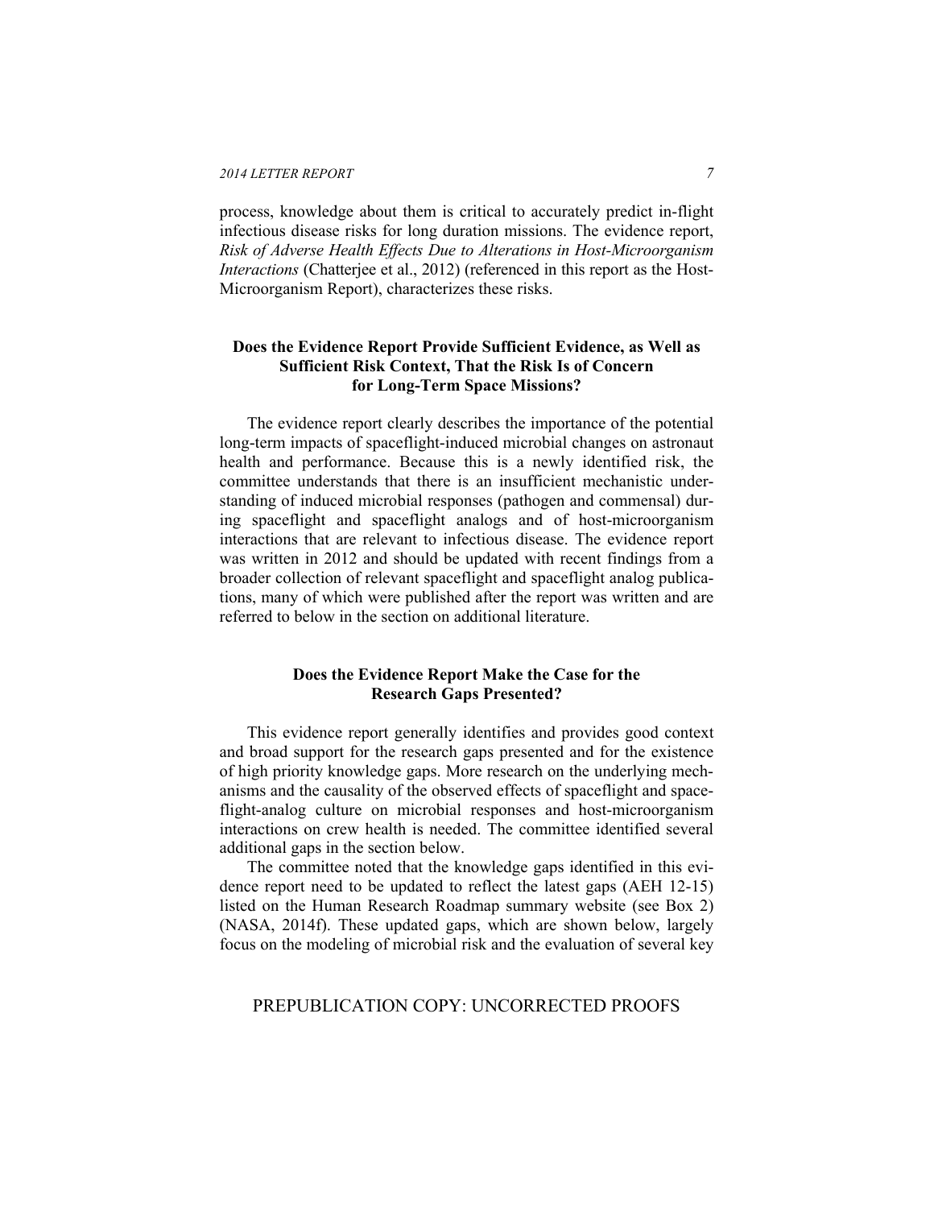process, knowledge about them is critical to accurately predict in-flight infectious disease risks for long duration missions. The evidence report, *Risk of Adverse Health Effects Due to Alterations in Host-Microorganism Interactions* (Chatterjee et al., 2012) (referenced in this report as the Host-Microorganism Report), characterizes these risks.

### Does the Evidence Report Provide Sufficient Evidence, as Well as Sufficient Risk Context, That the Risk Is of Concern for Long-Term Space Missions?

The evidence report clearly describes the importance of the potential long-term impacts of spaceflight-induced microbial changes on astronaut health and performance. Because this is a newly identified risk, the committee understands that there is an insufficient mechanistic understanding of induced microbial responses (pathogen and commensal) during spaceflight and spaceflight analogs and of host-microorganism interactions that are relevant to infectious disease. The evidence report was written in 2012 and should be updated with recent findings from a broader collection of relevant spaceflight and spaceflight analog publications, many of which were published after the report was written and are referred to below in the section on additional literature.

### Does the Evidence Report Make the Case for the Research Gaps Presented?

This evidence report generally identifies and provides good context and broad support for the research gaps presented and for the existence of high priority knowledge gaps. More research on the underlying mechanisms and the causality of the observed effects of spaceflight and spaceflight-analog culture on microbial responses and host-microorganism interactions on crew health is needed. The committee identified several additional gaps in the section below.

The committee noted that the knowledge gaps identified in this evidence report need to be updated to reflect the latest gaps (AEH 12-15) listed on the Human Research Roadmap summary website (see Box 2) (NASA, 2014f). These updated gaps, which are shown below, largely focus on the modeling of microbial risk and the evaluation of several key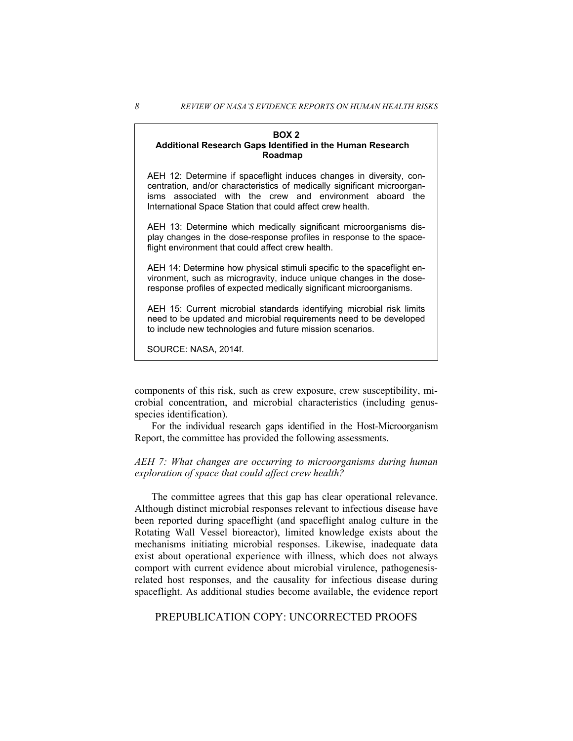**BOX 2**
**Additional Research Gaps Identified in the Human Research Roadmap**

AEH 12: Determine if spaceflight induces changes in diversity, concentration, and/or characteristics of medically significant microorganisms associated with the crew and environment aboard the International Space Station that could affect crew health.

AEH 13: Determine which medically significant microorganisms display changes in the dose-response profiles in response to the spaceflight environment that could affect crew health.

AEH 14: Determine how physical stimuli specific to the spaceflight environment, such as microgravity, induce unique changes in the dose-response profiles of expected medically significant microorganisms.

AEH 15: Current microbial standards identifying microbial risk limits need to be updated and microbial requirements need to be developed to include new technologies and future mission scenarios.

SOURCE: NASA, 2014f.

components of this risk, such as crew exposure, crew susceptibility, microbial concentration, and microbial characteristics (including genus-species identification).

For the individual research gaps identified in the Host-Microorganism Report, the committee has provided the following assessments.

*AEH 7: What changes are occurring to microorganisms during human exploration of space that could affect crew health?*

The committee agrees that this gap has clear operational relevance. Although distinct microbial responses relevant to infectious disease have been reported during spaceflight (and spaceflight analog culture in the Rotating Wall Vessel bioreactor), limited knowledge exists about the mechanisms initiating microbial responses. Likewise, inadequate data exist about operational experience with illness, which does not always comport with current evidence about microbial virulence, pathogenesis-related host responses, and the causality for infectious disease during spaceflight. As additional studies become available, the evidence report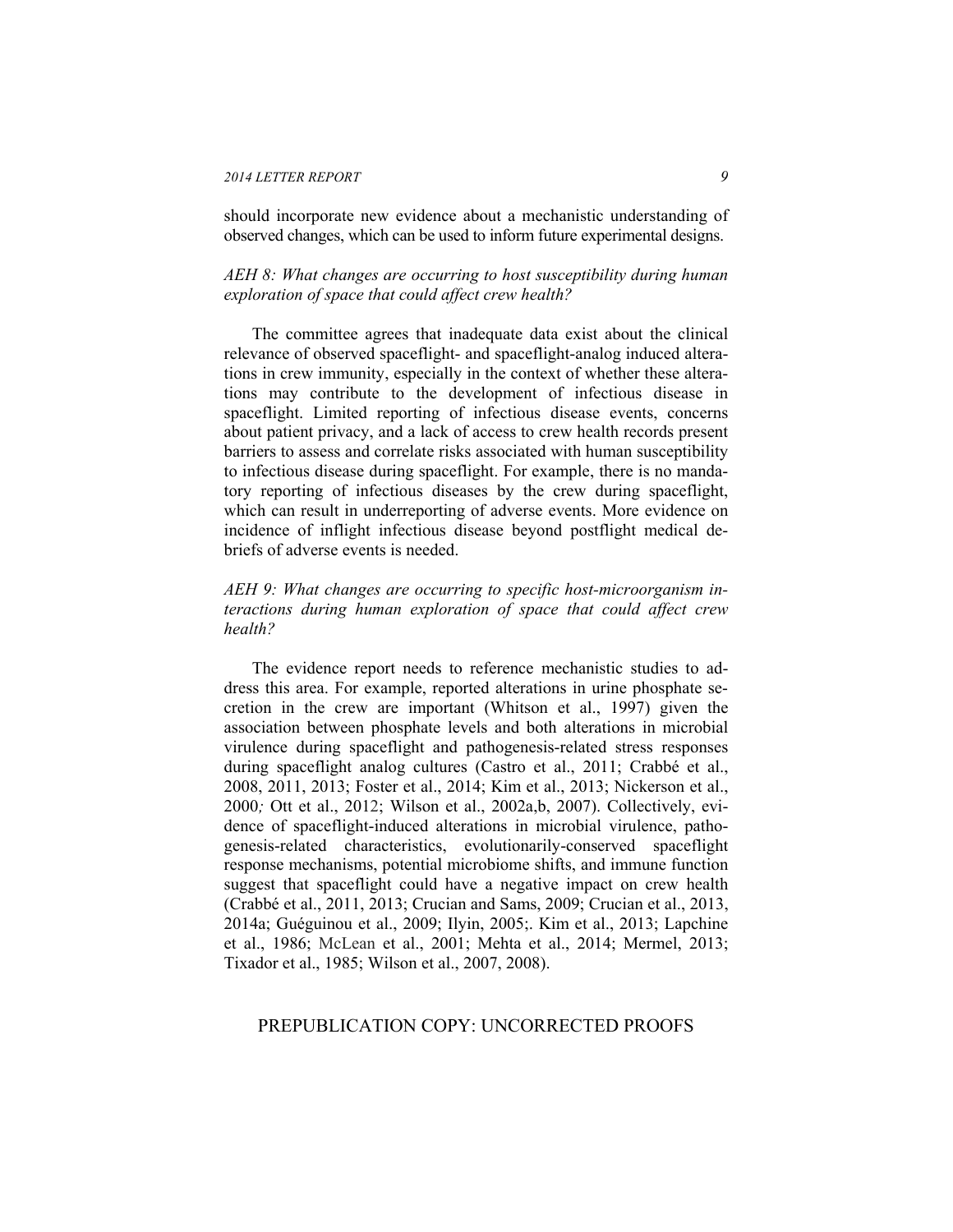should incorporate new evidence about a mechanistic understanding of observed changes, which can be used to inform future experimental designs.

*AEH 8: What changes are occurring to host susceptibility during human exploration of space that could affect crew health?*

The committee agrees that inadequate data exist about the clinical relevance of observed spaceflight- and spaceflight-analog induced alterations in crew immunity, especially in the context of whether these alterations may contribute to the development of infectious disease in spaceflight. Limited reporting of infectious disease events, concerns about patient privacy, and a lack of access to crew health records present barriers to assess and correlate risks associated with human susceptibility to infectious disease during spaceflight. For example, there is no mandatory reporting of infectious diseases by the crew during spaceflight, which can result in underreporting of adverse events. More evidence on incidence of inflight infectious disease beyond postflight medical debriefs of adverse events is needed.

*AEH 9: What changes are occurring to specific host-microorganism interactions during human exploration of space that could affect crew health?*

The evidence report needs to reference mechanistic studies to address this area. For example, reported alterations in urine phosphate secretion in the crew are important (Whitson et al., 1997) given the association between phosphate levels and both alterations in microbial virulence during spaceflight and pathogenesis-related stress responses during spaceflight analog cultures (Castro et al., 2011; Crabbé et al., 2008, 2011, 2013; Foster et al., 2014; Kim et al., 2013; Nickerson et al., 2000; Ott et al., 2012; Wilson et al., 2002a,b, 2007). Collectively, evidence of spaceflight-induced alterations in microbial virulence, pathogenesis-related characteristics, evolutionarily-conserved spaceflight response mechanisms, potential microbiome shifts, and immune function suggest that spaceflight could have a negative impact on crew health (Crabbé et al., 2011, 2013; Crucian and Sams, 2009; Crucian et al., 2013, 2014a; Guéguinou et al., 2009; Ilyin, 2005;. Kim et al., 2013; Lapchine et al., 1986; McLean et al., 2001; Mehta et al., 2014; Mermel, 2013; Tixador et al., 1985; Wilson et al., 2007, 2008).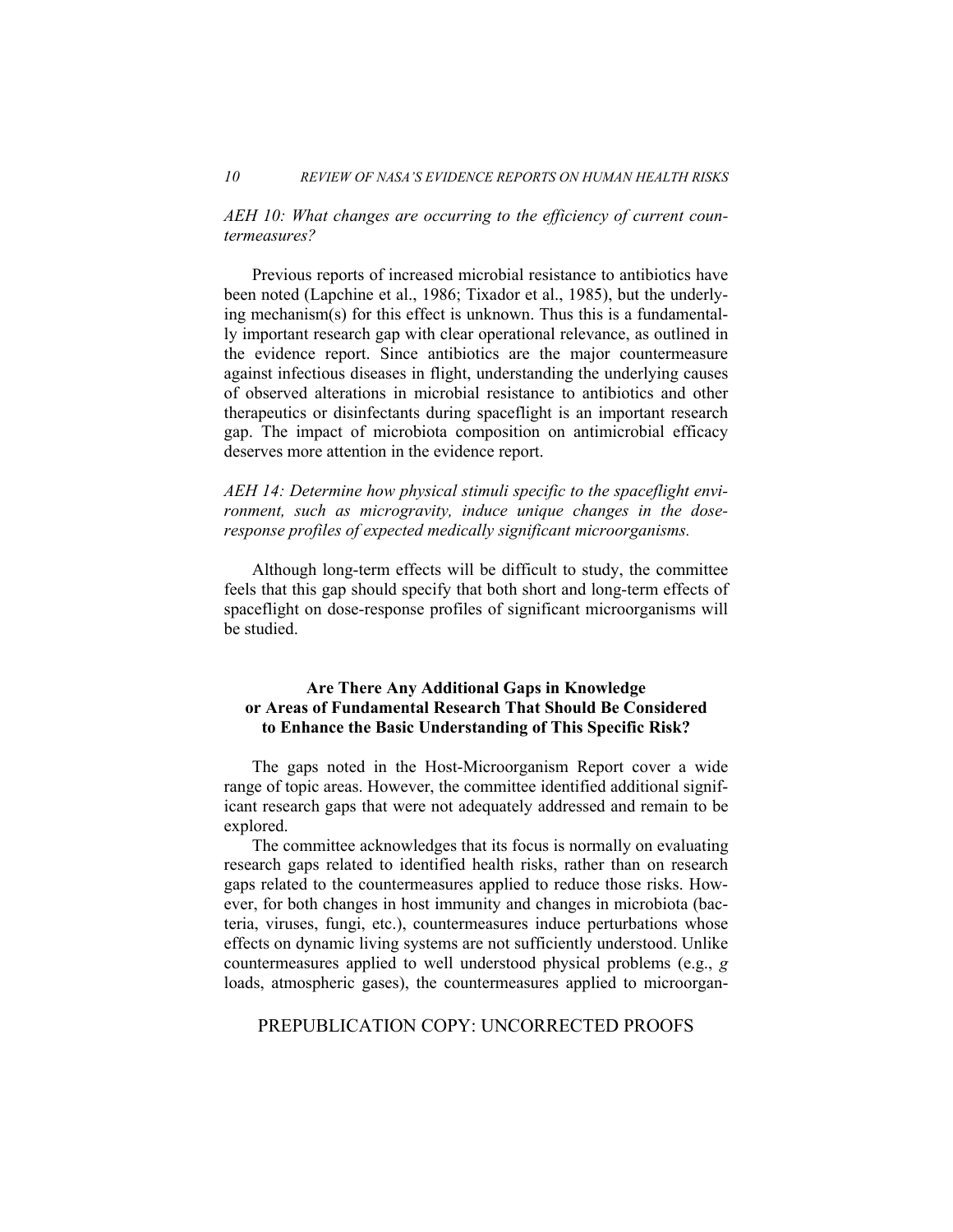*AEH 10: What changes are occurring to the efficiency of current countermeasures?*

Previous reports of increased microbial resistance to antibiotics have been noted (Lapchine et al., 1986; Tixador et al., 1985), but the underlying mechanism(s) for this effect is unknown. Thus this is a fundamentally important research gap with clear operational relevance, as outlined in the evidence report. Since antibiotics are the major countermeasure against infectious diseases in flight, understanding the underlying causes of observed alterations in microbial resistance to antibiotics and other therapeutics or disinfectants during spaceflight is an important research gap. The impact of microbiota composition on antimicrobial efficacy deserves more attention in the evidence report.

*AEH 14: Determine how physical stimuli specific to the spaceflight environment, such as microgravity, induce unique changes in the dose-response profiles of expected medically significant microorganisms.*

Although long-term effects will be difficult to study, the committee feels that this gap should specify that both short and long-term effects of spaceflight on dose-response profiles of significant microorganisms will be studied.

## Are There Any Additional Gaps in Knowledge or Areas of Fundamental Research That Should Be Considered to Enhance the Basic Understanding of This Specific Risk?

The gaps noted in the Host-Microorganism Report cover a wide range of topic areas. However, the committee identified additional significant research gaps that were not adequately addressed and remain to be explored.

The committee acknowledges that its focus is normally on evaluating research gaps related to identified health risks, rather than on research gaps related to the countermeasures applied to reduce those risks. However, for both changes in host immunity and changes in microbiota (bacteria, viruses, fungi, etc.), countermeasures induce perturbations whose effects on dynamic living systems are not sufficiently understood. Unlike countermeasures applied to well understood physical problems (e.g., *g* loads, atmospheric gases), the countermeasures applied to microorgan-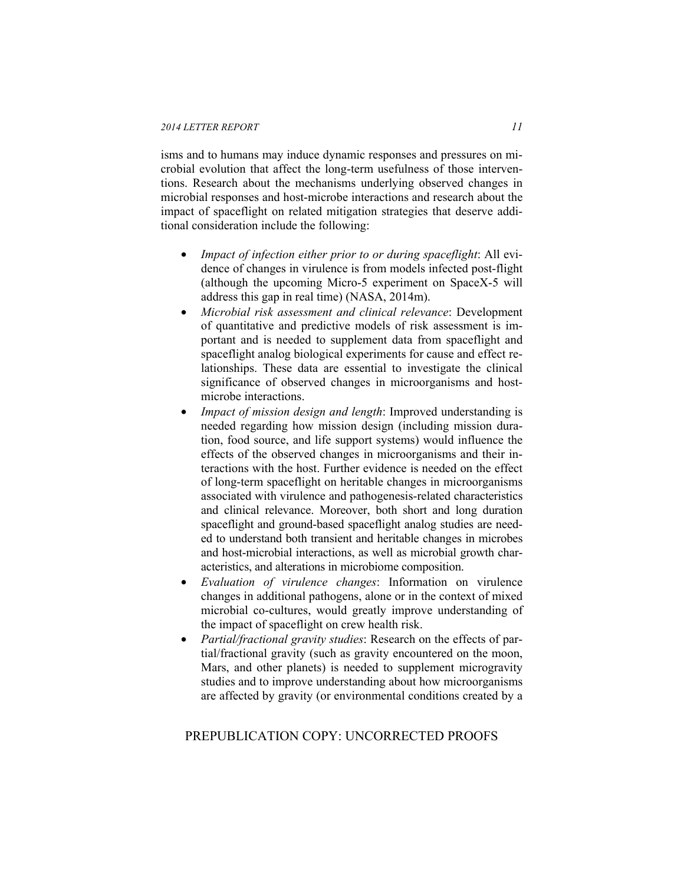isms and to humans may induce dynamic responses and pressures on microbial evolution that affect the long-term usefulness of those interventions. Research about the mechanisms underlying observed changes in microbial responses and host-microbe interactions and research about the impact of spaceflight on related mitigation strategies that deserve additional consideration include the following:

- *Impact of infection either prior to or during spaceflight*: All evidence of changes in virulence is from models infected post-flight (although the upcoming Micro-5 experiment on SpaceX-5 will address this gap in real time) (NASA, 2014m).
- *Microbial risk assessment and clinical relevance*: Development of quantitative and predictive models of risk assessment is important and is needed to supplement data from spaceflight and spaceflight analog biological experiments for cause and effect relationships. These data are essential to investigate the clinical significance of observed changes in microorganisms and host-microbe interactions.
- *Impact of mission design and length*: Improved understanding is needed regarding how mission design (including mission duration, food source, and life support systems) would influence the effects of the observed changes in microorganisms and their interactions with the host. Further evidence is needed on the effect of long-term spaceflight on heritable changes in microorganisms associated with virulence and pathogenesis-related characteristics and clinical relevance. Moreover, both short and long duration spaceflight and ground-based spaceflight analog studies are needed to understand both transient and heritable changes in microbes and host-microbial interactions, as well as microbial growth characteristics, and alterations in microbiome composition.
- *Evaluation of virulence changes*: Information on virulence changes in additional pathogens, alone or in the context of mixed microbial co-cultures, would greatly improve understanding of the impact of spaceflight on crew health risk.
- *Partial/fractional gravity studies*: Research on the effects of partial/fractional gravity (such as gravity encountered on the moon, Mars, and other planets) is needed to supplement microgravity studies and to improve understanding about how microorganisms are affected by gravity (or environmental conditions created by a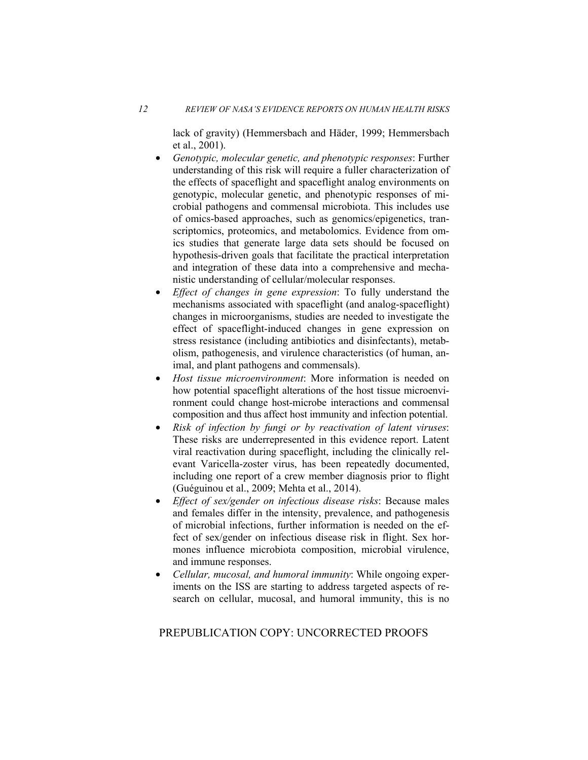lack of gravity) (Hemmersbach and Häder, 1999; Hemmersbach et al., 2001).

- *Genotypic, molecular genetic, and phenotypic responses*: Further understanding of this risk will require a fuller characterization of the effects of spaceflight and spaceflight analog environments on genotypic, molecular genetic, and phenotypic responses of microbial pathogens and commensal microbiota. This includes use of omics-based approaches, such as genomics/epigenetics, transcriptomics, proteomics, and metabolomics. Evidence from omics studies that generate large data sets should be focused on hypothesis-driven goals that facilitate the practical interpretation and integration of these data into a comprehensive and mechanistic understanding of cellular/molecular responses.
- *Effect of changes in gene expression*: To fully understand the mechanisms associated with spaceflight (and analog-spaceflight) changes in microorganisms, studies are needed to investigate the effect of spaceflight-induced changes in gene expression on stress resistance (including antibiotics and disinfectants), metabolism, pathogenesis, and virulence characteristics (of human, animal, and plant pathogens and commensals).
- *Host tissue microenvironment*: More information is needed on how potential spaceflight alterations of the host tissue microenvironment could change host-microbe interactions and commensal composition and thus affect host immunity and infection potential.
- *Risk of infection by fungi or by reactivation of latent viruses*: These risks are underrepresented in this evidence report. Latent viral reactivation during spaceflight, including the clinically relevant Varicella-zoster virus, has been repeatedly documented, including one report of a crew member diagnosis prior to flight (Guéguinou et al., 2009; Mehta et al., 2014).
- *Effect of sex/gender on infectious disease risks*: Because males and females differ in the intensity, prevalence, and pathogenesis of microbial infections, further information is needed on the effect of sex/gender on infectious disease risk in flight. Sex hormones influence microbiota composition, microbial virulence, and immune responses.
- *Cellular, mucosal, and humoral immunity*: While ongoing experiments on the ISS are starting to address targeted aspects of research on cellular, mucosal, and humoral immunity, this is no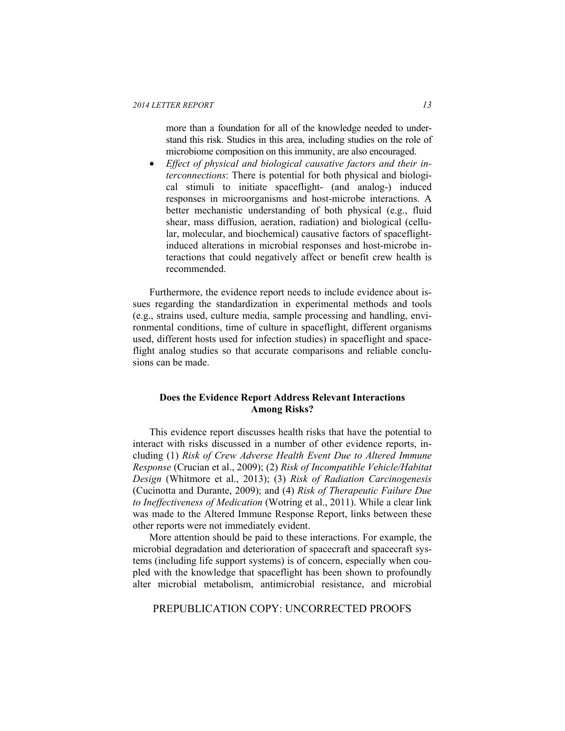more than a foundation for all of the knowledge needed to understand this risk. Studies in this area, including studies on the role of microbiome composition on this immunity, are also encouraged.

- *Effect of physical and biological causative factors and their interconnections*: There is potential for both physical and biological stimuli to initiate spaceflight- (and analog-) induced responses in microorganisms and host-microbe interactions. A better mechanistic understanding of both physical (e.g., fluid shear, mass diffusion, aeration, radiation) and biological (cellular, molecular, and biochemical) causative factors of spaceflight-induced alterations in microbial responses and host-microbe interactions that could negatively affect or benefit crew health is recommended.

Furthermore, the evidence report needs to include evidence about issues regarding the standardization in experimental methods and tools (e.g., strains used, culture media, sample processing and handling, environmental conditions, time of culture in spaceflight, different organisms used, different hosts used for infection studies) in spaceflight and spaceflight analog studies so that accurate comparisons and reliable conclusions can be made.

## Does the Evidence Report Address Relevant Interactions Among Risks?

This evidence report discusses health risks that have the potential to interact with risks discussed in a number of other evidence reports, including (1) *Risk of Crew Adverse Health Event Due to Altered Immune Response* (Crucian et al., 2009); (2) *Risk of Incompatible Vehicle/Habitat Design* (Whitmore et al., 2013); (3) *Risk of Radiation Carcinogenesis* (Cucinotta and Durante, 2009); and (4) *Risk of Therapeutic Failure Due to Ineffectiveness of Medication* (Wotring et al., 2011). While a clear link was made to the Altered Immune Response Report, links between these other reports were not immediately evident.

More attention should be paid to these interactions. For example, the microbial degradation and deterioration of spacecraft and spacecraft systems (including life support systems) is of concern, especially when coupled with the knowledge that spaceflight has been shown to profoundly alter microbial metabolism, antimicrobial resistance, and microbial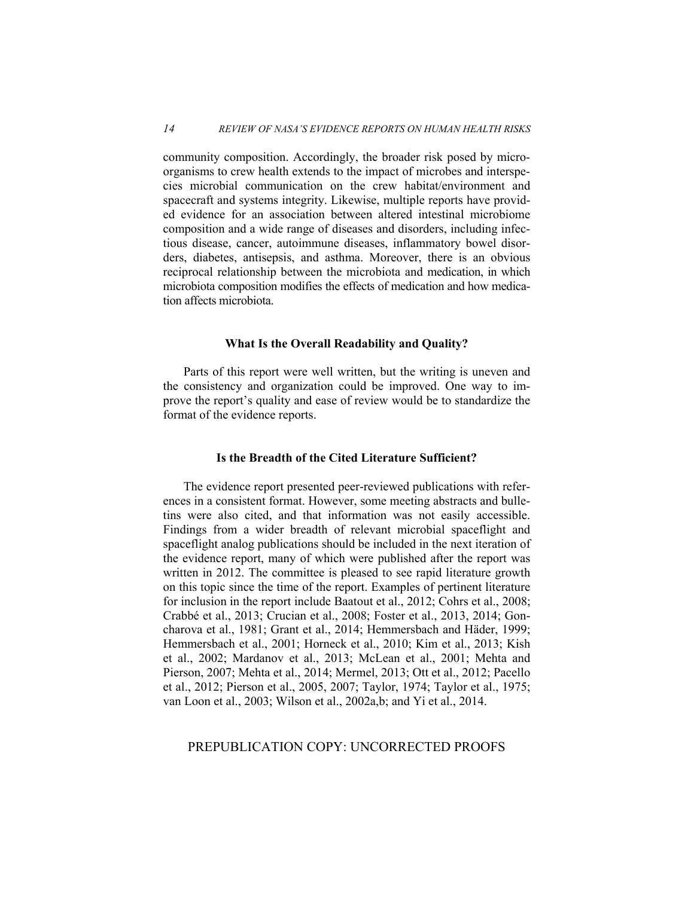community composition. Accordingly, the broader risk posed by microorganisms to crew health extends to the impact of microbes and interspecies microbial communication on the crew habitat/environment and spacecraft and systems integrity. Likewise, multiple reports have provided evidence for an association between altered intestinal microbiome composition and a wide range of diseases and disorders, including infectious disease, cancer, autoimmune diseases, inflammatory bowel disorders, diabetes, antisepsis, and asthma. Moreover, there is an obvious reciprocal relationship between the microbiota and medication, in which microbiota composition modifies the effects of medication and how medication affects microbiota.

### What Is the Overall Readability and Quality?

Parts of this report were well written, but the writing is uneven and the consistency and organization could be improved. One way to improve the report's quality and ease of review would be to standardize the format of the evidence reports.

### Is the Breadth of the Cited Literature Sufficient?

The evidence report presented peer-reviewed publications with references in a consistent format. However, some meeting abstracts and bulletins were also cited, and that information was not easily accessible. Findings from a wider breadth of relevant microbial spaceflight and spaceflight analog publications should be included in the next iteration of the evidence report, many of which were published after the report was written in 2012. The committee is pleased to see rapid literature growth on this topic since the time of the report. Examples of pertinent literature for inclusion in the report include Baatout et al., 2012; Cohrs et al., 2008; Crabbé et al., 2013; Crucian et al., 2008; Foster et al., 2013, 2014; Goncharova et al., 1981; Grant et al., 2014; Hemmersbach and Häder, 1999; Hemmersbach et al., 2001; Horneck et al., 2010; Kim et al., 2013; Kish et al., 2002; Mardanov et al., 2013; McLean et al., 2001; Mehta and Pierson, 2007; Mehta et al., 2014; Mermel, 2013; Ott et al., 2012; Pacello et al., 2012; Pierson et al., 2005, 2007; Taylor, 1974; Taylor et al., 1975; van Loon et al., 2003; Wilson et al., 2002a,b; and Yi et al., 2014.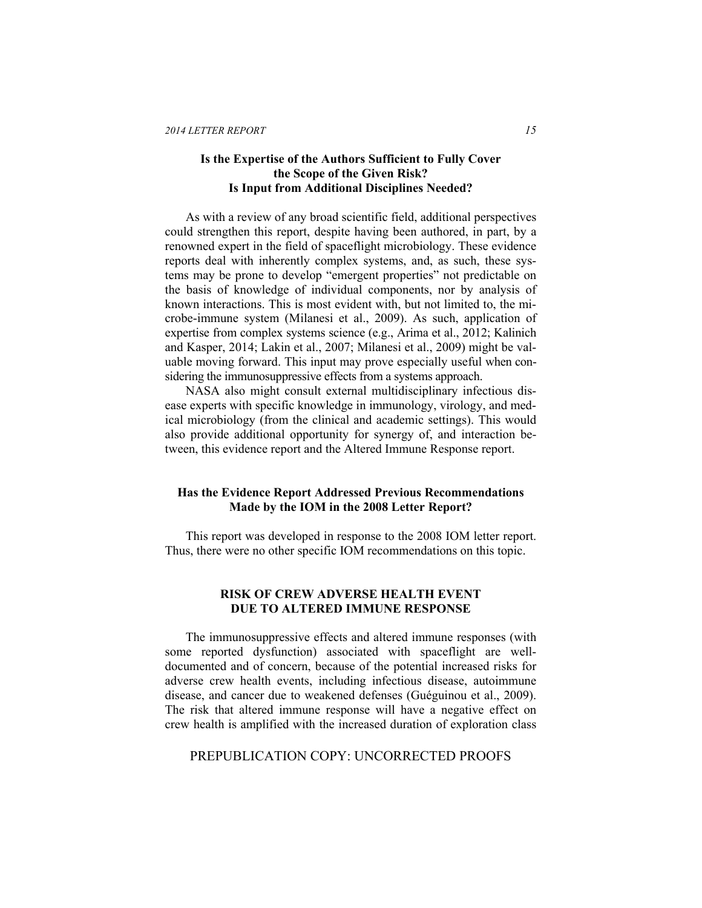### Is the Expertise of the Authors Sufficient to Fully Cover the Scope of the Given Risk? Is Input from Additional Disciplines Needed?

As with a review of any broad scientific field, additional perspectives could strengthen this report, despite having been authored, in part, by a renowned expert in the field of spaceflight microbiology. These evidence reports deal with inherently complex systems, and, as such, these systems may be prone to develop "emergent properties" not predictable on the basis of knowledge of individual components, nor by analysis of known interactions. This is most evident with, but not limited to, the microbe-immune system (Milanesi et al., 2009). As such, application of expertise from complex systems science (e.g., Arima et al., 2012; Kalinich and Kasper, 2014; Lakin et al., 2007; Milanesi et al., 2009) might be valuable moving forward. This input may prove especially useful when considering the immunosuppressive effects from a systems approach.

NASA also might consult external multidisciplinary infectious disease experts with specific knowledge in immunology, virology, and medical microbiology (from the clinical and academic settings). This would also provide additional opportunity for synergy of, and interaction between, this evidence report and the Altered Immune Response report.

### Has the Evidence Report Addressed Previous Recommendations Made by the IOM in the 2008 Letter Report?

This report was developed in response to the 2008 IOM letter report. Thus, there were no other specific IOM recommendations on this topic.

## RISK OF CREW ADVERSE HEALTH EVENT DUE TO ALTERED IMMUNE RESPONSE

The immunosuppressive effects and altered immune responses (with some reported dysfunction) associated with spaceflight are well-documented and of concern, because of the potential increased risks for adverse crew health events, including infectious disease, autoimmune disease, and cancer due to weakened defenses (Guéguinou et al., 2009). The risk that altered immune response will have a negative effect on crew health is amplified with the increased duration of exploration class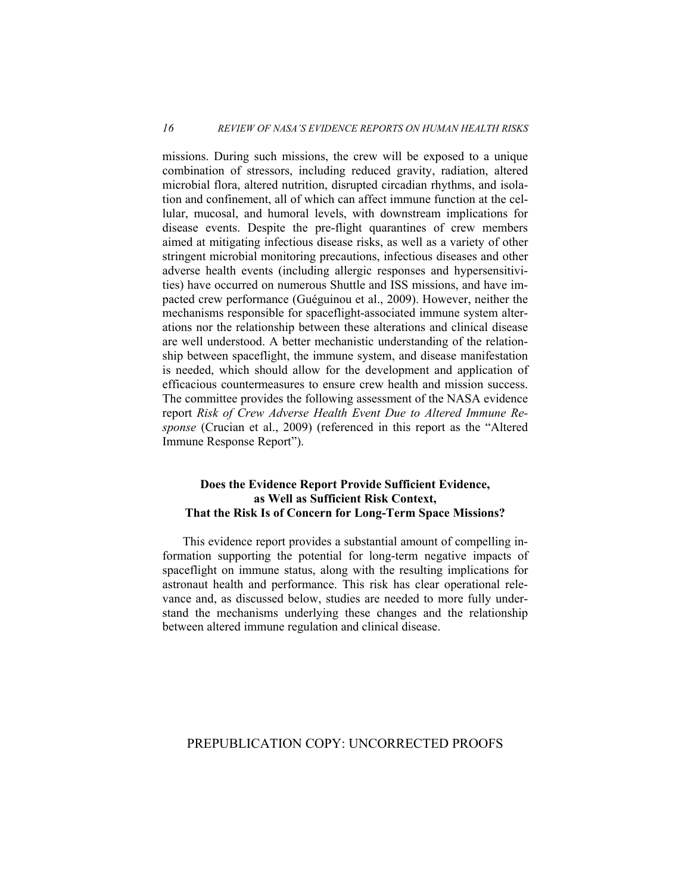missions. During such missions, the crew will be exposed to a unique combination of stressors, including reduced gravity, radiation, altered microbial flora, altered nutrition, disrupted circadian rhythms, and isolation and confinement, all of which can affect immune function at the cellular, mucosal, and humoral levels, with downstream implications for disease events. Despite the pre-flight quarantines of crew members aimed at mitigating infectious disease risks, as well as a variety of other stringent microbial monitoring precautions, infectious diseases and other adverse health events (including allergic responses and hypersensitivities) have occurred on numerous Shuttle and ISS missions, and have impacted crew performance (Guéguinou et al., 2009). However, neither the mechanisms responsible for spaceflight-associated immune system alterations nor the relationship between these alterations and clinical disease are well understood. A better mechanistic understanding of the relationship between spaceflight, the immune system, and disease manifestation is needed, which should allow for the development and application of efficacious countermeasures to ensure crew health and mission success. The committee provides the following assessment of the NASA evidence report *Risk of Crew Adverse Health Event Due to Altered Immune Response* (Crucian et al., 2009) (referenced in this report as the "Altered Immune Response Report").

### Does the Evidence Report Provide Sufficient Evidence, as Well as Sufficient Risk Context, That the Risk Is of Concern for Long-Term Space Missions?

This evidence report provides a substantial amount of compelling information supporting the potential for long-term negative impacts of spaceflight on immune status, along with the resulting implications for astronaut health and performance. This risk has clear operational relevance and, as discussed below, studies are needed to more fully understand the mechanisms underlying these changes and the relationship between altered immune regulation and clinical disease.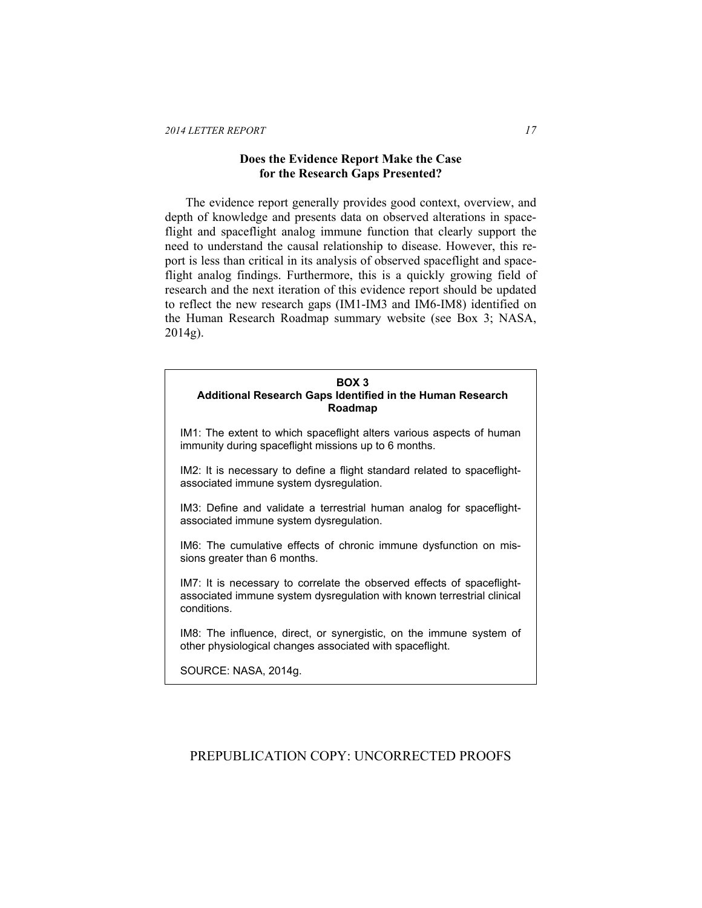### Does the Evidence Report Make the Case for the Research Gaps Presented?

The evidence report generally provides good context, overview, and depth of knowledge and presents data on observed alterations in spaceflight and spaceflight analog immune function that clearly support the need to understand the causal relationship to disease. However, this report is less than critical in its analysis of observed spaceflight and spaceflight analog findings. Furthermore, this is a quickly growing field of research and the next iteration of this evidence report should be updated to reflect the new research gaps (IM1-IM3 and IM6-IM8) identified on the Human Research Roadmap summary website (see Box 3; NASA, 2014g).

> **BOX 3**
> **Additional Research Gaps Identified in the Human Research Roadmap**
>
> IM1: The extent to which spaceflight alters various aspects of human immunity during spaceflight missions up to 6 months.
>
> IM2: It is necessary to define a flight standard related to spaceflight-associated immune system dysregulation.
>
> IM3: Define and validate a terrestrial human analog for spaceflight-associated immune system dysregulation.
>
> IM6: The cumulative effects of chronic immune dysfunction on missions greater than 6 months.
>
> IM7: It is necessary to correlate the observed effects of spaceflight-associated immune system dysregulation with known terrestrial clinical conditions.
>
> IM8: The influence, direct, or synergistic, on the immune system of other physiological changes associated with spaceflight.
>
> SOURCE: NASA, 2014g.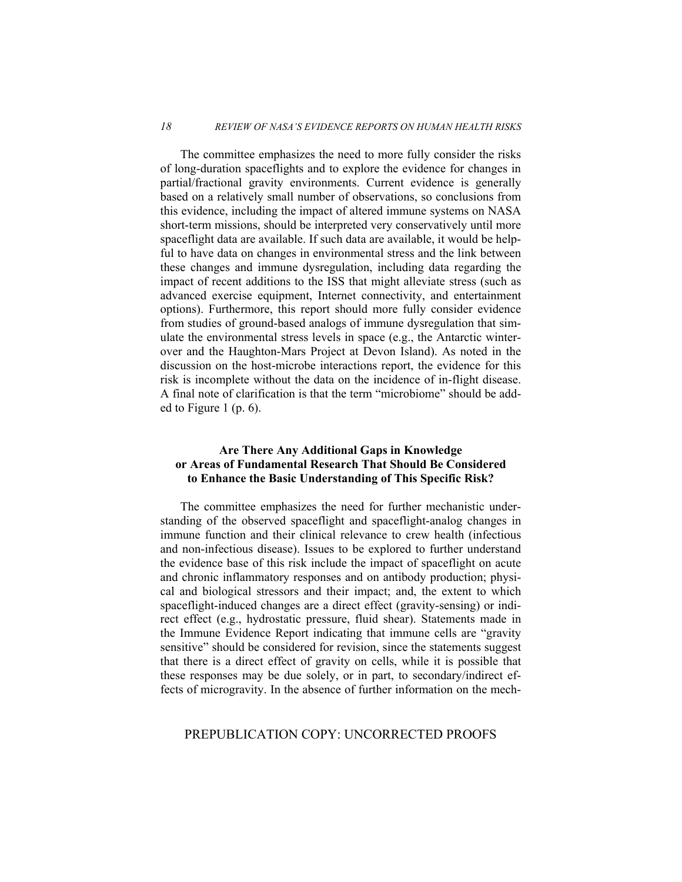The committee emphasizes the need to more fully consider the risks of long-duration spaceflights and to explore the evidence for changes in partial/fractional gravity environments. Current evidence is generally based on a relatively small number of observations, so conclusions from this evidence, including the impact of altered immune systems on NASA short-term missions, should be interpreted very conservatively until more spaceflight data are available. If such data are available, it would be helpful to have data on changes in environmental stress and the link between these changes and immune dysregulation, including data regarding the impact of recent additions to the ISS that might alleviate stress (such as advanced exercise equipment, Internet connectivity, and entertainment options). Furthermore, this report should more fully consider evidence from studies of ground-based analogs of immune dysregulation that simulate the environmental stress levels in space (e.g., the Antarctic winter-over and the Haughton-Mars Project at Devon Island). As noted in the discussion on the host-microbe interactions report, the evidence for this risk is incomplete without the data on the incidence of in-flight disease. A final note of clarification is that the term "microbiome" should be added to Figure 1 (p. 6).

### Are There Any Additional Gaps in Knowledge or Areas of Fundamental Research That Should Be Considered to Enhance the Basic Understanding of This Specific Risk?

The committee emphasizes the need for further mechanistic understanding of the observed spaceflight and spaceflight-analog changes in immune function and their clinical relevance to crew health (infectious and non-infectious disease). Issues to be explored to further understand the evidence base of this risk include the impact of spaceflight on acute and chronic inflammatory responses and on antibody production; physical and biological stressors and their impact; and, the extent to which spaceflight-induced changes are a direct effect (gravity-sensing) or indirect effect (e.g., hydrostatic pressure, fluid shear). Statements made in the Immune Evidence Report indicating that immune cells are "gravity sensitive" should be considered for revision, since the statements suggest that there is a direct effect of gravity on cells, while it is possible that these responses may be due solely, or in part, to secondary/indirect effects of microgravity. In the absence of further information on the mech-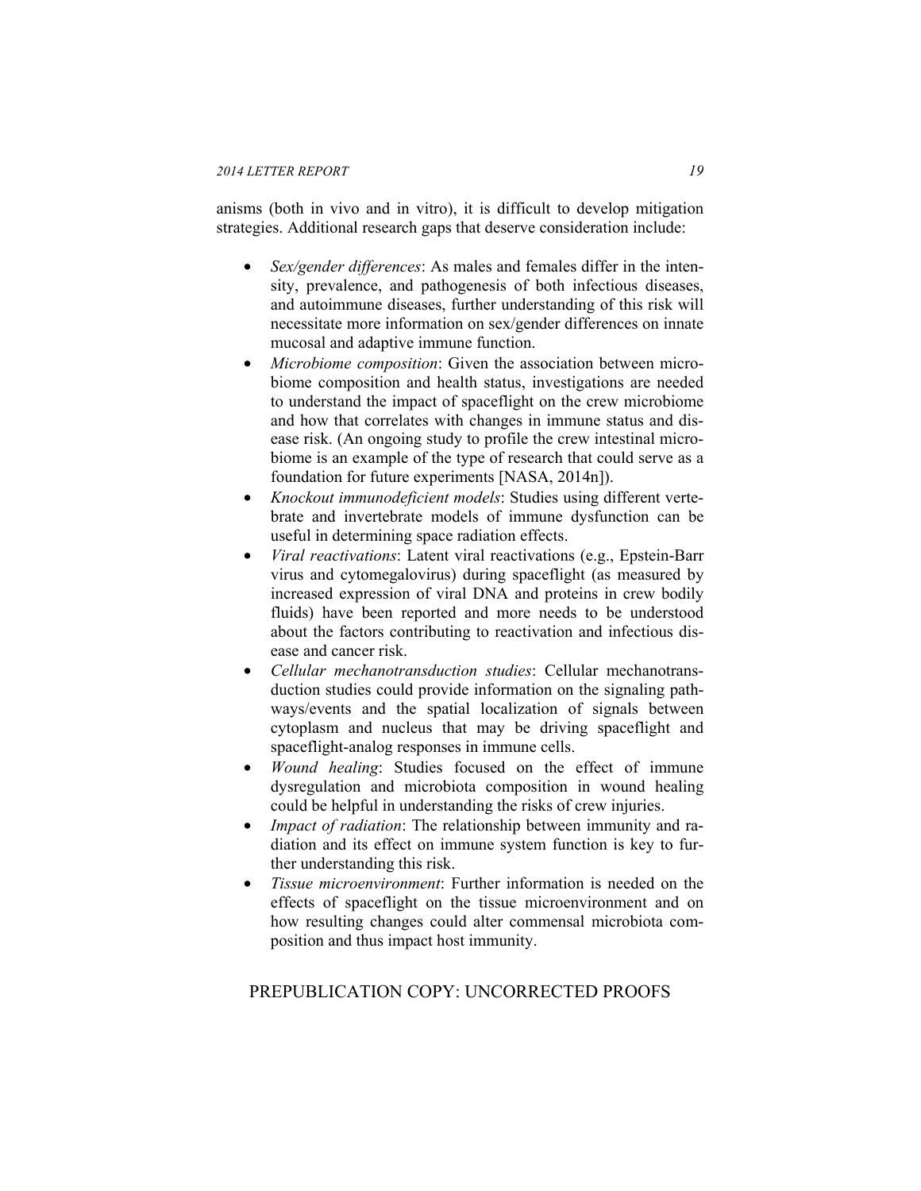anisms (both in vivo and in vitro), it is difficult to develop mitigation strategies. Additional research gaps that deserve consideration include:

- *Sex/gender differences*: As males and females differ in the intensity, prevalence, and pathogenesis of both infectious diseases, and autoimmune diseases, further understanding of this risk will necessitate more information on sex/gender differences on innate mucosal and adaptive immune function.
- *Microbiome composition*: Given the association between microbiome composition and health status, investigations are needed to understand the impact of spaceflight on the crew microbiome and how that correlates with changes in immune status and disease risk. (An ongoing study to profile the crew intestinal microbiome is an example of the type of research that could serve as a foundation for future experiments [NASA, 2014n]).
- *Knockout immunodeficient models*: Studies using different vertebrate and invertebrate models of immune dysfunction can be useful in determining space radiation effects.
- *Viral reactivations*: Latent viral reactivations (e.g., Epstein-Barr virus and cytomegalovirus) during spaceflight (as measured by increased expression of viral DNA and proteins in crew bodily fluids) have been reported and more needs to be understood about the factors contributing to reactivation and infectious disease and cancer risk.
- *Cellular mechanotransduction studies*: Cellular mechanotransduction studies could provide information on the signaling pathways/events and the spatial localization of signals between cytoplasm and nucleus that may be driving spaceflight and spaceflight-analog responses in immune cells.
- *Wound healing*: Studies focused on the effect of immune dysregulation and microbiota composition in wound healing could be helpful in understanding the risks of crew injuries.
- *Impact of radiation*: The relationship between immunity and radiation and its effect on immune system function is key to further understanding this risk.
- *Tissue microenvironment*: Further information is needed on the effects of spaceflight on the tissue microenvironment and on how resulting changes could alter commensal microbiota composition and thus impact host immunity.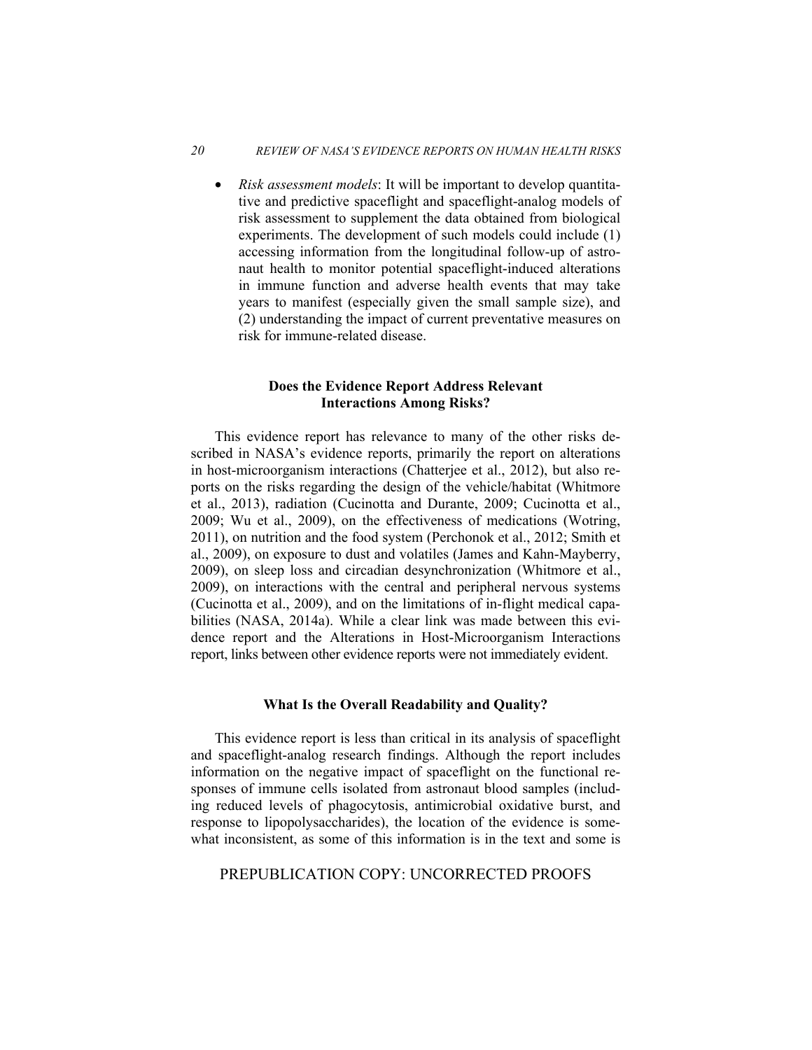- *Risk assessment models*: It will be important to develop quantitative and predictive spaceflight and spaceflight-analog models of risk assessment to supplement the data obtained from biological experiments. The development of such models could include (1) accessing information from the longitudinal follow-up of astronaut health to monitor potential spaceflight-induced alterations in immune function and adverse health events that may take years to manifest (especially given the small sample size), and (2) understanding the impact of current preventative measures on risk for immune-related disease.

### Does the Evidence Report Address Relevant Interactions Among Risks?

This evidence report has relevance to many of the other risks described in NASA's evidence reports, primarily the report on alterations in host-microorganism interactions (Chatterjee et al., 2012), but also reports on the risks regarding the design of the vehicle/habitat (Whitmore et al., 2013), radiation (Cucinotta and Durante, 2009; Cucinotta et al., 2009; Wu et al., 2009), on the effectiveness of medications (Wotring, 2011), on nutrition and the food system (Perchonok et al., 2012; Smith et al., 2009), on exposure to dust and volatiles (James and Kahn-Mayberry, 2009), on sleep loss and circadian desynchronization (Whitmore et al., 2009), on interactions with the central and peripheral nervous systems (Cucinotta et al., 2009), and on the limitations of in-flight medical capabilities (NASA, 2014a). While a clear link was made between this evidence report and the Alterations in Host-Microorganism Interactions report, links between other evidence reports were not immediately evident.

### What Is the Overall Readability and Quality?

This evidence report is less than critical in its analysis of spaceflight and spaceflight-analog research findings. Although the report includes information on the negative impact of spaceflight on the functional responses of immune cells isolated from astronaut blood samples (including reduced levels of phagocytosis, antimicrobial oxidative burst, and response to lipopolysaccharides), the location of the evidence is somewhat inconsistent, as some of this information is in the text and some is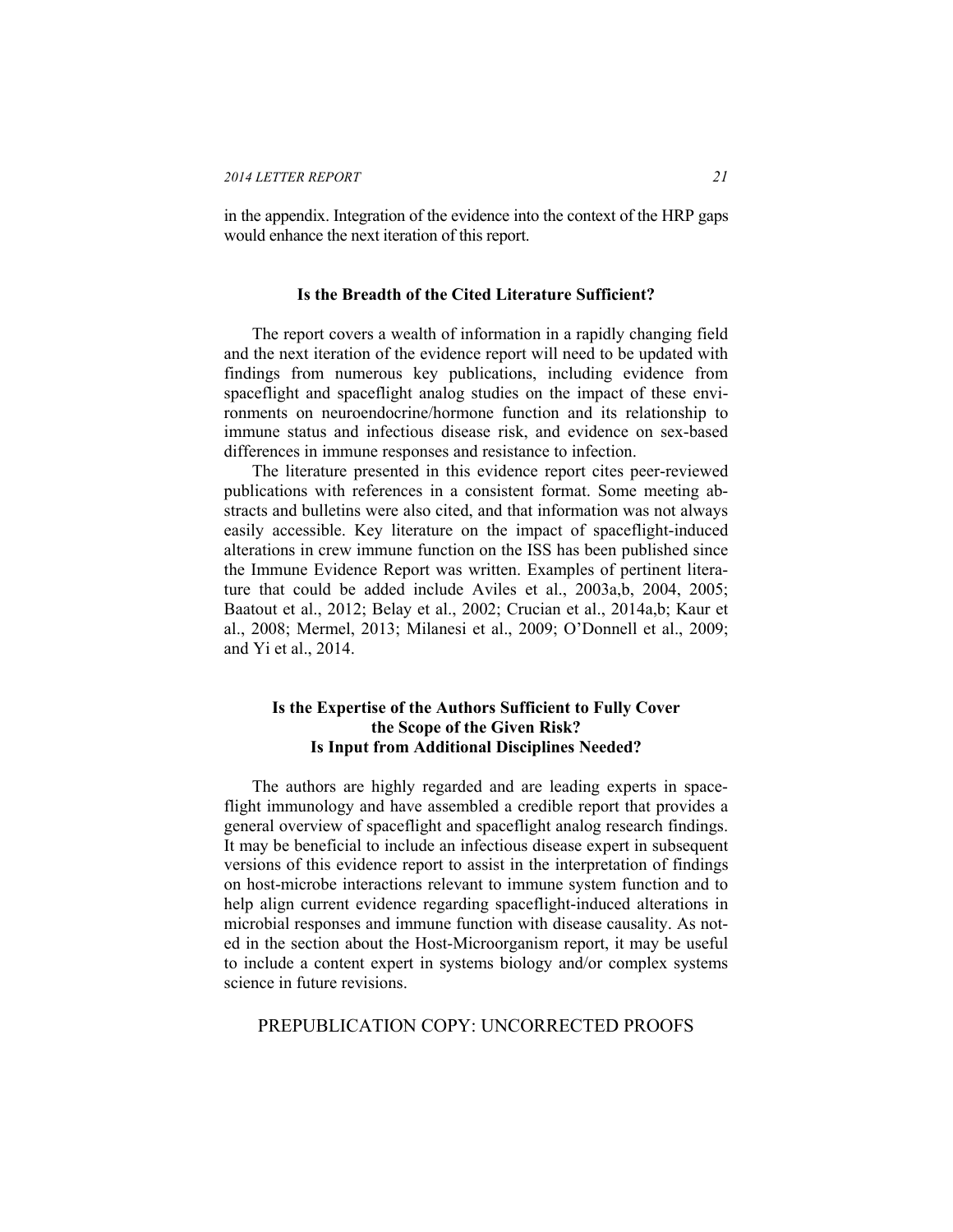in the appendix. Integration of the evidence into the context of the HRP gaps would enhance the next iteration of this report.

### Is the Breadth of the Cited Literature Sufficient?

The report covers a wealth of information in a rapidly changing field and the next iteration of the evidence report will need to be updated with findings from numerous key publications, including evidence from spaceflight and spaceflight analog studies on the impact of these environments on neuroendocrine/hormone function and its relationship to immune status and infectious disease risk, and evidence on sex-based differences in immune responses and resistance to infection.

The literature presented in this evidence report cites peer-reviewed publications with references in a consistent format. Some meeting abstracts and bulletins were also cited, and that information was not always easily accessible. Key literature on the impact of spaceflight-induced alterations in crew immune function on the ISS has been published since the Immune Evidence Report was written. Examples of pertinent literature that could be added include Aviles et al., 2003a,b, 2004, 2005; Baatout et al., 2012; Belay et al., 2002; Crucian et al., 2014a,b; Kaur et al., 2008; Mermel, 2013; Milanesi et al., 2009; O'Donnell et al., 2009; and Yi et al., 2014.

### Is the Expertise of the Authors Sufficient to Fully Cover the Scope of the Given Risk? Is Input from Additional Disciplines Needed?

The authors are highly regarded and are leading experts in spaceflight immunology and have assembled a credible report that provides a general overview of spaceflight and spaceflight analog research findings. It may be beneficial to include an infectious disease expert in subsequent versions of this evidence report to assist in the interpretation of findings on host-microbe interactions relevant to immune system function and to help align current evidence regarding spaceflight-induced alterations in microbial responses and immune function with disease causality. As noted in the section about the Host-Microorganism report, it may be useful to include a content expert in systems biology and/or complex systems science in future revisions.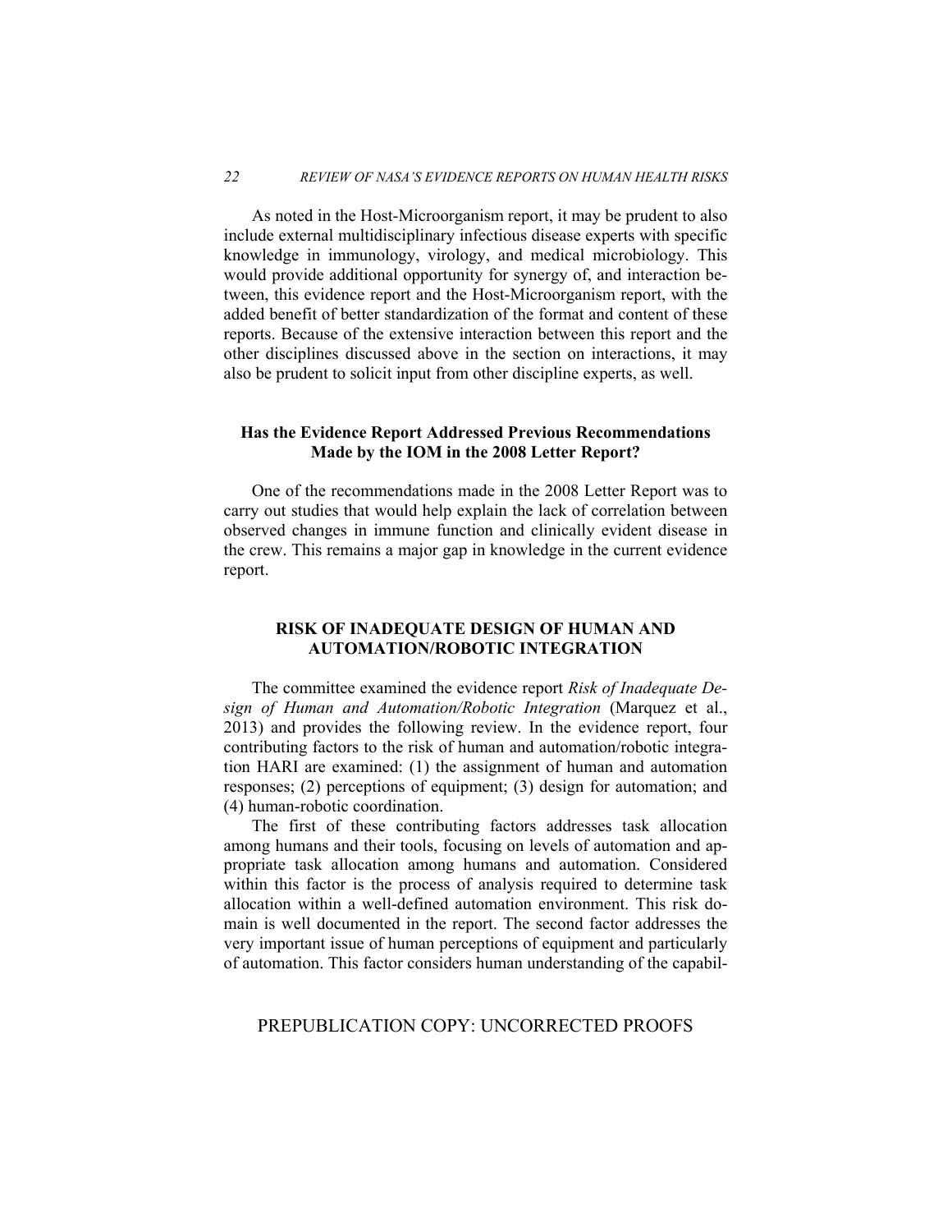As noted in the Host-Microorganism report, it may be prudent to also include external multidisciplinary infectious disease experts with specific knowledge in immunology, virology, and medical microbiology. This would provide additional opportunity for synergy of, and interaction between, this evidence report and the Host-Microorganism report, with the added benefit of better standardization of the format and content of these reports. Because of the extensive interaction between this report and the other disciplines discussed above in the section on interactions, it may also be prudent to solicit input from other discipline experts, as well.

### Has the Evidence Report Addressed Previous Recommendations Made by the IOM in the 2008 Letter Report?

One of the recommendations made in the 2008 Letter Report was to carry out studies that would help explain the lack of correlation between observed changes in immune function and clinically evident disease in the crew. This remains a major gap in knowledge in the current evidence report.

## RISK OF INADEQUATE DESIGN OF HUMAN AND AUTOMATION/ROBOTIC INTEGRATION

The committee examined the evidence report *Risk of Inadequate Design of Human and Automation/Robotic Integration* (Marquez et al., 2013) and provides the following review. In the evidence report, four contributing factors to the risk of human and automation/robotic integration HARI are examined: (1) the assignment of human and automation responses; (2) perceptions of equipment; (3) design for automation; and (4) human-robotic coordination.

The first of these contributing factors addresses task allocation among humans and their tools, focusing on levels of automation and appropriate task allocation among humans and automation. Considered within this factor is the process of analysis required to determine task allocation within a well-defined automation environment. This risk domain is well documented in the report. The second factor addresses the very important issue of human perceptions of equipment and particularly of automation. This factor considers human understanding of the capabil-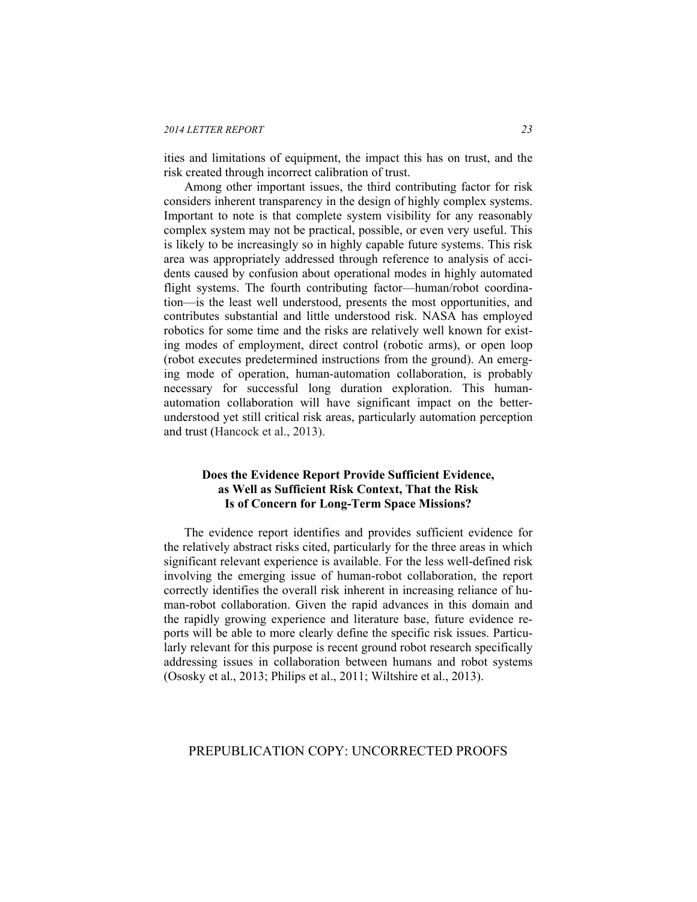ities and limitations of equipment, the impact this has on trust, and the risk created through incorrect calibration of trust.

Among other important issues, the third contributing factor for risk considers inherent transparency in the design of highly complex systems. Important to note is that complete system visibility for any reasonably complex system may not be practical, possible, or even very useful. This is likely to be increasingly so in highly capable future systems. This risk area was appropriately addressed through reference to analysis of accidents caused by confusion about operational modes in highly automated flight systems. The fourth contributing factor—human/robot coordination—is the least well understood, presents the most opportunities, and contributes substantial and little understood risk. NASA has employed robotics for some time and the risks are relatively well known for existing modes of employment, direct control (robotic arms), or open loop (robot executes predetermined instructions from the ground). An emerging mode of operation, human-automation collaboration, is probably necessary for successful long duration exploration. This human-automation collaboration will have significant impact on the better-understood yet still critical risk areas, particularly automation perception and trust (Hancock et al., 2013).

### Does the Evidence Report Provide Sufficient Evidence, as Well as Sufficient Risk Context, That the Risk Is of Concern for Long-Term Space Missions?

The evidence report identifies and provides sufficient evidence for the relatively abstract risks cited, particularly for the three areas in which significant relevant experience is available. For the less well-defined risk involving the emerging issue of human-robot collaboration, the report correctly identifies the overall risk inherent in increasing reliance of human-robot collaboration. Given the rapid advances in this domain and the rapidly growing experience and literature base, future evidence reports will be able to more clearly define the specific risk issues. Particularly relevant for this purpose is recent ground robot research specifically addressing issues in collaboration between humans and robot systems (Ososky et al., 2013; Philips et al., 2011; Wiltshire et al., 2013).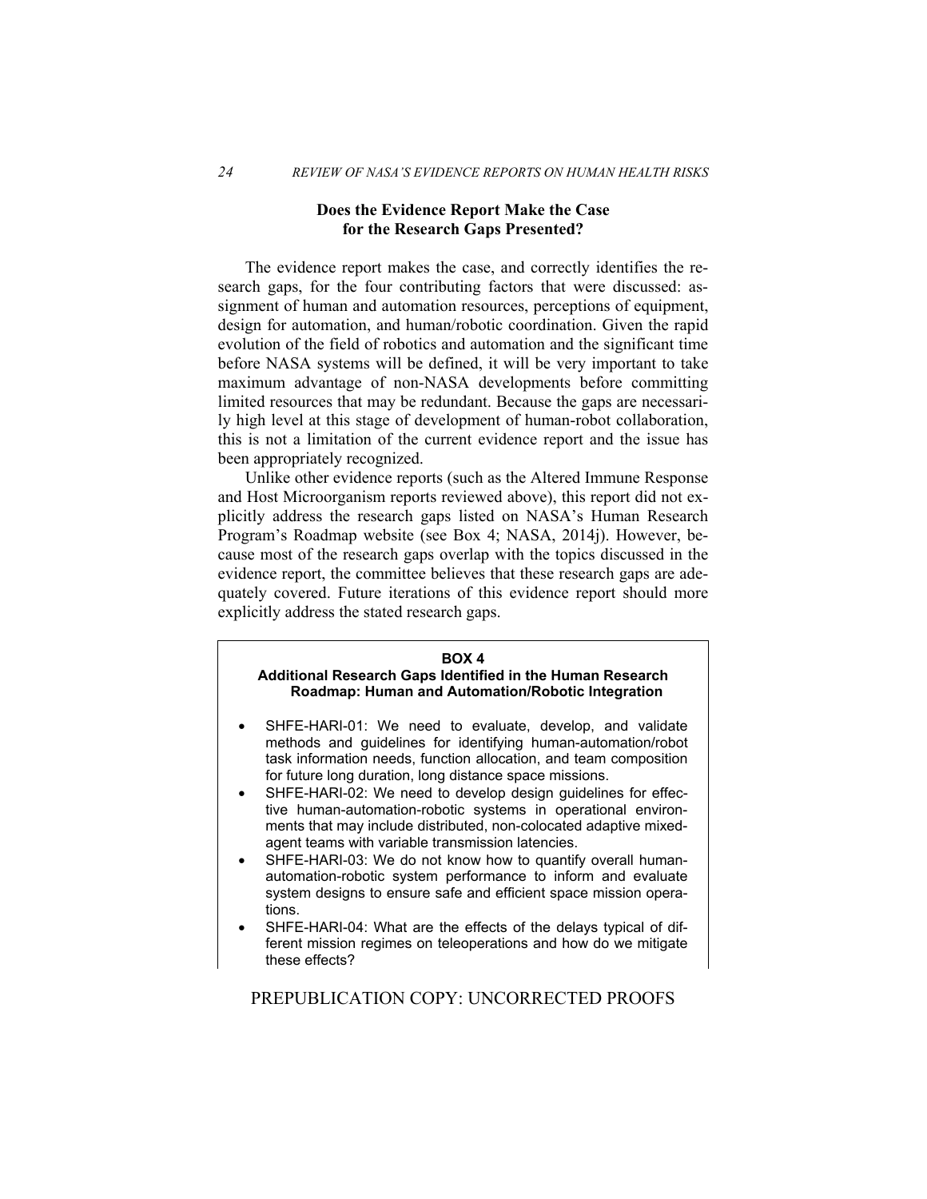### Does the Evidence Report Make the Case for the Research Gaps Presented?

The evidence report makes the case, and correctly identifies the research gaps, for the four contributing factors that were discussed: assignment of human and automation resources, perceptions of equipment, design for automation, and human/robotic coordination. Given the rapid evolution of the field of robotics and automation and the significant time before NASA systems will be defined, it will be very important to take maximum advantage of non-NASA developments before committing limited resources that may be redundant. Because the gaps are necessarily high level at this stage of development of human-robot collaboration, this is not a limitation of the current evidence report and the issue has been appropriately recognized.

Unlike other evidence reports (such as the Altered Immune Response and Host Microorganism reports reviewed above), this report did not explicitly address the research gaps listed on NASA's Human Research Program's Roadmap website (see Box 4; NASA, 2014j). However, because most of the research gaps overlap with the topics discussed in the evidence report, the committee believes that these research gaps are adequately covered. Future iterations of this evidence report should more explicitly address the stated research gaps.

**BOX 4**
**Additional Research Gaps Identified in the Human Research Roadmap: Human and Automation/Robotic Integration**

- SHFE-HARI-01: We need to evaluate, develop, and validate methods and guidelines for identifying human-automation/robot task information needs, function allocation, and team composition for future long duration, long distance space missions.
- SHFE-HARI-02: We need to develop design guidelines for effective human-automation-robotic systems in operational environments that may include distributed, non-colocated adaptive mixed-agent teams with variable transmission latencies.
- SHFE-HARI-03: We do not know how to quantify overall human-automation-robotic system performance to inform and evaluate system designs to ensure safe and efficient space mission operations.
- SHFE-HARI-04: What are the effects of the delays typical of different mission regimes on teleoperations and how do we mitigate these effects?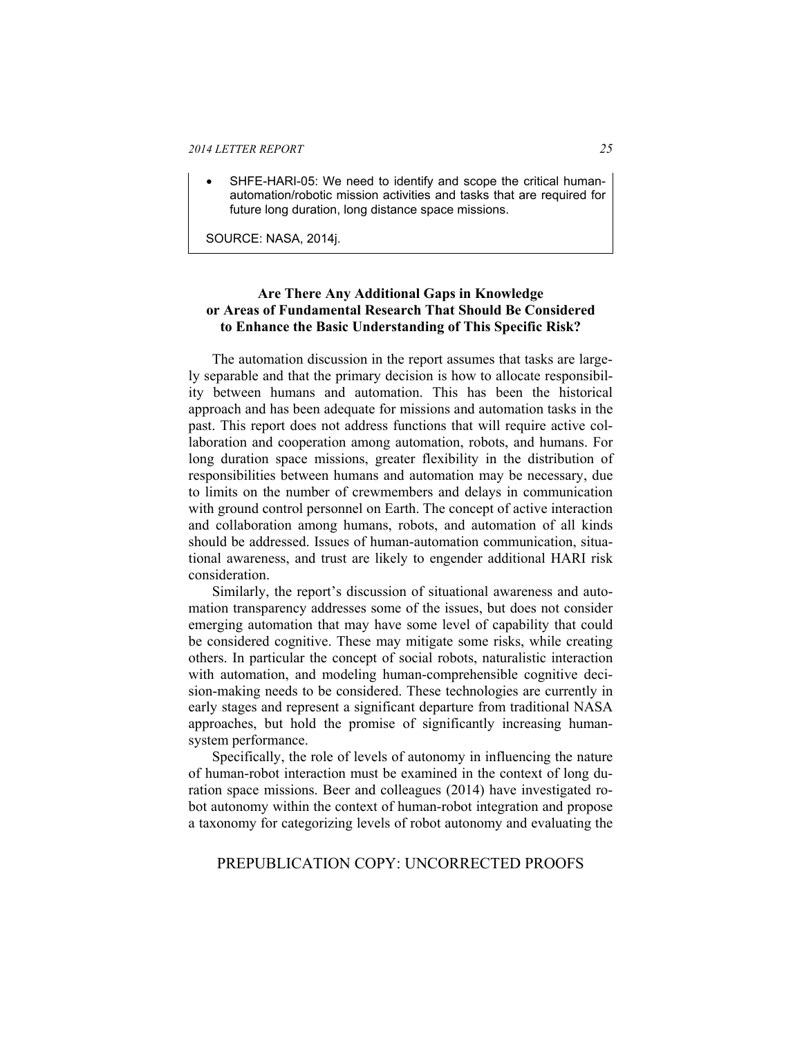- SHFE-HARI-05: We need to identify and scope the critical human-automation/robotic mission activities and tasks that are required for future long duration, long distance space missions.

SOURCE: NASA, 2014j.

### Are There Any Additional Gaps in Knowledge or Areas of Fundamental Research That Should Be Considered to Enhance the Basic Understanding of This Specific Risk?

The automation discussion in the report assumes that tasks are largely separable and that the primary decision is how to allocate responsibility between humans and automation. This has been the historical approach and has been adequate for missions and automation tasks in the past. This report does not address functions that will require active collaboration and cooperation among automation, robots, and humans. For long duration space missions, greater flexibility in the distribution of responsibilities between humans and automation may be necessary, due to limits on the number of crewmembers and delays in communication with ground control personnel on Earth. The concept of active interaction and collaboration among humans, robots, and automation of all kinds should be addressed. Issues of human-automation communication, situational awareness, and trust are likely to engender additional HARI risk consideration.

Similarly, the report's discussion of situational awareness and automation transparency addresses some of the issues, but does not consider emerging automation that may have some level of capability that could be considered cognitive. These may mitigate some risks, while creating others. In particular the concept of social robots, naturalistic interaction with automation, and modeling human-comprehensible cognitive decision-making needs to be considered. These technologies are currently in early stages and represent a significant departure from traditional NASA approaches, but hold the promise of significantly increasing human-system performance.

Specifically, the role of levels of autonomy in influencing the nature of human-robot interaction must be examined in the context of long duration space missions. Beer and colleagues (2014) have investigated robot autonomy within the context of human-robot integration and propose a taxonomy for categorizing levels of robot autonomy and evaluating the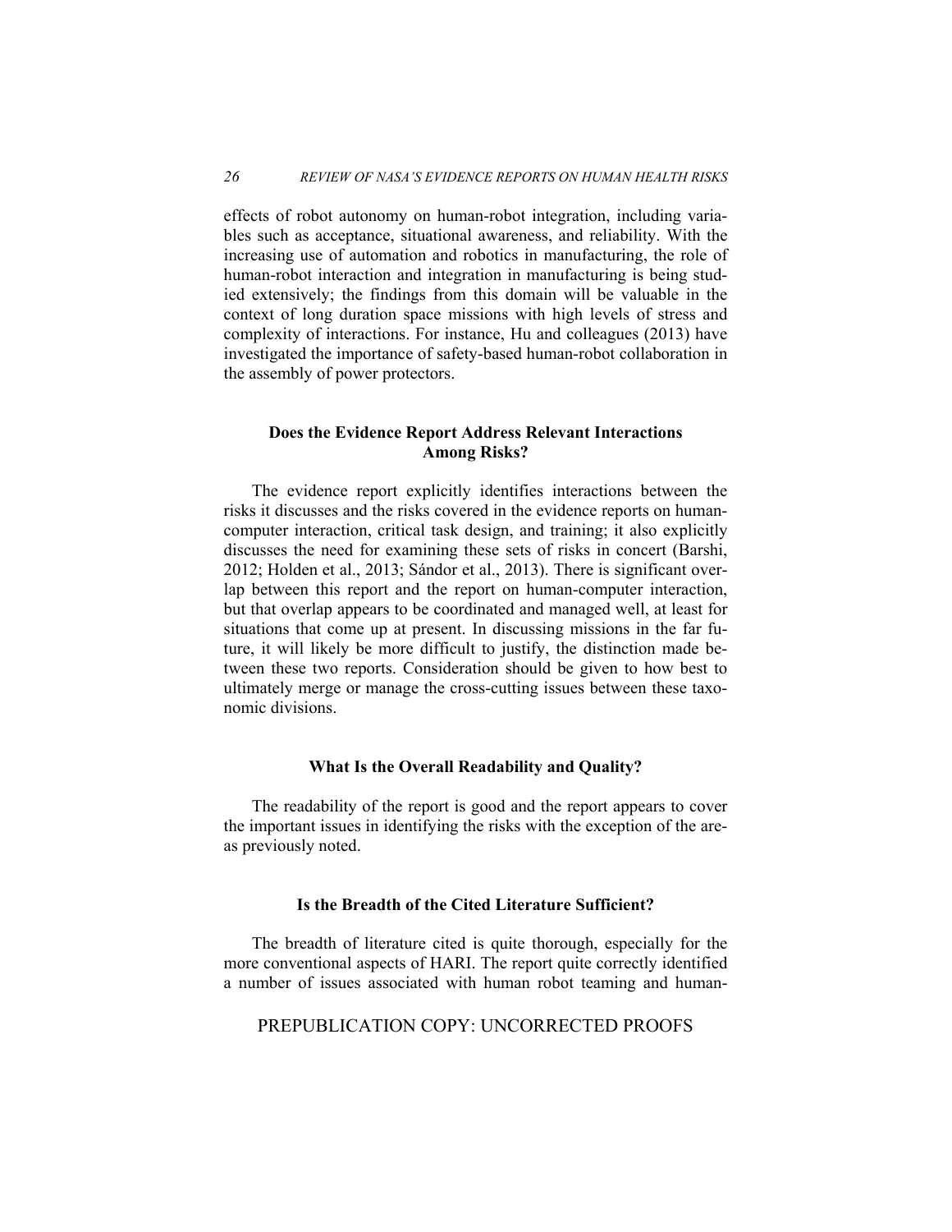effects of robot autonomy on human-robot integration, including variables such as acceptance, situational awareness, and reliability. With the increasing use of automation and robotics in manufacturing, the role of human-robot interaction and integration in manufacturing is being studied extensively; the findings from this domain will be valuable in the context of long duration space missions with high levels of stress and complexity of interactions. For instance, Hu and colleagues (2013) have investigated the importance of safety-based human-robot collaboration in the assembly of power protectors.

### Does the Evidence Report Address Relevant Interactions Among Risks?

The evidence report explicitly identifies interactions between the risks it discusses and the risks covered in the evidence reports on human-computer interaction, critical task design, and training; it also explicitly discusses the need for examining these sets of risks in concert (Barshi, 2012; Holden et al., 2013; Sándor et al., 2013). There is significant overlap between this report and the report on human-computer interaction, but that overlap appears to be coordinated and managed well, at least for situations that come up at present. In discussing missions in the far future, it will likely be more difficult to justify, the distinction made between these two reports. Consideration should be given to how best to ultimately merge or manage the cross-cutting issues between these taxonomic divisions.

### What Is the Overall Readability and Quality?

The readability of the report is good and the report appears to cover the important issues in identifying the risks with the exception of the areas previously noted.

### Is the Breadth of the Cited Literature Sufficient?

The breadth of literature cited is quite thorough, especially for the more conventional aspects of HARI. The report quite correctly identified a number of issues associated with human robot teaming and human-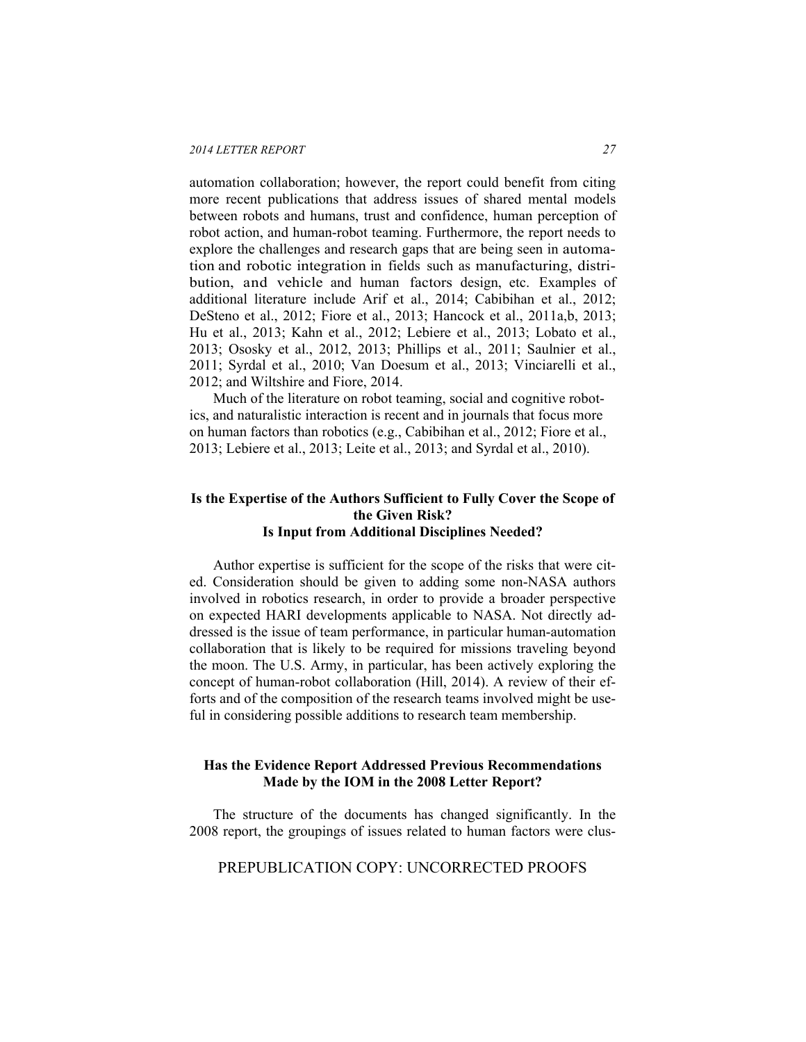automation collaboration; however, the report could benefit from citing more recent publications that address issues of shared mental models between robots and humans, trust and confidence, human perception of robot action, and human-robot teaming. Furthermore, the report needs to explore the challenges and research gaps that are being seen in automation and robotic integration in fields such as manufacturing, distribution, and vehicle and human factors design, etc. Examples of additional literature include Arif et al., 2014; Cabibihan et al., 2012; DeSteno et al., 2012; Fiore et al., 2013; Hancock et al., 2011a,b, 2013; Hu et al., 2013; Kahn et al., 2012; Lebiere et al., 2013; Lobato et al., 2013; Ososky et al., 2012, 2013; Phillips et al., 2011; Saulnier et al., 2011; Syrdal et al., 2010; Van Doesum et al., 2013; Vinciarelli et al., 2012; and Wiltshire and Fiore, 2014.

Much of the literature on robot teaming, social and cognitive robotics, and naturalistic interaction is recent and in journals that focus more on human factors than robotics (e.g., Cabibihan et al., 2012; Fiore et al., 2013; Lebiere et al., 2013; Leite et al., 2013; and Syrdal et al., 2010).

## Is the Expertise of the Authors Sufficient to Fully Cover the Scope of the Given Risk? Is Input from Additional Disciplines Needed?

Author expertise is sufficient for the scope of the risks that were cited. Consideration should be given to adding some non-NASA authors involved in robotics research, in order to provide a broader perspective on expected HARI developments applicable to NASA. Not directly addressed is the issue of team performance, in particular human-automation collaboration that is likely to be required for missions traveling beyond the moon. The U.S. Army, in particular, has been actively exploring the concept of human-robot collaboration (Hill, 2014). A review of their efforts and of the composition of the research teams involved might be useful in considering possible additions to research team membership.

## Has the Evidence Report Addressed Previous Recommendations Made by the IOM in the 2008 Letter Report?

The structure of the documents has changed significantly. In the 2008 report, the groupings of issues related to human factors were clus-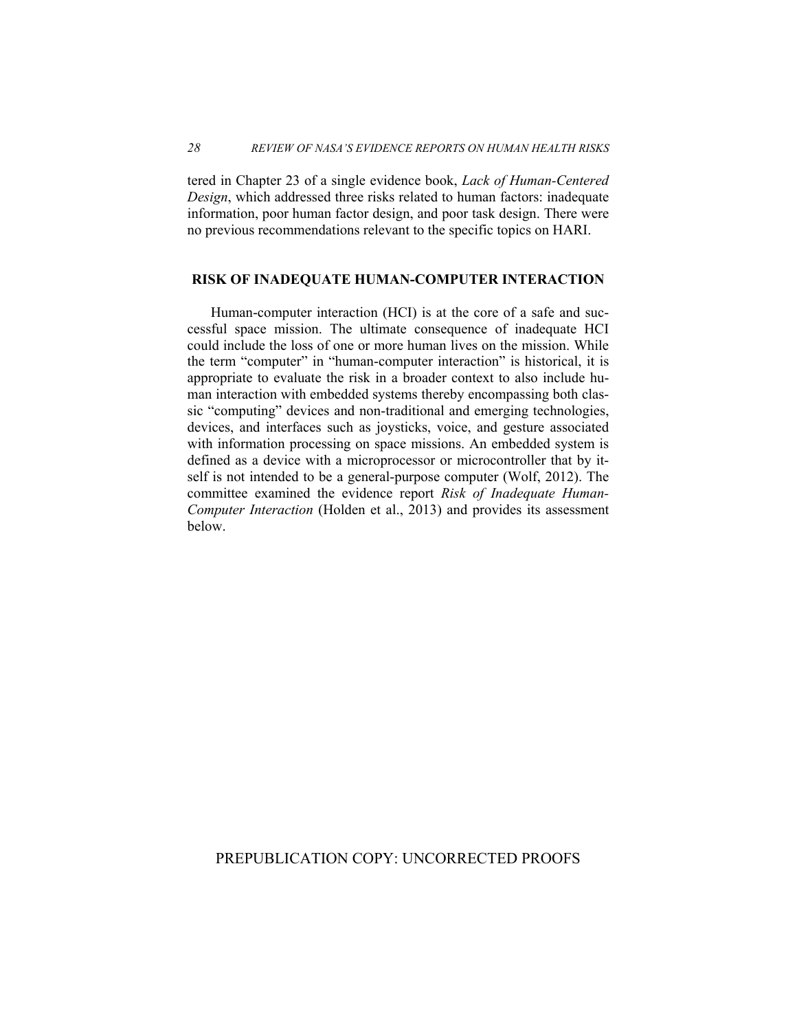tered in Chapter 23 of a single evidence book, *Lack of Human-Centered Design*, which addressed three risks related to human factors: inadequate information, poor human factor design, and poor task design. There were no previous recommendations relevant to the specific topics on HARI.

## RISK OF INADEQUATE HUMAN-COMPUTER INTERACTION

Human-computer interaction (HCI) is at the core of a safe and successful space mission. The ultimate consequence of inadequate HCI could include the loss of one or more human lives on the mission. While the term "computer" in "human-computer interaction" is historical, it is appropriate to evaluate the risk in a broader context to also include human interaction with embedded systems thereby encompassing both classic "computing" devices and non-traditional and emerging technologies, devices, and interfaces such as joysticks, voice, and gesture associated with information processing on space missions. An embedded system is defined as a device with a microprocessor or microcontroller that by itself is not intended to be a general-purpose computer (Wolf, 2012). The committee examined the evidence report *Risk of Inadequate Human-Computer Interaction* (Holden et al., 2013) and provides its assessment below.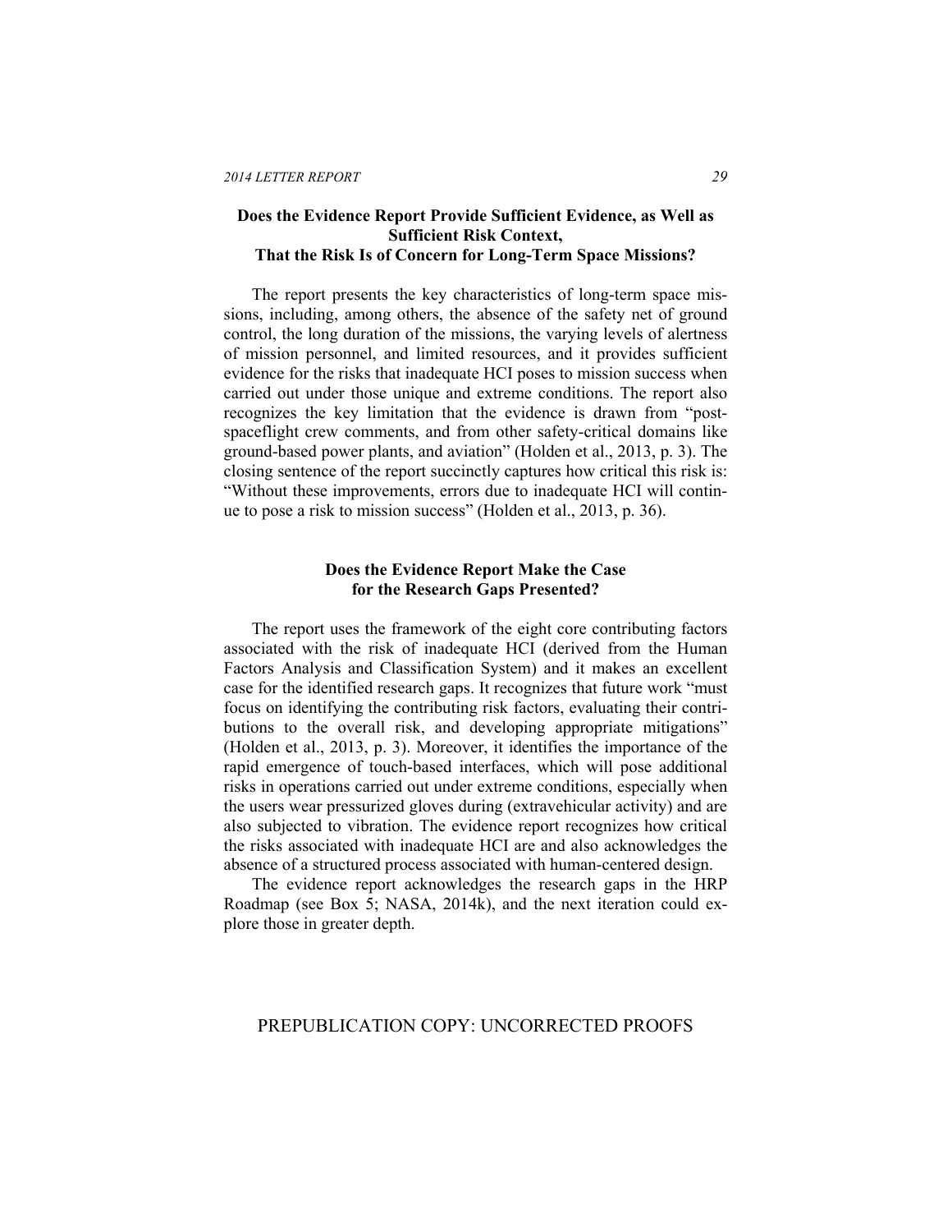### Does the Evidence Report Provide Sufficient Evidence, as Well as Sufficient Risk Context, That the Risk Is of Concern for Long-Term Space Missions?

The report presents the key characteristics of long-term space missions, including, among others, the absence of the safety net of ground control, the long duration of the missions, the varying levels of alertness of mission personnel, and limited resources, and it provides sufficient evidence for the risks that inadequate HCI poses to mission success when carried out under those unique and extreme conditions. The report also recognizes the key limitation that the evidence is drawn from "post-spaceflight crew comments, and from other safety-critical domains like ground-based power plants, and aviation" (Holden et al., 2013, p. 3). The closing sentence of the report succinctly captures how critical this risk is: "Without these improvements, errors due to inadequate HCI will continue to pose a risk to mission success" (Holden et al., 2013, p. 36).

### Does the Evidence Report Make the Case for the Research Gaps Presented?

The report uses the framework of the eight core contributing factors associated with the risk of inadequate HCI (derived from the Human Factors Analysis and Classification System) and it makes an excellent case for the identified research gaps. It recognizes that future work "must focus on identifying the contributing risk factors, evaluating their contributions to the overall risk, and developing appropriate mitigations" (Holden et al., 2013, p. 3). Moreover, it identifies the importance of the rapid emergence of touch-based interfaces, which will pose additional risks in operations carried out under extreme conditions, especially when the users wear pressurized gloves during (extravehicular activity) and are also subjected to vibration. The evidence report recognizes how critical the risks associated with inadequate HCI are and also acknowledges the absence of a structured process associated with human-centered design.

The evidence report acknowledges the research gaps in the HRP Roadmap (see Box 5; NASA, 2014k), and the next iteration could explore those in greater depth.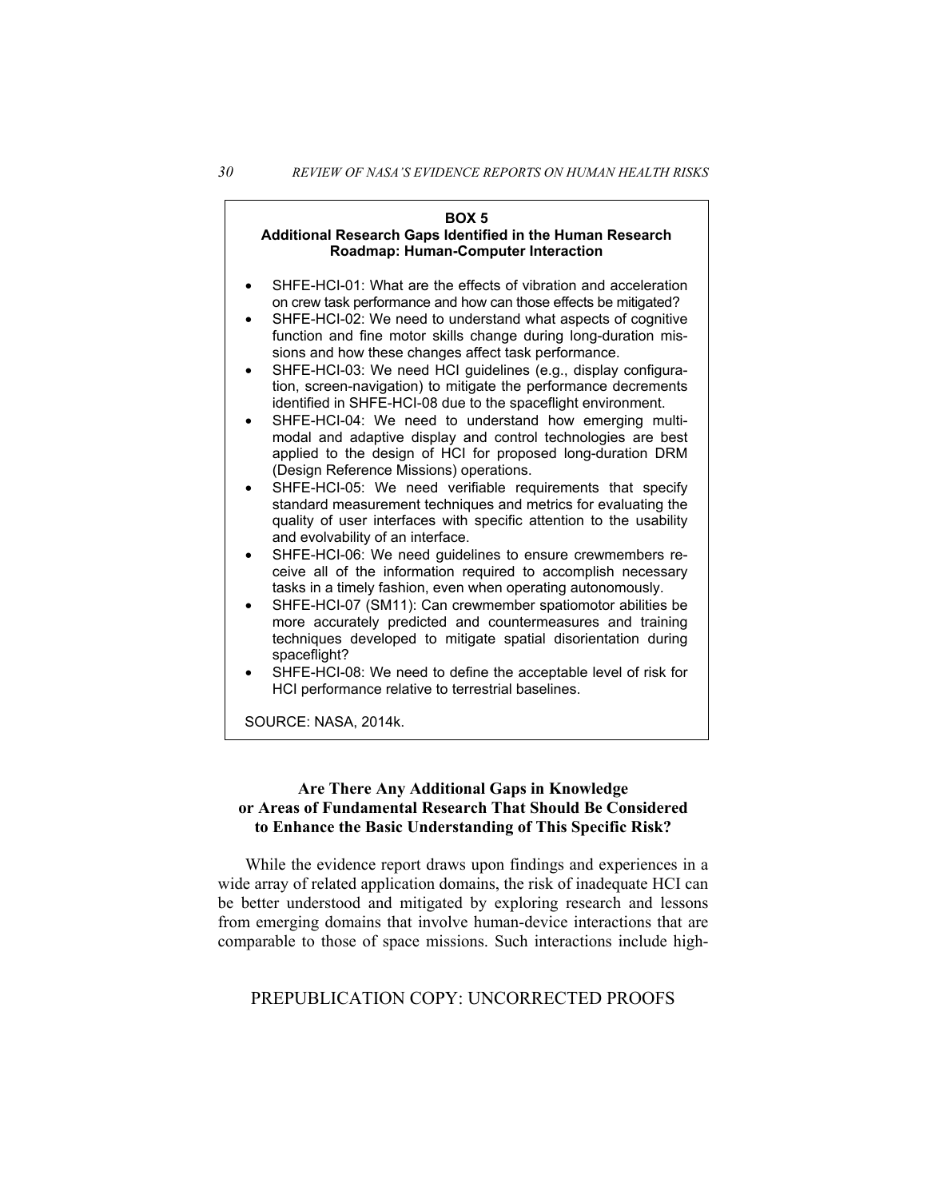**BOX 5**
**Additional Research Gaps Identified in the Human Research Roadmap: Human-Computer Interaction**

- SHFE-HCI-01: What are the effects of vibration and acceleration on crew task performance and how can those effects be mitigated?
- SHFE-HCI-02: We need to understand what aspects of cognitive function and fine motor skills change during long-duration missions and how these changes affect task performance.
- SHFE-HCI-03: We need HCI guidelines (e.g., display configuration, screen-navigation) to mitigate the performance decrements identified in SHFE-HCI-08 due to the spaceflight environment.
- SHFE-HCI-04: We need to understand how emerging multimodal and adaptive display and control technologies are best applied to the design of HCI for proposed long-duration DRM (Design Reference Missions) operations.
- SHFE-HCI-05: We need verifiable requirements that specify standard measurement techniques and metrics for evaluating the quality of user interfaces with specific attention to the usability and evolvability of an interface.
- SHFE-HCI-06: We need guidelines to ensure crewmembers receive all of the information required to accomplish necessary tasks in a timely fashion, even when operating autonomously.
- SHFE-HCI-07 (SM11): Can crewmember spatiomotor abilities be more accurately predicted and countermeasures and training techniques developed to mitigate spatial disorientation during spaceflight?
- SHFE-HCI-08: We need to define the acceptable level of risk for HCI performance relative to terrestrial baselines.

SOURCE: NASA, 2014k.

### Are There Any Additional Gaps in Knowledge or Areas of Fundamental Research That Should Be Considered to Enhance the Basic Understanding of This Specific Risk?

While the evidence report draws upon findings and experiences in a wide array of related application domains, the risk of inadequate HCI can be better understood and mitigated by exploring research and lessons from emerging domains that involve human-device interactions that are comparable to those of space missions. Such interactions include high-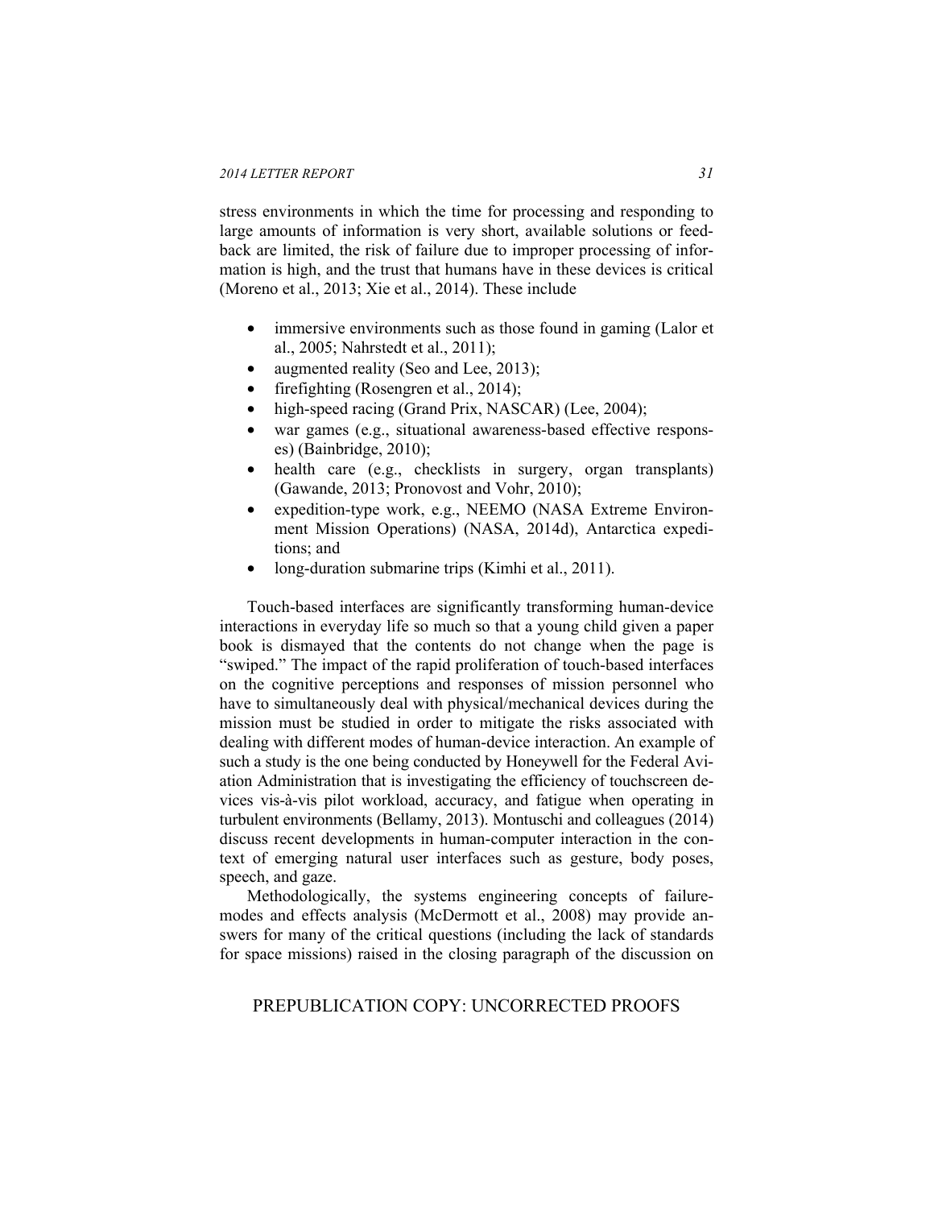stress environments in which the time for processing and responding to large amounts of information is very short, available solutions or feedback are limited, the risk of failure due to improper processing of information is high, and the trust that humans have in these devices is critical (Moreno et al., 2013; Xie et al., 2014). These include

- immersive environments such as those found in gaming (Lalor et al., 2005; Nahrstedt et al., 2011);
- augmented reality (Seo and Lee, 2013);
- firefighting (Rosengren et al., 2014);
- high-speed racing (Grand Prix, NASCAR) (Lee, 2004);
- war games (e.g., situational awareness-based effective responses) (Bainbridge, 2010);
- health care (e.g., checklists in surgery, organ transplants) (Gawande, 2013; Pronovost and Vohr, 2010);
- expedition-type work, e.g., NEEMO (NASA Extreme Environment Mission Operations) (NASA, 2014d), Antarctica expeditions; and
- long-duration submarine trips (Kimhi et al., 2011).

Touch-based interfaces are significantly transforming human-device interactions in everyday life so much so that a young child given a paper book is dismayed that the contents do not change when the page is "swiped." The impact of the rapid proliferation of touch-based interfaces on the cognitive perceptions and responses of mission personnel who have to simultaneously deal with physical/mechanical devices during the mission must be studied in order to mitigate the risks associated with dealing with different modes of human-device interaction. An example of such a study is the one being conducted by Honeywell for the Federal Aviation Administration that is investigating the efficiency of touchscreen devices vis-à-vis pilot workload, accuracy, and fatigue when operating in turbulent environments (Bellamy, 2013). Montuschi and colleagues (2014) discuss recent developments in human-computer interaction in the context of emerging natural user interfaces such as gesture, body poses, speech, and gaze.

Methodologically, the systems engineering concepts of failure-modes and effects analysis (McDermott et al., 2008) may provide answers for many of the critical questions (including the lack of standards for space missions) raised in the closing paragraph of the discussion on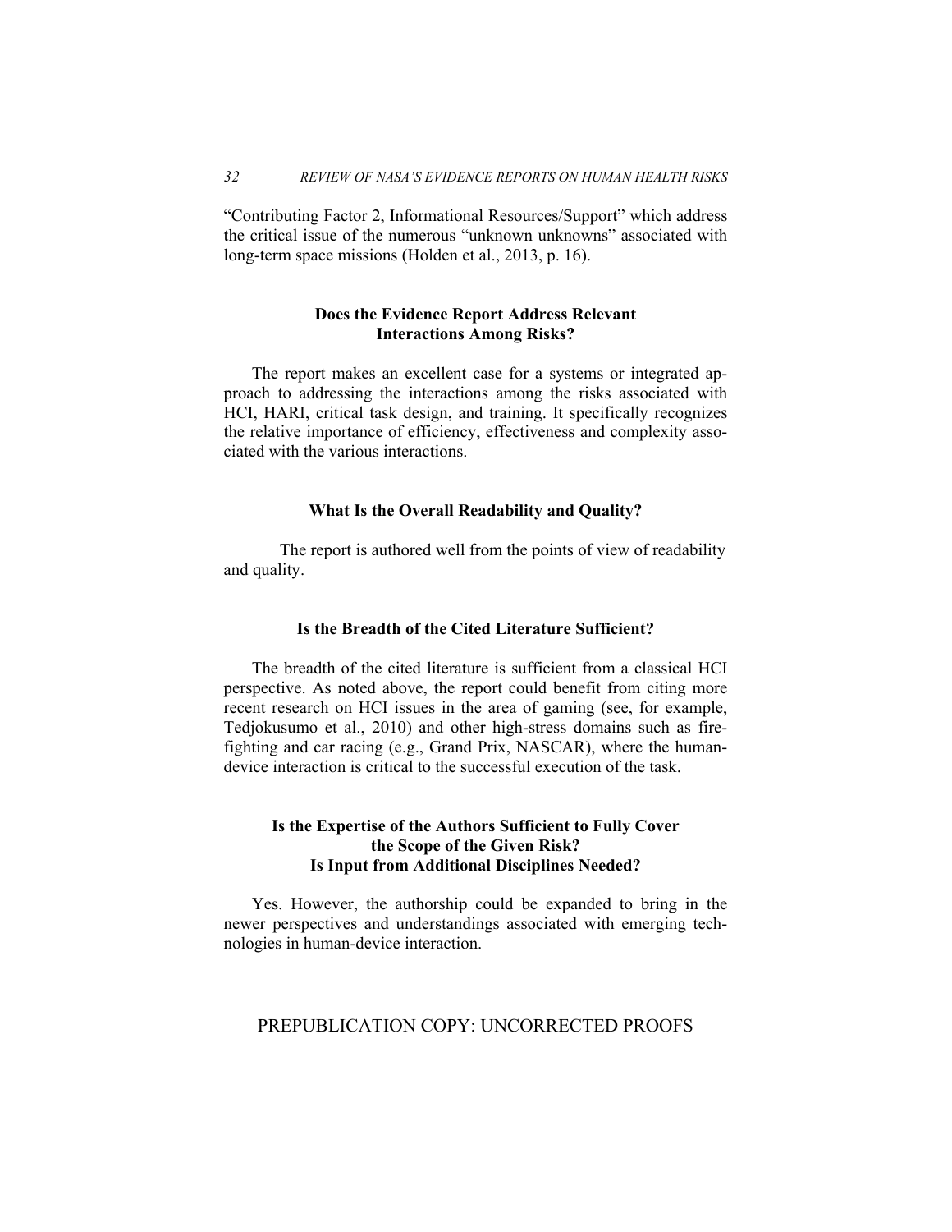"Contributing Factor 2, Informational Resources/Support" which address the critical issue of the numerous "unknown unknowns" associated with long-term space missions (Holden et al., 2013, p. 16).

### Does the Evidence Report Address Relevant Interactions Among Risks?

The report makes an excellent case for a systems or integrated approach to addressing the interactions among the risks associated with HCI, HARI, critical task design, and training. It specifically recognizes the relative importance of efficiency, effectiveness and complexity associated with the various interactions.

### What Is the Overall Readability and Quality?

The report is authored well from the points of view of readability and quality.

### Is the Breadth of the Cited Literature Sufficient?

The breadth of the cited literature is sufficient from a classical HCI perspective. As noted above, the report could benefit from citing more recent research on HCI issues in the area of gaming (see, for example, Tedjokusumo et al., 2010) and other high-stress domains such as firefighting and car racing (e.g., Grand Prix, NASCAR), where the human-device interaction is critical to the successful execution of the task.

### Is the Expertise of the Authors Sufficient to Fully Cover the Scope of the Given Risk? Is Input from Additional Disciplines Needed?

Yes. However, the authorship could be expanded to bring in the newer perspectives and understandings associated with emerging technologies in human-device interaction.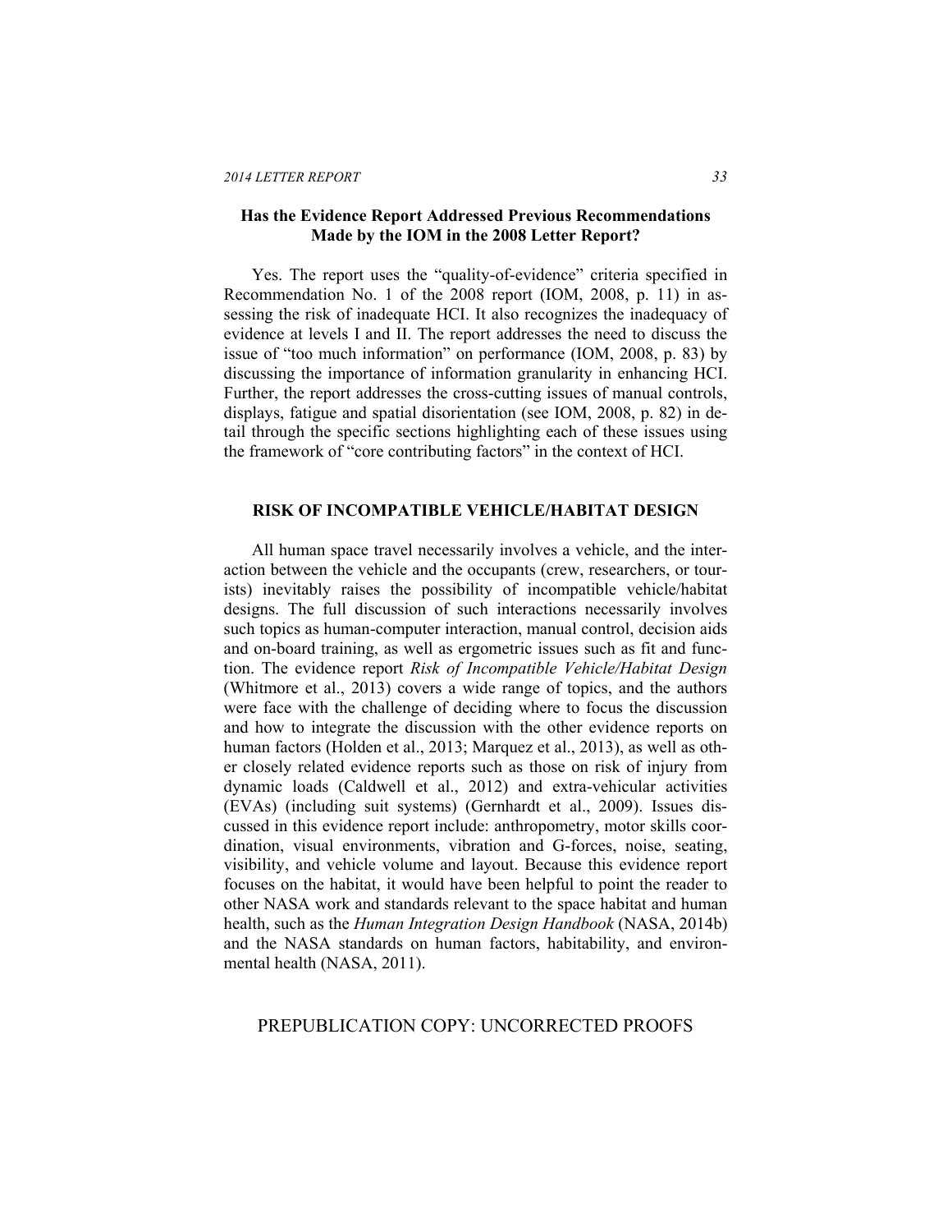### Has the Evidence Report Addressed Previous Recommendations Made by the IOM in the 2008 Letter Report?

Yes. The report uses the "quality-of-evidence" criteria specified in Recommendation No. 1 of the 2008 report (IOM, 2008, p. 11) in assessing the risk of inadequate HCI. It also recognizes the inadequacy of evidence at levels I and II. The report addresses the need to discuss the issue of "too much information" on performance (IOM, 2008, p. 83) by discussing the importance of information granularity in enhancing HCI. Further, the report addresses the cross-cutting issues of manual controls, displays, fatigue and spatial disorientation (see IOM, 2008, p. 82) in detail through the specific sections highlighting each of these issues using the framework of "core contributing factors" in the context of HCI.

## RISK OF INCOMPATIBLE VEHICLE/HABITAT DESIGN

All human space travel necessarily involves a vehicle, and the interaction between the vehicle and the occupants (crew, researchers, or tourists) inevitably raises the possibility of incompatible vehicle/habitat designs. The full discussion of such interactions necessarily involves such topics as human-computer interaction, manual control, decision aids and on-board training, as well as ergometric issues such as fit and function. The evidence report *Risk of Incompatible Vehicle/Habitat Design* (Whitmore et al., 2013) covers a wide range of topics, and the authors were face with the challenge of deciding where to focus the discussion and how to integrate the discussion with the other evidence reports on human factors (Holden et al., 2013; Marquez et al., 2013), as well as other closely related evidence reports such as those on risk of injury from dynamic loads (Caldwell et al., 2012) and extra-vehicular activities (EVAs) (including suit systems) (Gernhardt et al., 2009). Issues discussed in this evidence report include: anthropometry, motor skills coordination, visual environments, vibration and G-forces, noise, seating, visibility, and vehicle volume and layout. Because this evidence report focuses on the habitat, it would have been helpful to point the reader to other NASA work and standards relevant to the space habitat and human health, such as the *Human Integration Design Handbook* (NASA, 2014b) and the NASA standards on human factors, habitability, and environmental health (NASA, 2011).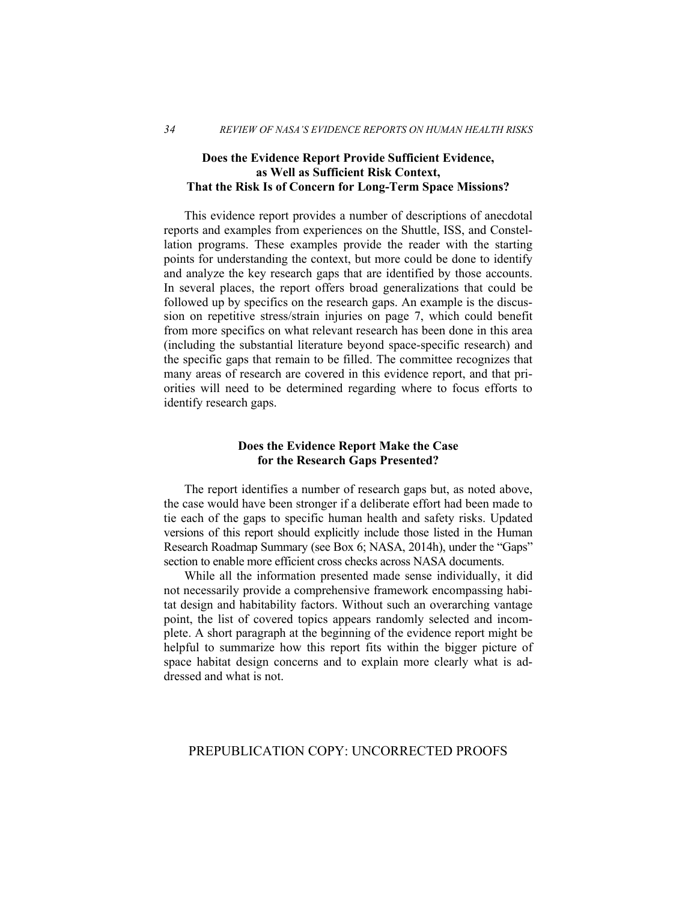### Does the Evidence Report Provide Sufficient Evidence, as Well as Sufficient Risk Context, That the Risk Is of Concern for Long-Term Space Missions?

This evidence report provides a number of descriptions of anecdotal reports and examples from experiences on the Shuttle, ISS, and Constellation programs. These examples provide the reader with the starting points for understanding the context, but more could be done to identify and analyze the key research gaps that are identified by those accounts. In several places, the report offers broad generalizations that could be followed up by specifics on the research gaps. An example is the discussion on repetitive stress/strain injuries on page 7, which could benefit from more specifics on what relevant research has been done in this area (including the substantial literature beyond space-specific research) and the specific gaps that remain to be filled. The committee recognizes that many areas of research are covered in this evidence report, and that priorities will need to be determined regarding where to focus efforts to identify research gaps.

### Does the Evidence Report Make the Case for the Research Gaps Presented?

The report identifies a number of research gaps but, as noted above, the case would have been stronger if a deliberate effort had been made to tie each of the gaps to specific human health and safety risks. Updated versions of this report should explicitly include those listed in the Human Research Roadmap Summary (see Box 6; NASA, 2014h), under the "Gaps" section to enable more efficient cross checks across NASA documents.

While all the information presented made sense individually, it did not necessarily provide a comprehensive framework encompassing habitat design and habitability factors. Without such an overarching vantage point, the list of covered topics appears randomly selected and incomplete. A short paragraph at the beginning of the evidence report might be helpful to summarize how this report fits within the bigger picture of space habitat design concerns and to explain more clearly what is addressed and what is not.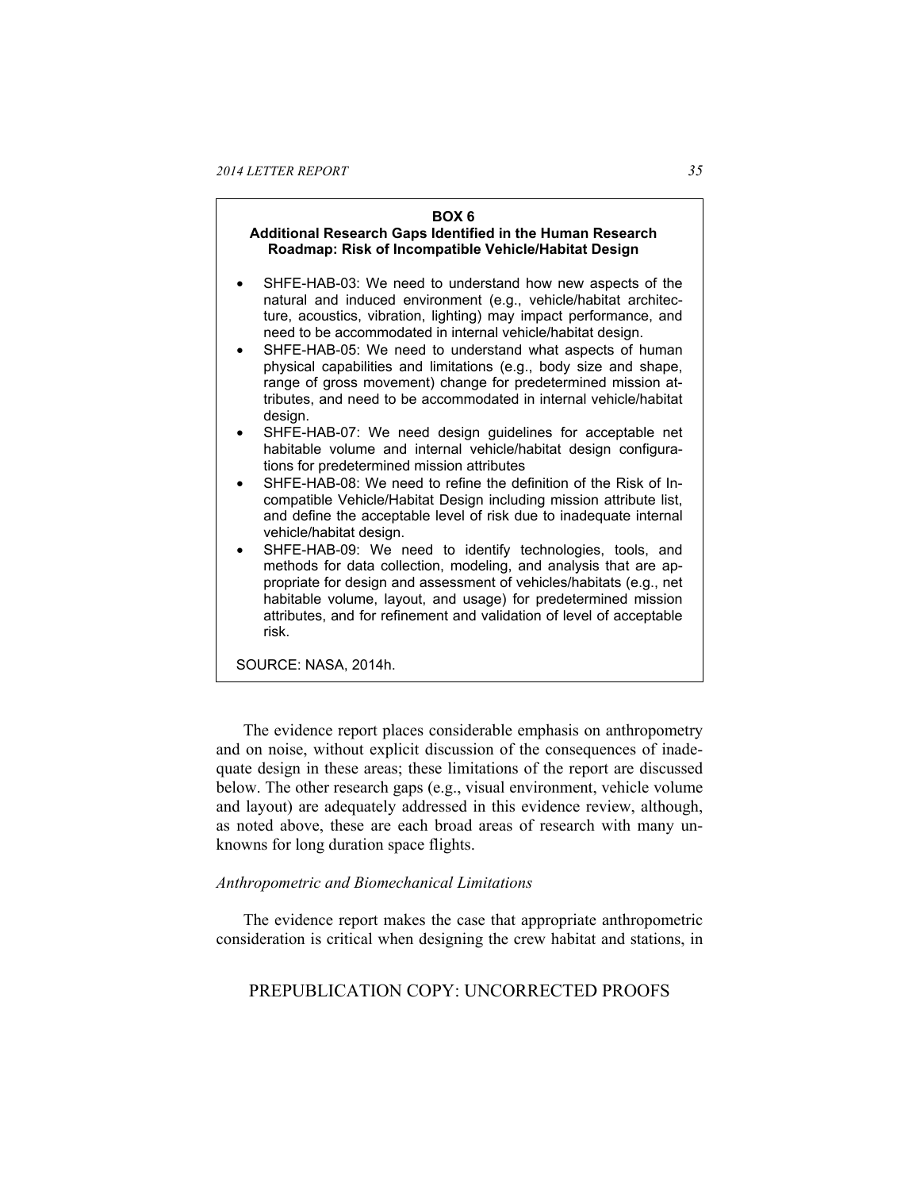**BOX 6**
**Additional Research Gaps Identified in the Human Research Roadmap: Risk of Incompatible Vehicle/Habitat Design**

- SHFE-HAB-03: We need to understand how new aspects of the natural and induced environment (e.g., vehicle/habitat architecture, acoustics, vibration, lighting) may impact performance, and need to be accommodated in internal vehicle/habitat design.
- SHFE-HAB-05: We need to understand what aspects of human physical capabilities and limitations (e.g., body size and shape, range of gross movement) change for predetermined mission attributes, and need to be accommodated in internal vehicle/habitat design.
- SHFE-HAB-07: We need design guidelines for acceptable net habitable volume and internal vehicle/habitat design configurations for predetermined mission attributes
- SHFE-HAB-08: We need to refine the definition of the Risk of Incompatible Vehicle/Habitat Design including mission attribute list, and define the acceptable level of risk due to inadequate internal vehicle/habitat design.
- SHFE-HAB-09: We need to identify technologies, tools, and methods for data collection, modeling, and analysis that are appropriate for design and assessment of vehicles/habitats (e.g., net habitable volume, layout, and usage) for predetermined mission attributes, and for refinement and validation of level of acceptable risk.

SOURCE: NASA, 2014h.

The evidence report places considerable emphasis on anthropometry and on noise, without explicit discussion of the consequences of inadequate design in these areas; these limitations of the report are discussed below. The other research gaps (e.g., visual environment, vehicle volume and layout) are adequately addressed in this evidence review, although, as noted above, these are each broad areas of research with many unknowns for long duration space flights.

*Anthropometric and Biomechanical Limitations*

The evidence report makes the case that appropriate anthropometric consideration is critical when designing the crew habitat and stations, in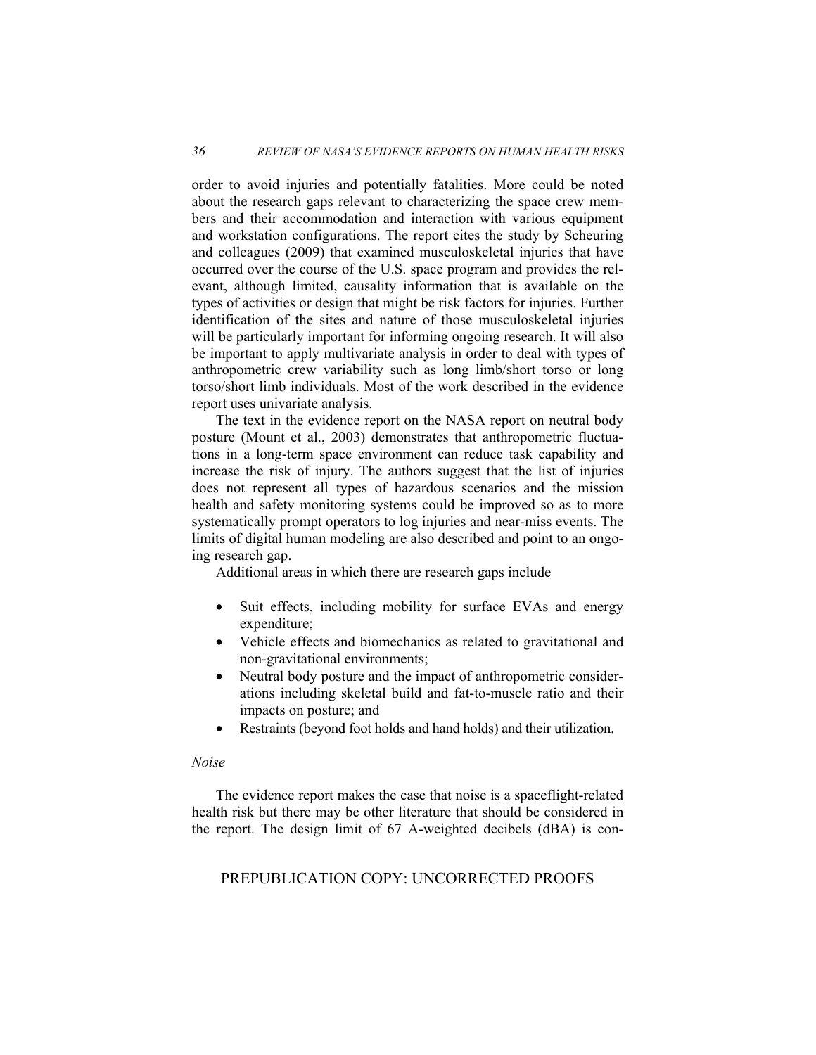order to avoid injuries and potentially fatalities. More could be noted about the research gaps relevant to characterizing the space crew members and their accommodation and interaction with various equipment and workstation configurations. The report cites the study by Scheuring and colleagues (2009) that examined musculoskeletal injuries that have occurred over the course of the U.S. space program and provides the relevant, although limited, causality information that is available on the types of activities or design that might be risk factors for injuries. Further identification of the sites and nature of those musculoskeletal injuries will be particularly important for informing ongoing research. It will also be important to apply multivariate analysis in order to deal with types of anthropometric crew variability such as long limb/short torso or long torso/short limb individuals. Most of the work described in the evidence report uses univariate analysis.

The text in the evidence report on the NASA report on neutral body posture (Mount et al., 2003) demonstrates that anthropometric fluctuations in a long-term space environment can reduce task capability and increase the risk of injury. The authors suggest that the list of injuries does not represent all types of hazardous scenarios and the mission health and safety monitoring systems could be improved so as to more systematically prompt operators to log injuries and near-miss events. The limits of digital human modeling are also described and point to an ongoing research gap.

Additional areas in which there are research gaps include

- Suit effects, including mobility for surface EVAs and energy expenditure;
- Vehicle effects and biomechanics as related to gravitational and non-gravitational environments;
- Neutral body posture and the impact of anthropometric considerations including skeletal build and fat-to-muscle ratio and their impacts on posture; and
- Restraints (beyond foot holds and hand holds) and their utilization.

*Noise*

The evidence report makes the case that noise is a spaceflight-related health risk but there may be other literature that should be considered in the report. The design limit of 67 A-weighted decibels (dBA) is con-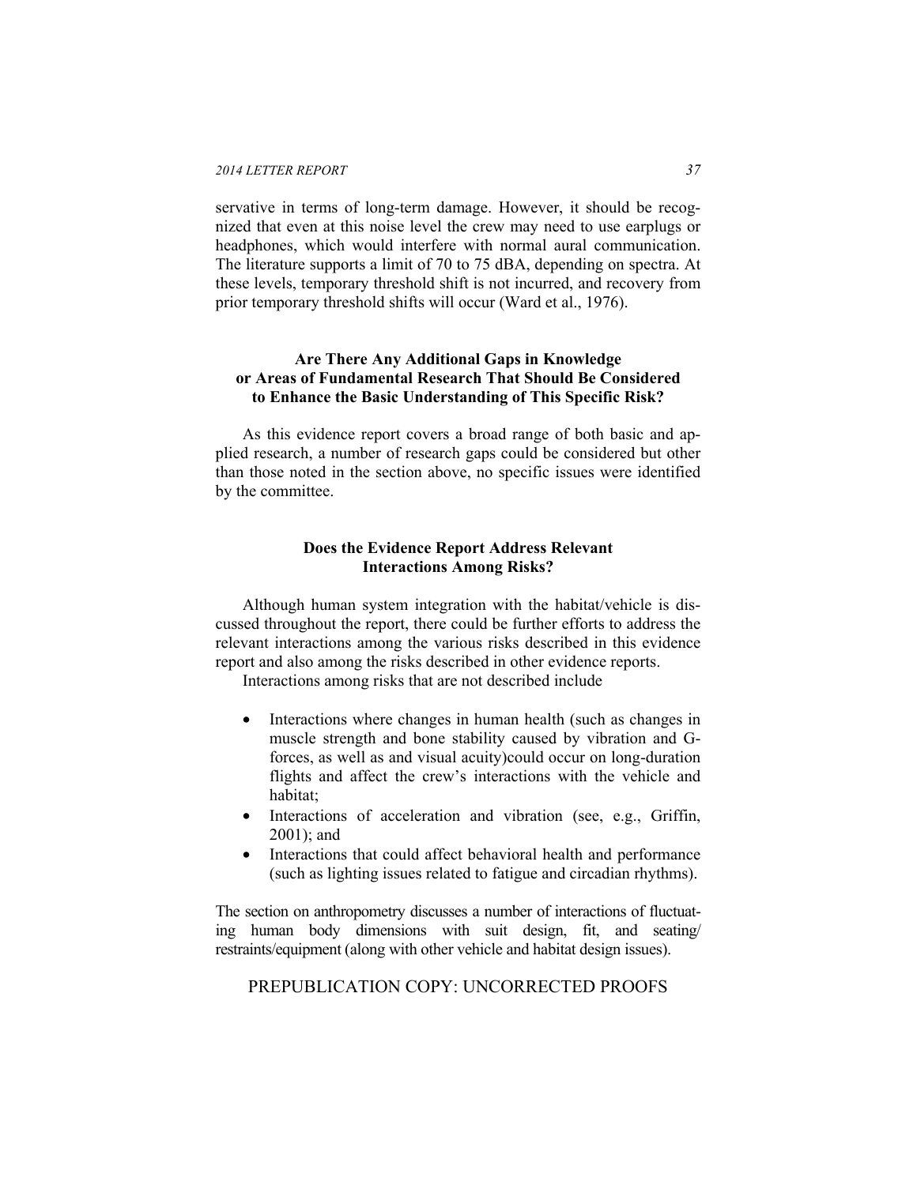servative in terms of long-term damage. However, it should be recognized that even at this noise level the crew may need to use earplugs or headphones, which would interfere with normal aural communication. The literature supports a limit of 70 to 75 dBA, depending on spectra. At these levels, temporary threshold shift is not incurred, and recovery from prior temporary threshold shifts will occur (Ward et al., 1976).

## Are There Any Additional Gaps in Knowledge or Areas of Fundamental Research That Should Be Considered to Enhance the Basic Understanding of This Specific Risk?

As this evidence report covers a broad range of both basic and applied research, a number of research gaps could be considered but other than those noted in the section above, no specific issues were identified by the committee.

## Does the Evidence Report Address Relevant Interactions Among Risks?

Although human system integration with the habitat/vehicle is discussed throughout the report, there could be further efforts to address the relevant interactions among the various risks described in this evidence report and also among the risks described in other evidence reports.

Interactions among risks that are not described include

- Interactions where changes in human health (such as changes in muscle strength and bone stability caused by vibration and G-forces, as well as and visual acuity)could occur on long-duration flights and affect the crew's interactions with the vehicle and habitat;
- Interactions of acceleration and vibration (see, e.g., Griffin, 2001); and
- Interactions that could affect behavioral health and performance (such as lighting issues related to fatigue and circadian rhythms).

The section on anthropometry discusses a number of interactions of fluctuating human body dimensions with suit design, fit, and seating/restraints/equipment (along with other vehicle and habitat design issues).

PREPUBLICATION COPY: UNCORRECTED PROOFS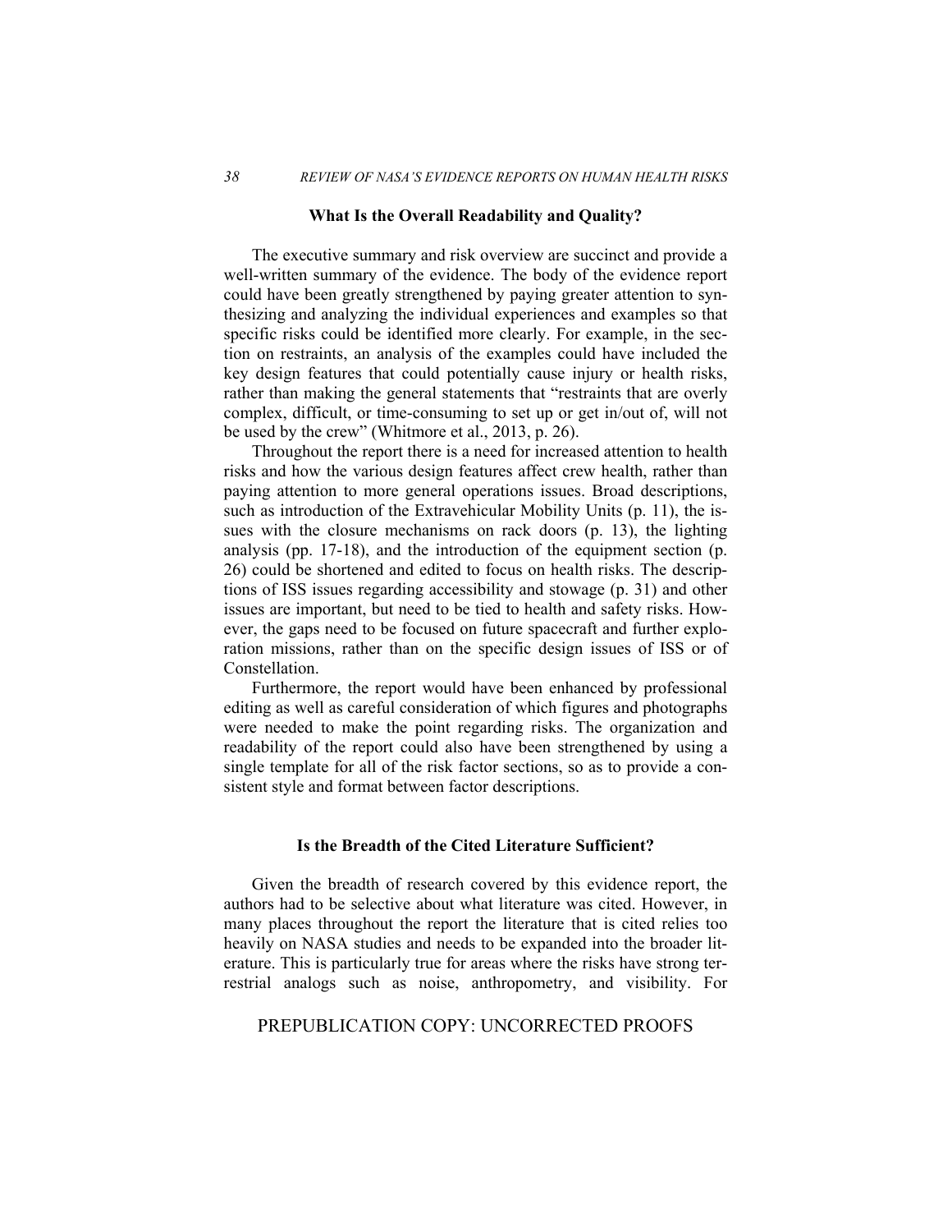### What Is the Overall Readability and Quality?

The executive summary and risk overview are succinct and provide a well-written summary of the evidence. The body of the evidence report could have been greatly strengthened by paying greater attention to synthesizing and analyzing the individual experiences and examples so that specific risks could be identified more clearly. For example, in the section on restraints, an analysis of the examples could have included the key design features that could potentially cause injury or health risks, rather than making the general statements that "restraints that are overly complex, difficult, or time-consuming to set up or get in/out of, will not be used by the crew" (Whitmore et al., 2013, p. 26).

Throughout the report there is a need for increased attention to health risks and how the various design features affect crew health, rather than paying attention to more general operations issues. Broad descriptions, such as introduction of the Extravehicular Mobility Units (p. 11), the issues with the closure mechanisms on rack doors (p. 13), the lighting analysis (pp. 17-18), and the introduction of the equipment section (p. 26) could be shortened and edited to focus on health risks. The descriptions of ISS issues regarding accessibility and stowage (p. 31) and other issues are important, but need to be tied to health and safety risks. However, the gaps need to be focused on future spacecraft and further exploration missions, rather than on the specific design issues of ISS or of Constellation.

Furthermore, the report would have been enhanced by professional editing as well as careful consideration of which figures and photographs were needed to make the point regarding risks. The organization and readability of the report could also have been strengthened by using a single template for all of the risk factor sections, so as to provide a consistent style and format between factor descriptions.

### Is the Breadth of the Cited Literature Sufficient?

Given the breadth of research covered by this evidence report, the authors had to be selective about what literature was cited. However, in many places throughout the report the literature that is cited relies too heavily on NASA studies and needs to be expanded into the broader literature. This is particularly true for areas where the risks have strong terrestrial analogs such as noise, anthropometry, and visibility. For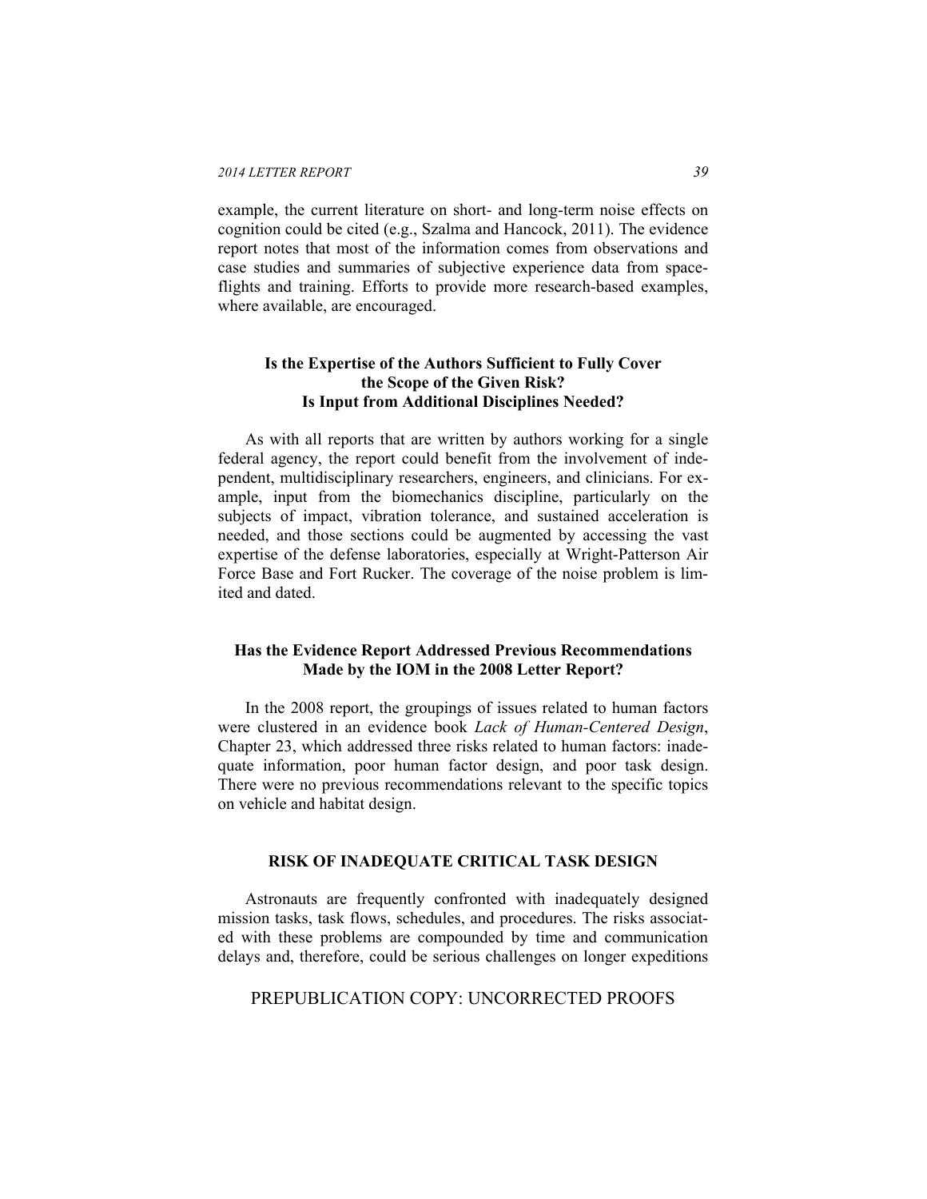example, the current literature on short- and long-term noise effects on cognition could be cited (e.g., Szalma and Hancock, 2011). The evidence report notes that most of the information comes from observations and case studies and summaries of subjective experience data from spaceflights and training. Efforts to provide more research-based examples, where available, are encouraged.

### Is the Expertise of the Authors Sufficient to Fully Cover the Scope of the Given Risk? Is Input from Additional Disciplines Needed?

As with all reports that are written by authors working for a single federal agency, the report could benefit from the involvement of independent, multidisciplinary researchers, engineers, and clinicians. For example, input from the biomechanics discipline, particularly on the subjects of impact, vibration tolerance, and sustained acceleration is needed, and those sections could be augmented by accessing the vast expertise of the defense laboratories, especially at Wright-Patterson Air Force Base and Fort Rucker. The coverage of the noise problem is limited and dated.

### Has the Evidence Report Addressed Previous Recommendations Made by the IOM in the 2008 Letter Report?

In the 2008 report, the groupings of issues related to human factors were clustered in an evidence book *Lack of Human-Centered Design*, Chapter 23, which addressed three risks related to human factors: inadequate information, poor human factor design, and poor task design. There were no previous recommendations relevant to the specific topics on vehicle and habitat design.

## RISK OF INADEQUATE CRITICAL TASK DESIGN

Astronauts are frequently confronted with inadequately designed mission tasks, task flows, schedules, and procedures. The risks associated with these problems are compounded by time and communication delays and, therefore, could be serious challenges on longer expeditions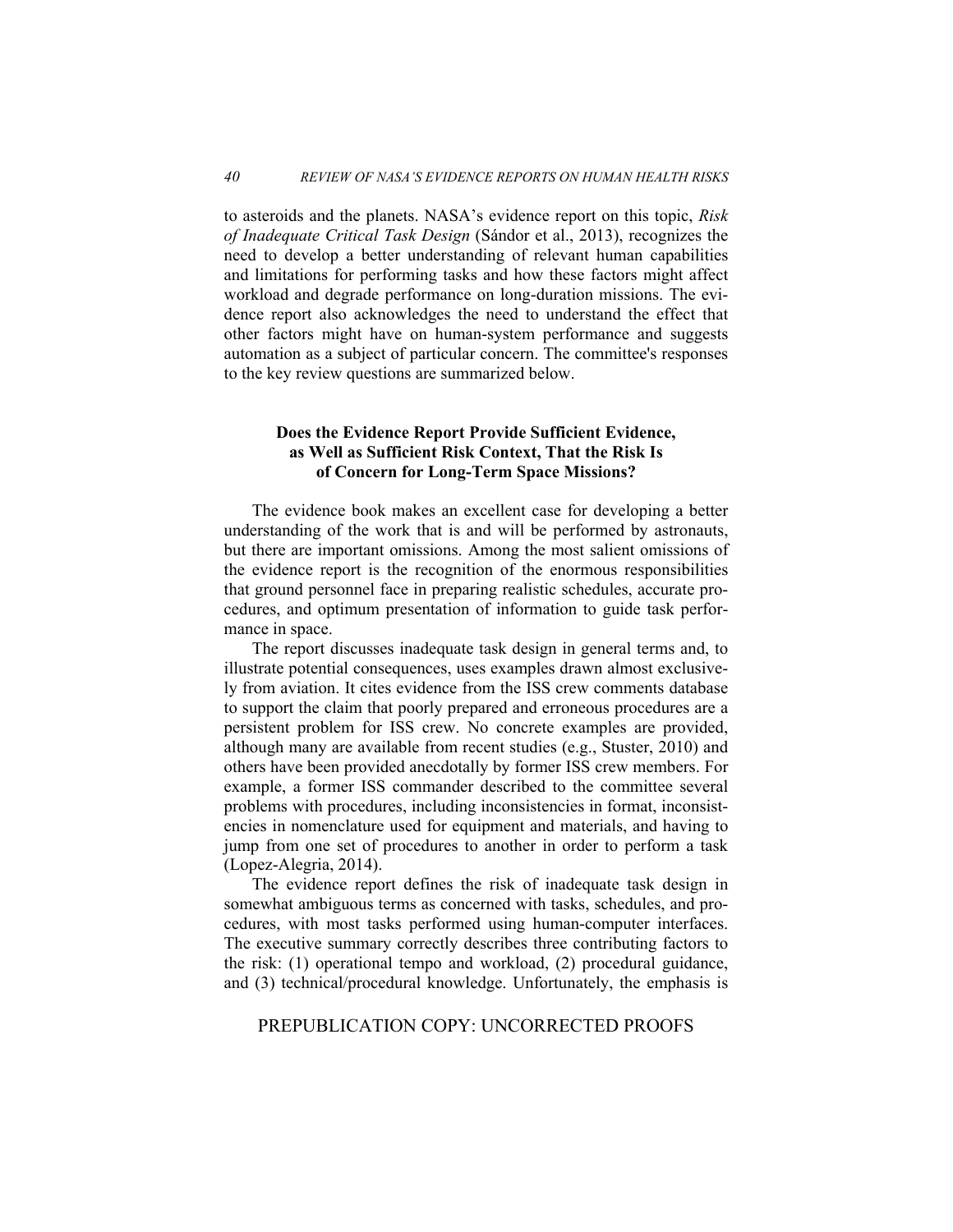to asteroids and the planets. NASA's evidence report on this topic, *Risk of Inadequate Critical Task Design* (Sándor et al., 2013), recognizes the need to develop a better understanding of relevant human capabilities and limitations for performing tasks and how these factors might affect workload and degrade performance on long-duration missions. The evidence report also acknowledges the need to understand the effect that other factors might have on human-system performance and suggests automation as a subject of particular concern. The committee's responses to the key review questions are summarized below.

### Does the Evidence Report Provide Sufficient Evidence, as Well as Sufficient Risk Context, That the Risk Is of Concern for Long-Term Space Missions?

The evidence book makes an excellent case for developing a better understanding of the work that is and will be performed by astronauts, but there are important omissions. Among the most salient omissions of the evidence report is the recognition of the enormous responsibilities that ground personnel face in preparing realistic schedules, accurate procedures, and optimum presentation of information to guide task performance in space.

The report discusses inadequate task design in general terms and, to illustrate potential consequences, uses examples drawn almost exclusively from aviation. It cites evidence from the ISS crew comments database to support the claim that poorly prepared and erroneous procedures are a persistent problem for ISS crew. No concrete examples are provided, although many are available from recent studies (e.g., Stuster, 2010) and others have been provided anecdotally by former ISS crew members. For example, a former ISS commander described to the committee several problems with procedures, including inconsistencies in format, inconsistencies in nomenclature used for equipment and materials, and having to jump from one set of procedures to another in order to perform a task (Lopez-Alegria, 2014).

The evidence report defines the risk of inadequate task design in somewhat ambiguous terms as concerned with tasks, schedules, and procedures, with most tasks performed using human-computer interfaces. The executive summary correctly describes three contributing factors to the risk: (1) operational tempo and workload, (2) procedural guidance, and (3) technical/procedural knowledge. Unfortunately, the emphasis is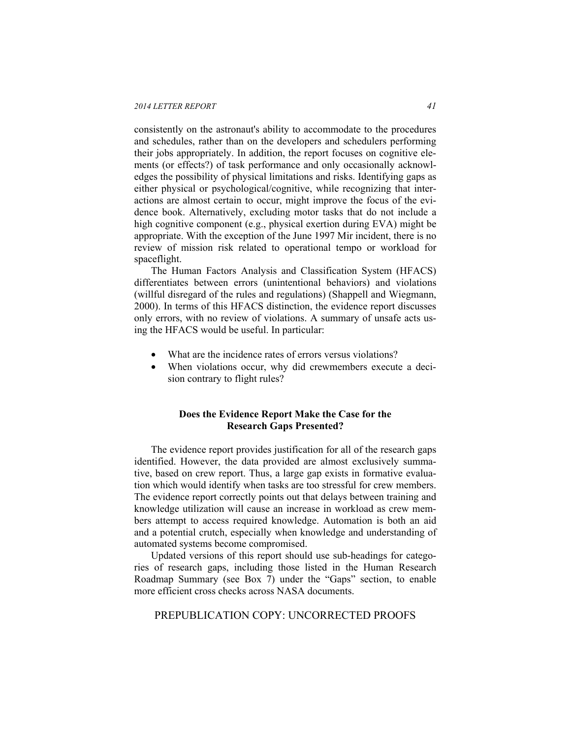consistently on the astronaut's ability to accommodate to the procedures and schedules, rather than on the developers and schedulers performing their jobs appropriately. In addition, the report focuses on cognitive elements (or effects?) of task performance and only occasionally acknowledges the possibility of physical limitations and risks. Identifying gaps as either physical or psychological/cognitive, while recognizing that interactions are almost certain to occur, might improve the focus of the evidence book. Alternatively, excluding motor tasks that do not include a high cognitive component (e.g., physical exertion during EVA) might be appropriate. With the exception of the June 1997 Mir incident, there is no review of mission risk related to operational tempo or workload for spaceflight.

The Human Factors Analysis and Classification System (HFACS) differentiates between errors (unintentional behaviors) and violations (willful disregard of the rules and regulations) (Shappell and Wiegmann, 2000). In terms of this HFACS distinction, the evidence report discusses only errors, with no review of violations. A summary of unsafe acts using the HFACS would be useful. In particular:

- What are the incidence rates of errors versus violations?
- When violations occur, why did crewmembers execute a decision contrary to flight rules?

### Does the Evidence Report Make the Case for the Research Gaps Presented?

The evidence report provides justification for all of the research gaps identified. However, the data provided are almost exclusively summative, based on crew report. Thus, a large gap exists in formative evaluation which would identify when tasks are too stressful for crew members. The evidence report correctly points out that delays between training and knowledge utilization will cause an increase in workload as crew members attempt to access required knowledge. Automation is both an aid and a potential crutch, especially when knowledge and understanding of automated systems become compromised.

Updated versions of this report should use sub-headings for categories of research gaps, including those listed in the Human Research Roadmap Summary (see Box 7) under the "Gaps" section, to enable more efficient cross checks across NASA documents.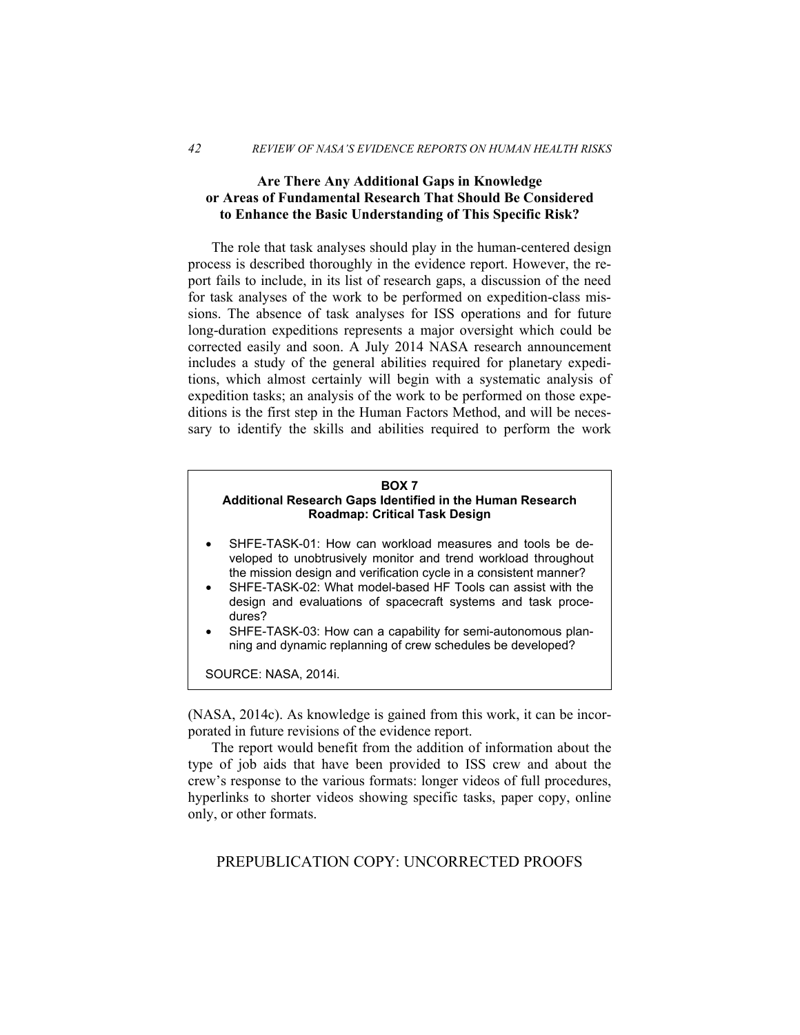### Are There Any Additional Gaps in Knowledge or Areas of Fundamental Research That Should Be Considered to Enhance the Basic Understanding of This Specific Risk?

The role that task analyses should play in the human-centered design process is described thoroughly in the evidence report. However, the report fails to include, in its list of research gaps, a discussion of the need for task analyses of the work to be performed on expedition-class missions. The absence of task analyses for ISS operations and for future long-duration expeditions represents a major oversight which could be corrected easily and soon. A July 2014 NASA research announcement includes a study of the general abilities required for planetary expeditions, which almost certainly will begin with a systematic analysis of expedition tasks; an analysis of the work to be performed on those expeditions is the first step in the Human Factors Method, and will be necessary to identify the skills and abilities required to perform the work (NASA, 2014c). As knowledge is gained from this work, it can be incorporated in future revisions of the evidence report.

> **BOX 7**
> **Additional Research Gaps Identified in the Human Research Roadmap: Critical Task Design**
>
> - SHFE-TASK-01: How can workload measures and tools be developed to unobtrusively monitor and trend workload throughout the mission design and verification cycle in a consistent manner?
> - SHFE-TASK-02: What model-based HF Tools can assist with the design and evaluations of spacecraft systems and task procedures?
> - SHFE-TASK-03: How can a capability for semi-autonomous planning and dynamic replanning of crew schedules be developed?
>
> SOURCE: NASA, 2014i.

The report would benefit from the addition of information about the type of job aids that have been provided to ISS crew and about the crew's response to the various formats: longer videos of full procedures, hyperlinks to shorter videos showing specific tasks, paper copy, online only, or other formats.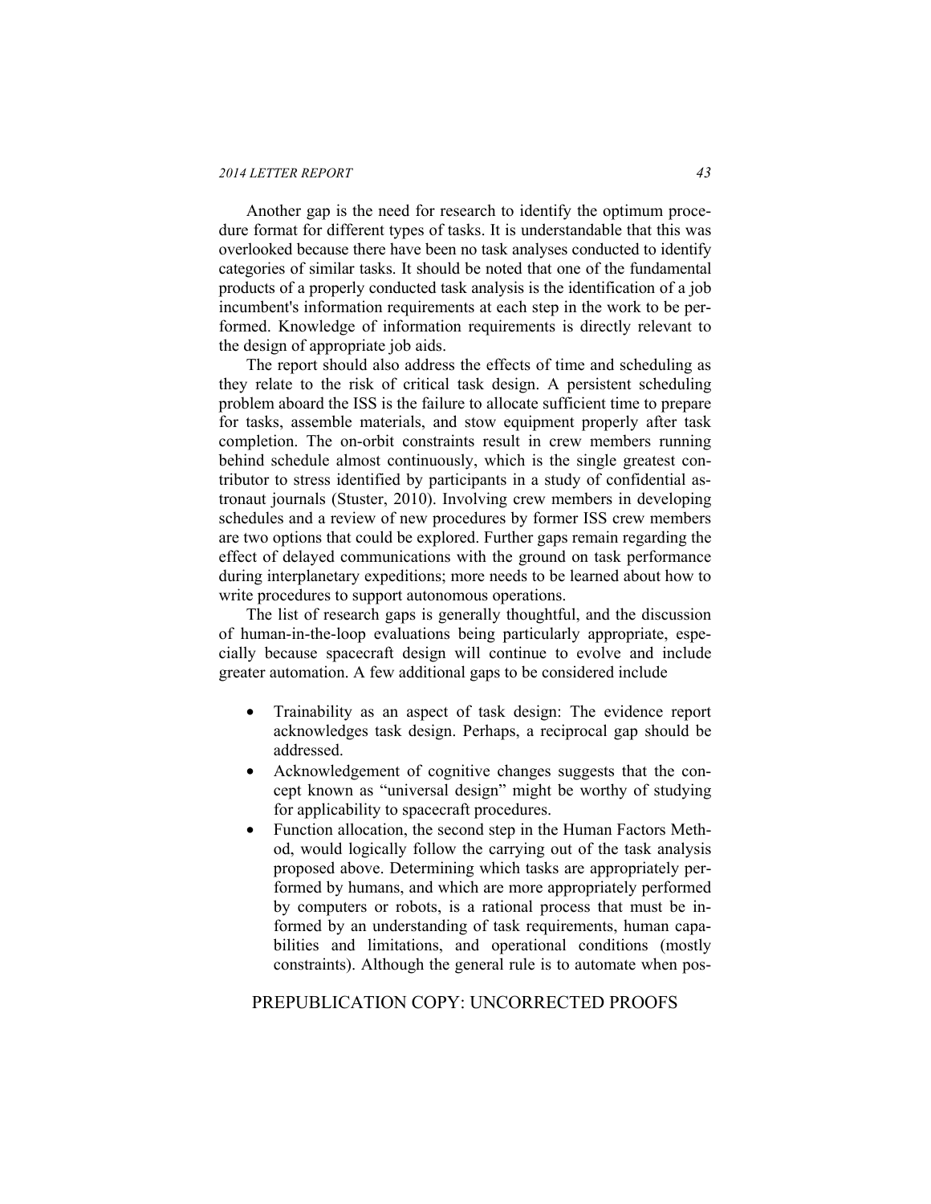Another gap is the need for research to identify the optimum procedure format for different types of tasks. It is understandable that this was overlooked because there have been no task analyses conducted to identify categories of similar tasks. It should be noted that one of the fundamental products of a properly conducted task analysis is the identification of a job incumbent's information requirements at each step in the work to be performed. Knowledge of information requirements is directly relevant to the design of appropriate job aids.

The report should also address the effects of time and scheduling as they relate to the risk of critical task design. A persistent scheduling problem aboard the ISS is the failure to allocate sufficient time to prepare for tasks, assemble materials, and stow equipment properly after task completion. The on-orbit constraints result in crew members running behind schedule almost continuously, which is the single greatest contributor to stress identified by participants in a study of confidential astronaut journals (Stuster, 2010). Involving crew members in developing schedules and a review of new procedures by former ISS crew members are two options that could be explored. Further gaps remain regarding the effect of delayed communications with the ground on task performance during interplanetary expeditions; more needs to be learned about how to write procedures to support autonomous operations.

The list of research gaps is generally thoughtful, and the discussion of human-in-the-loop evaluations being particularly appropriate, especially because spacecraft design will continue to evolve and include greater automation. A few additional gaps to be considered include

- Trainability as an aspect of task design: The evidence report acknowledges task design. Perhaps, a reciprocal gap should be addressed.
- Acknowledgement of cognitive changes suggests that the concept known as "universal design" might be worthy of studying for applicability to spacecraft procedures.
- Function allocation, the second step in the Human Factors Method, would logically follow the carrying out of the task analysis proposed above. Determining which tasks are appropriately performed by humans, and which are more appropriately performed by computers or robots, is a rational process that must be informed by an understanding of task requirements, human capabilities and limitations, and operational conditions (mostly constraints). Although the general rule is to automate when pos-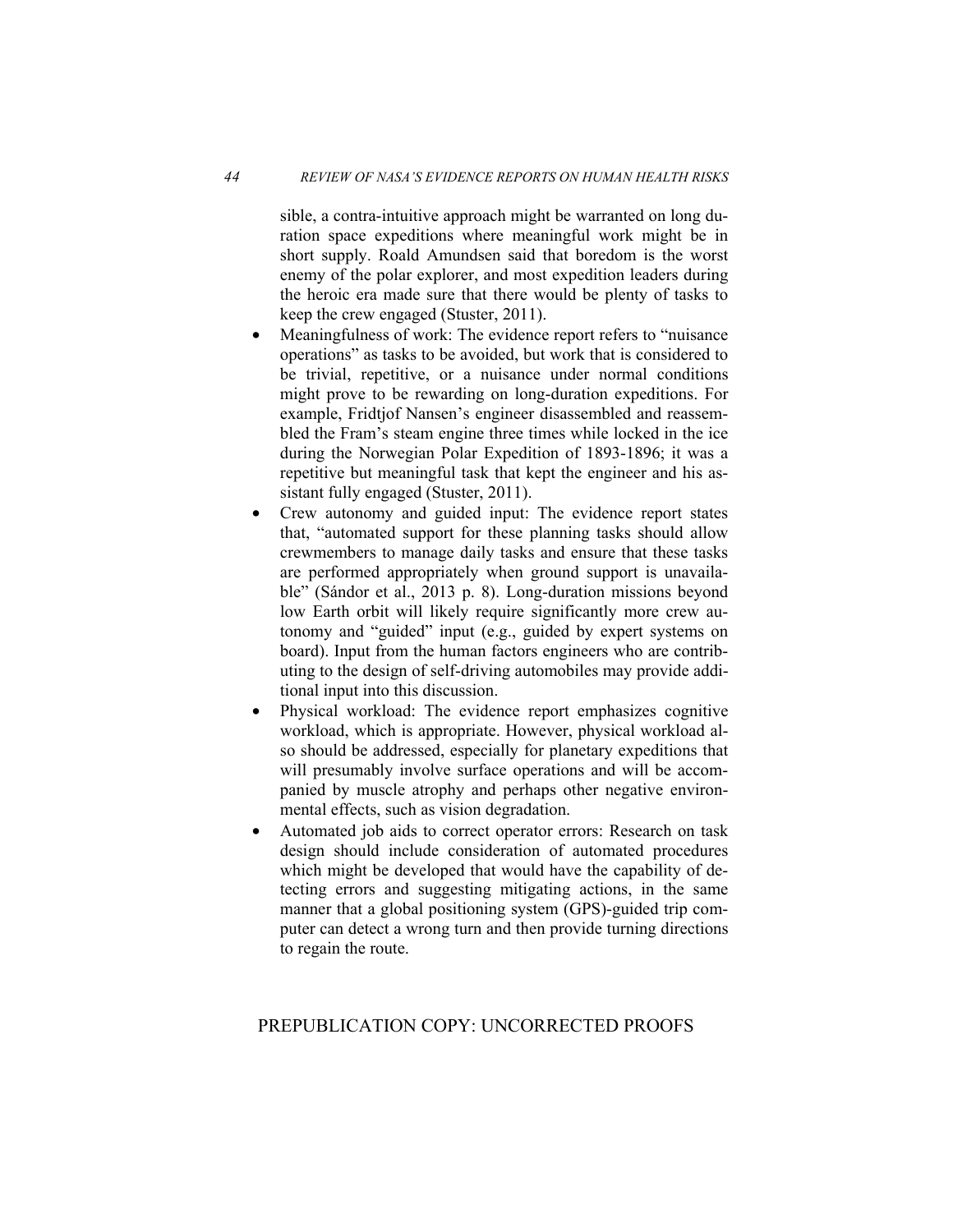sible, a contra-intuitive approach might be warranted on long duration space expeditions where meaningful work might be in short supply. Roald Amundsen said that boredom is the worst enemy of the polar explorer, and most expedition leaders during the heroic era made sure that there would be plenty of tasks to keep the crew engaged (Stuster, 2011).

- Meaningfulness of work: The evidence report refers to "nuisance operations" as tasks to be avoided, but work that is considered to be trivial, repetitive, or a nuisance under normal conditions might prove to be rewarding on long-duration expeditions. For example, Fridtjof Nansen's engineer disassembled and reassembled the Fram's steam engine three times while locked in the ice during the Norwegian Polar Expedition of 1893-1896; it was a repetitive but meaningful task that kept the engineer and his assistant fully engaged (Stuster, 2011).
- Crew autonomy and guided input: The evidence report states that, "automated support for these planning tasks should allow crewmembers to manage daily tasks and ensure that these tasks are performed appropriately when ground support is unavailable" (Sándor et al., 2013 p. 8). Long-duration missions beyond low Earth orbit will likely require significantly more crew autonomy and "guided" input (e.g., guided by expert systems on board). Input from the human factors engineers who are contributing to the design of self-driving automobiles may provide additional input into this discussion.
- Physical workload: The evidence report emphasizes cognitive workload, which is appropriate. However, physical workload also should be addressed, especially for planetary expeditions that will presumably involve surface operations and will be accompanied by muscle atrophy and perhaps other negative environmental effects, such as vision degradation.
- Automated job aids to correct operator errors: Research on task design should include consideration of automated procedures which might be developed that would have the capability of detecting errors and suggesting mitigating actions, in the same manner that a global positioning system (GPS)-guided trip computer can detect a wrong turn and then provide turning directions to regain the route.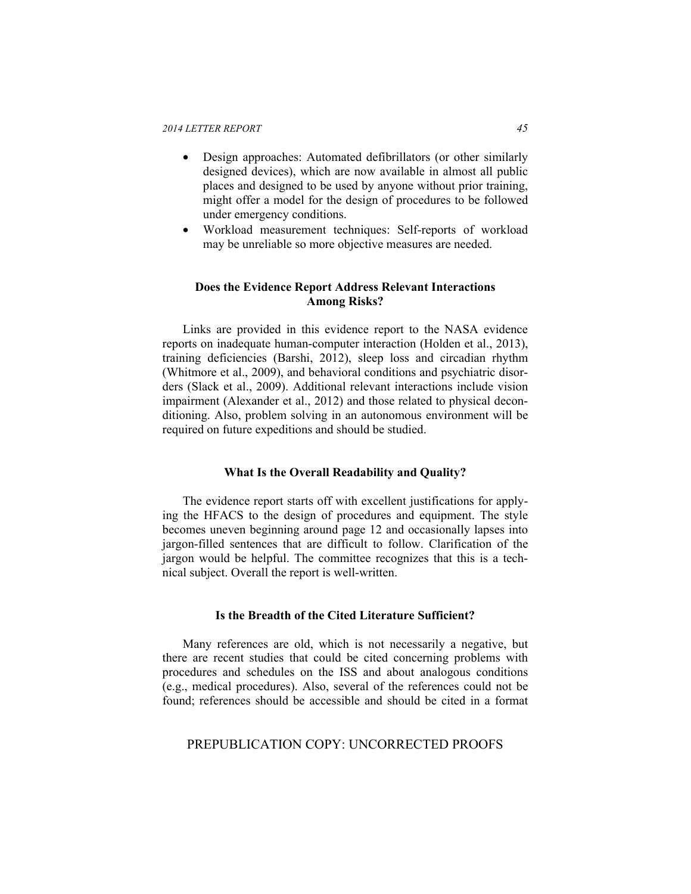- Design approaches: Automated defibrillators (or other similarly designed devices), which are now available in almost all public places and designed to be used by anyone without prior training, might offer a model for the design of procedures to be followed under emergency conditions.
- Workload measurement techniques: Self-reports of workload may be unreliable so more objective measures are needed.

### Does the Evidence Report Address Relevant Interactions Among Risks?

Links are provided in this evidence report to the NASA evidence reports on inadequate human-computer interaction (Holden et al., 2013), training deficiencies (Barshi, 2012), sleep loss and circadian rhythm (Whitmore et al., 2009), and behavioral conditions and psychiatric disorders (Slack et al., 2009). Additional relevant interactions include vision impairment (Alexander et al., 2012) and those related to physical deconditioning. Also, problem solving in an autonomous environment will be required on future expeditions and should be studied.

### What Is the Overall Readability and Quality?

The evidence report starts off with excellent justifications for applying the HFACS to the design of procedures and equipment. The style becomes uneven beginning around page 12 and occasionally lapses into jargon-filled sentences that are difficult to follow. Clarification of the jargon would be helpful. The committee recognizes that this is a technical subject. Overall the report is well-written.

### Is the Breadth of the Cited Literature Sufficient?

Many references are old, which is not necessarily a negative, but there are recent studies that could be cited concerning problems with procedures and schedules on the ISS and about analogous conditions (e.g., medical procedures). Also, several of the references could not be found; references should be accessible and should be cited in a format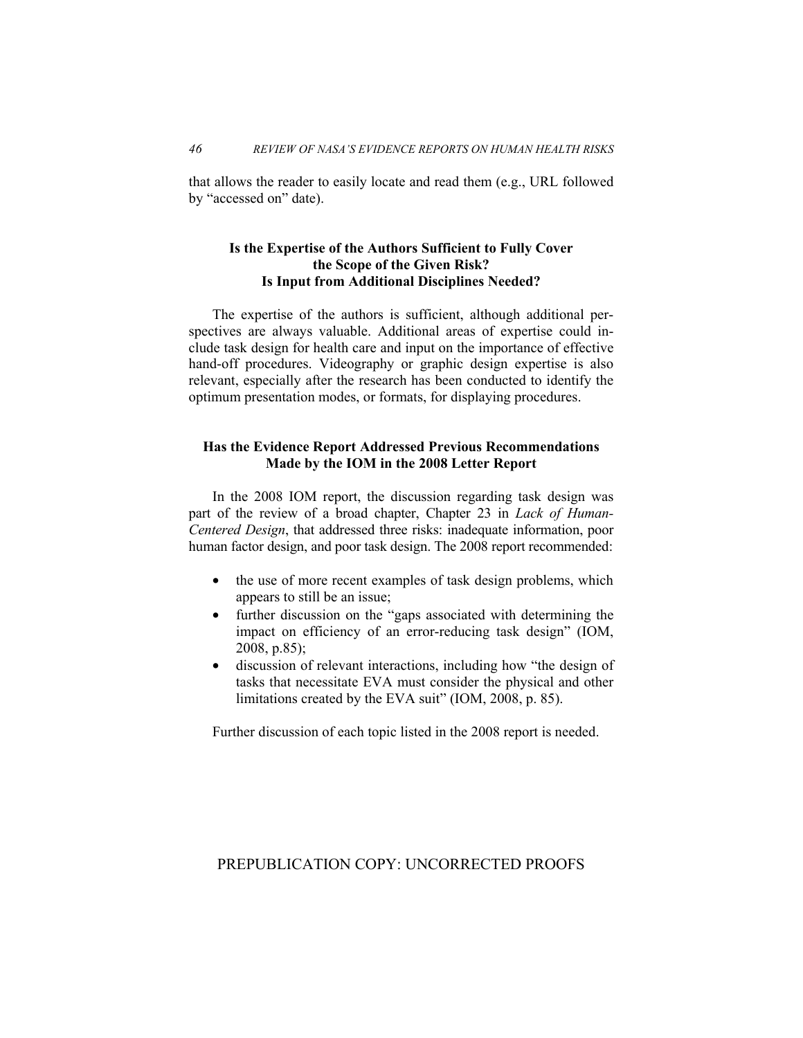that allows the reader to easily locate and read them (e.g., URL followed by "accessed on" date).

### Is the Expertise of the Authors Sufficient to Fully Cover the Scope of the Given Risk? Is Input from Additional Disciplines Needed?

The expertise of the authors is sufficient, although additional perspectives are always valuable. Additional areas of expertise could include task design for health care and input on the importance of effective hand-off procedures. Videography or graphic design expertise is also relevant, especially after the research has been conducted to identify the optimum presentation modes, or formats, for displaying procedures.

### Has the Evidence Report Addressed Previous Recommendations Made by the IOM in the 2008 Letter Report

In the 2008 IOM report, the discussion regarding task design was part of the review of a broad chapter, Chapter 23 in *Lack of Human-Centered Design*, that addressed three risks: inadequate information, poor human factor design, and poor task design. The 2008 report recommended:

- the use of more recent examples of task design problems, which appears to still be an issue;
- further discussion on the "gaps associated with determining the impact on efficiency of an error-reducing task design" (IOM, 2008, p.85);
- discussion of relevant interactions, including how "the design of tasks that necessitate EVA must consider the physical and other limitations created by the EVA suit" (IOM, 2008, p. 85).

Further discussion of each topic listed in the 2008 report is needed.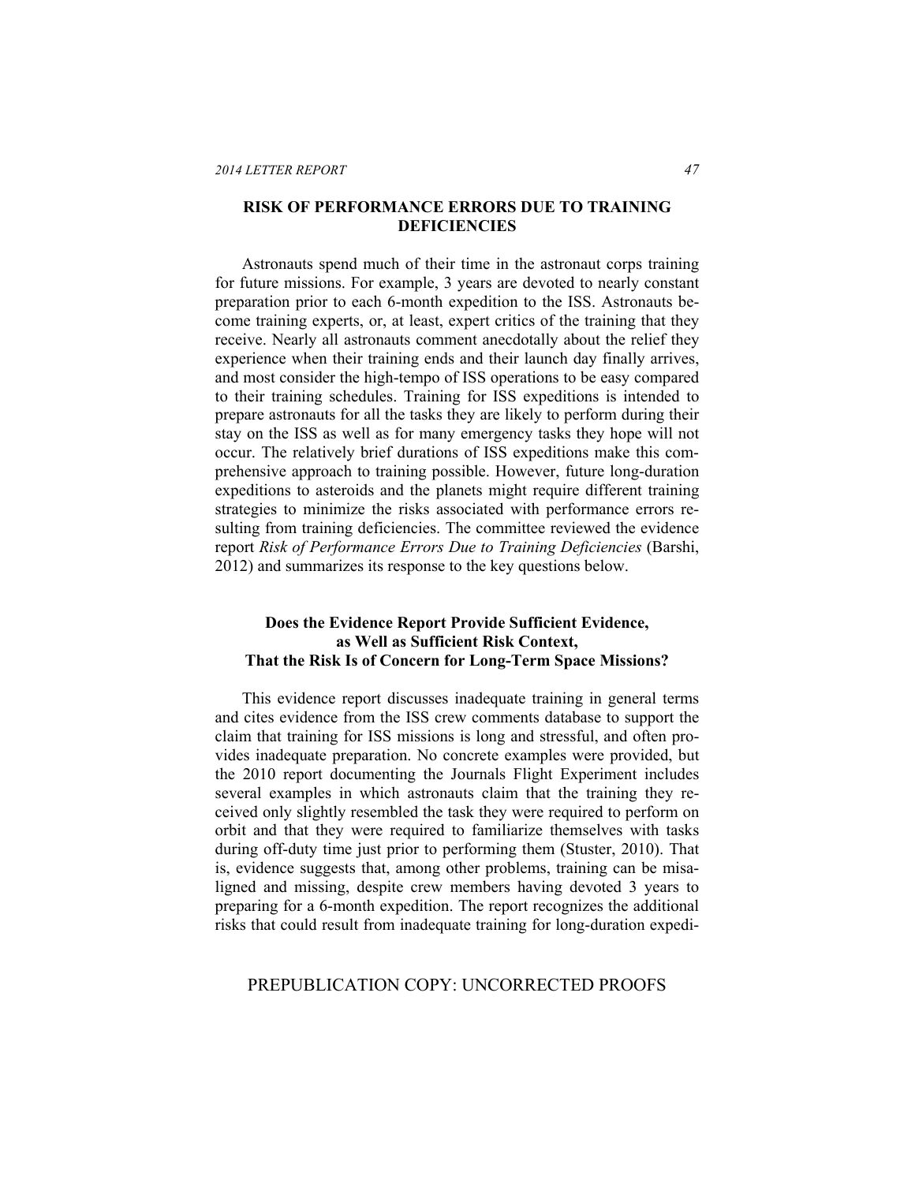## RISK OF PERFORMANCE ERRORS DUE TO TRAINING DEFICIENCIES

Astronauts spend much of their time in the astronaut corps training for future missions. For example, 3 years are devoted to nearly constant preparation prior to each 6-month expedition to the ISS. Astronauts become training experts, or, at least, expert critics of the training that they receive. Nearly all astronauts comment anecdotally about the relief they experience when their training ends and their launch day finally arrives, and most consider the high-tempo of ISS operations to be easy compared to their training schedules. Training for ISS expeditions is intended to prepare astronauts for all the tasks they are likely to perform during their stay on the ISS as well as for many emergency tasks they hope will not occur. The relatively brief durations of ISS expeditions make this comprehensive approach to training possible. However, future long-duration expeditions to asteroids and the planets might require different training strategies to minimize the risks associated with performance errors resulting from training deficiencies. The committee reviewed the evidence report *Risk of Performance Errors Due to Training Deficiencies* (Barshi, 2012) and summarizes its response to the key questions below.

### Does the Evidence Report Provide Sufficient Evidence, as Well as Sufficient Risk Context, That the Risk Is of Concern for Long-Term Space Missions?

This evidence report discusses inadequate training in general terms and cites evidence from the ISS crew comments database to support the claim that training for ISS missions is long and stressful, and often provides inadequate preparation. No concrete examples were provided, but the 2010 report documenting the Journals Flight Experiment includes several examples in which astronauts claim that the training they received only slightly resembled the task they were required to perform on orbit and that they were required to familiarize themselves with tasks during off-duty time just prior to performing them (Stuster, 2010). That is, evidence suggests that, among other problems, training can be misaligned and missing, despite crew members having devoted 3 years to preparing for a 6-month expedition. The report recognizes the additional risks that could result from inadequate training for long-duration expedi-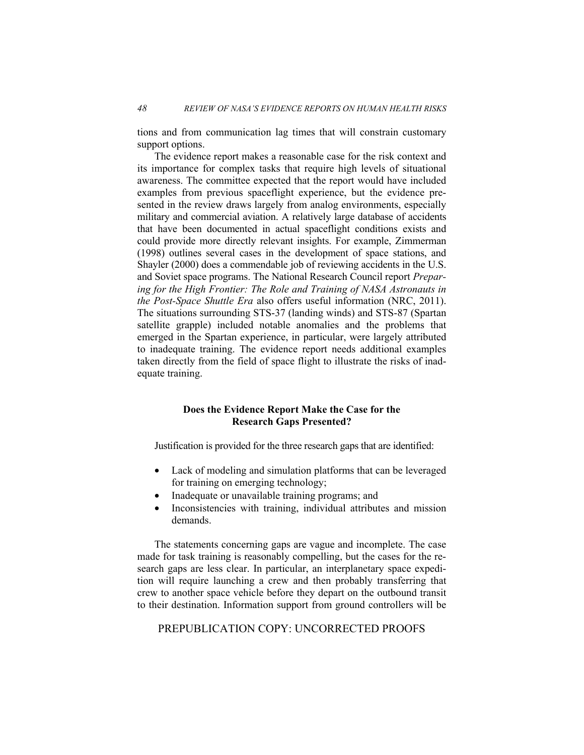tions and from communication lag times that will constrain customary support options.

The evidence report makes a reasonable case for the risk context and its importance for complex tasks that require high levels of situational awareness. The committee expected that the report would have included examples from previous spaceflight experience, but the evidence presented in the review draws largely from analog environments, especially military and commercial aviation. A relatively large database of accidents that have been documented in actual spaceflight conditions exists and could provide more directly relevant insights. For example, Zimmerman (1998) outlines several cases in the development of space stations, and Shayler (2000) does a commendable job of reviewing accidents in the U.S. and Soviet space programs. The National Research Council report *Preparing for the High Frontier: The Role and Training of NASA Astronauts in the Post-Space Shuttle Era* also offers useful information (NRC, 2011). The situations surrounding STS-37 (landing winds) and STS-87 (Spartan satellite grapple) included notable anomalies and the problems that emerged in the Spartan experience, in particular, were largely attributed to inadequate training. The evidence report needs additional examples taken directly from the field of space flight to illustrate the risks of inadequate training.

### Does the Evidence Report Make the Case for the Research Gaps Presented?

Justification is provided for the three research gaps that are identified:

- Lack of modeling and simulation platforms that can be leveraged for training on emerging technology;
- Inadequate or unavailable training programs; and
- Inconsistencies with training, individual attributes and mission demands.

The statements concerning gaps are vague and incomplete. The case made for task training is reasonably compelling, but the cases for the research gaps are less clear. In particular, an interplanetary space expedition will require launching a crew and then probably transferring that crew to another space vehicle before they depart on the outbound transit to their destination. Information support from ground controllers will be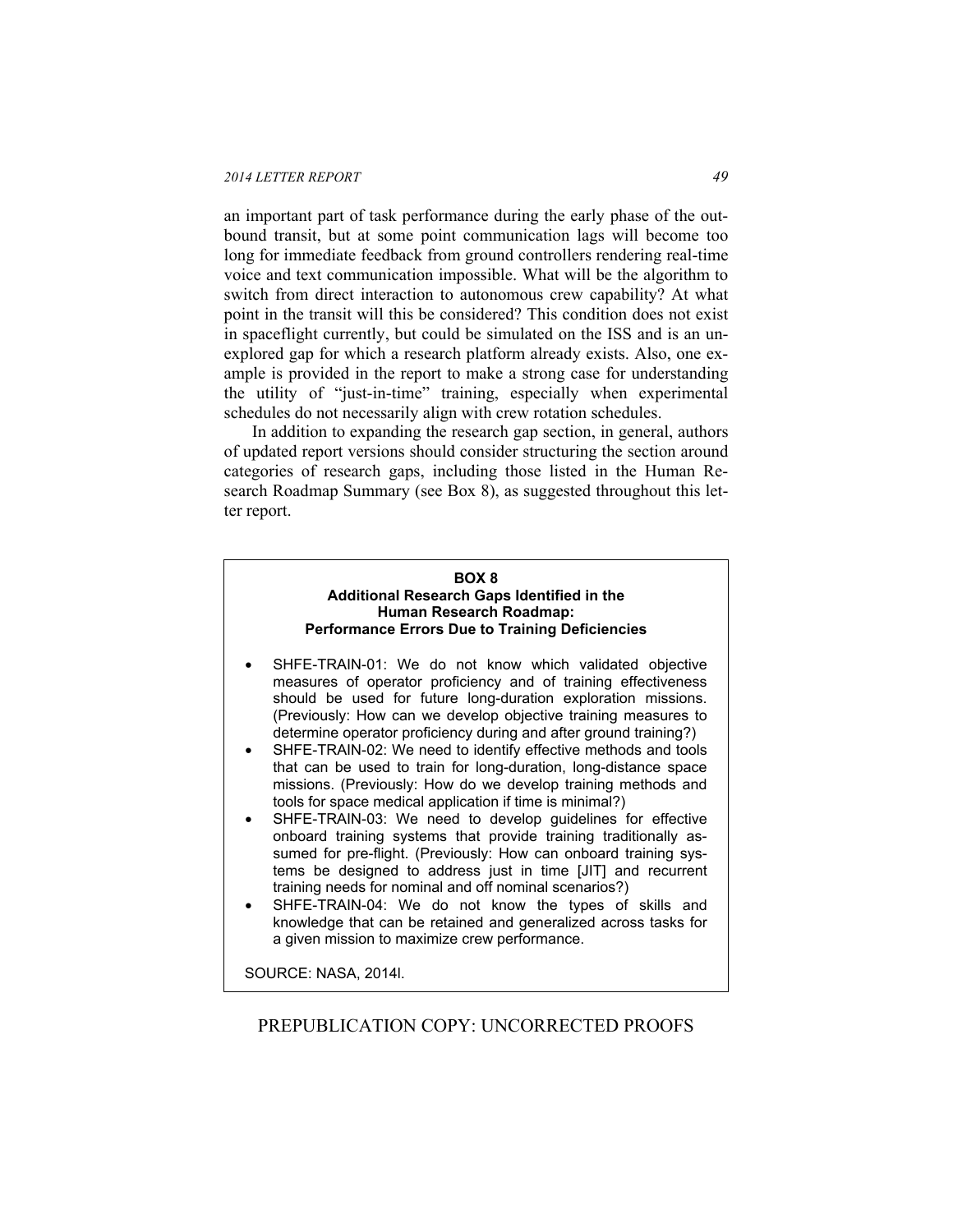an important part of task performance during the early phase of the outbound transit, but at some point communication lags will become too long for immediate feedback from ground controllers rendering real-time voice and text communication impossible. What will be the algorithm to switch from direct interaction to autonomous crew capability? At what point in the transit will this be considered? This condition does not exist in spaceflight currently, but could be simulated on the ISS and is an unexplored gap for which a research platform already exists. Also, one example is provided in the report to make a strong case for understanding the utility of "just-in-time" training, especially when experimental schedules do not necessarily align with crew rotation schedules.

In addition to expanding the research gap section, in general, authors of updated report versions should consider structuring the section around categories of research gaps, including those listed in the Human Research Roadmap Summary (see Box 8), as suggested throughout this letter report.

**BOX 8**
**Additional Research Gaps Identified in the Human Research Roadmap: Performance Errors Due to Training Deficiencies**

- SHFE-TRAIN-01: We do not know which validated objective measures of operator proficiency and of training effectiveness should be used for future long-duration exploration missions. (Previously: How can we develop objective training measures to determine operator proficiency during and after ground training?)
- SHFE-TRAIN-02: We need to identify effective methods and tools that can be used to train for long-duration, long-distance space missions. (Previously: How do we develop training methods and tools for space medical application if time is minimal?)
- SHFE-TRAIN-03: We need to develop guidelines for effective onboard training systems that provide training traditionally assumed for pre-flight. (Previously: How can onboard training systems be designed to address just in time [JIT] and recurrent training needs for nominal and off nominal scenarios?)
- SHFE-TRAIN-04: We do not know the types of skills and knowledge that can be retained and generalized across tasks for a given mission to maximize crew performance.

SOURCE: NASA, 2014l.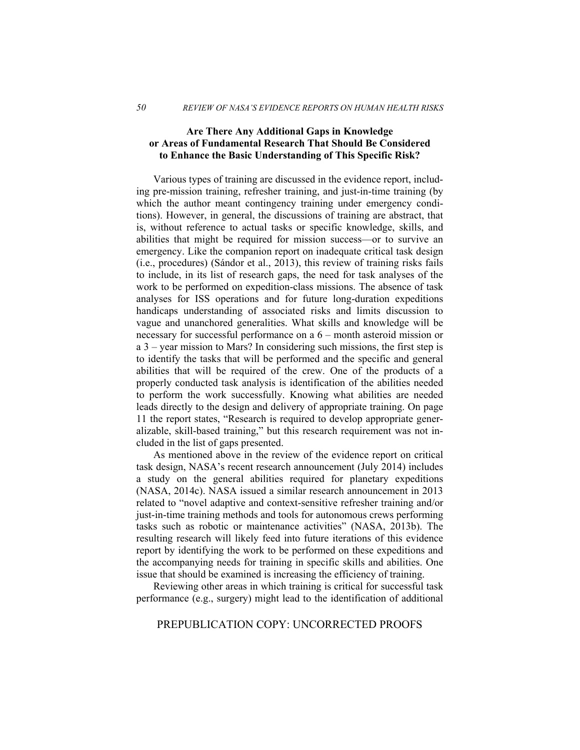### Are There Any Additional Gaps in Knowledge or Areas of Fundamental Research That Should Be Considered to Enhance the Basic Understanding of This Specific Risk?

Various types of training are discussed in the evidence report, including pre-mission training, refresher training, and just-in-time training (by which the author meant contingency training under emergency conditions). However, in general, the discussions of training are abstract, that is, without reference to actual tasks or specific knowledge, skills, and abilities that might be required for mission success—or to survive an emergency. Like the companion report on inadequate critical task design (i.e., procedures) (Sándor et al., 2013), this review of training risks fails to include, in its list of research gaps, the need for task analyses of the work to be performed on expedition-class missions. The absence of task analyses for ISS operations and for future long-duration expeditions handicaps understanding of associated risks and limits discussion to vague and unanchored generalities. What skills and knowledge will be necessary for successful performance on a 6 – month asteroid mission or a 3 – year mission to Mars? In considering such missions, the first step is to identify the tasks that will be performed and the specific and general abilities that will be required of the crew. One of the products of a properly conducted task analysis is identification of the abilities needed to perform the work successfully. Knowing what abilities are needed leads directly to the design and delivery of appropriate training. On page 11 the report states, "Research is required to develop appropriate generalizable, skill-based training," but this research requirement was not included in the list of gaps presented.

As mentioned above in the review of the evidence report on critical task design, NASA's recent research announcement (July 2014) includes a study on the general abilities required for planetary expeditions (NASA, 2014c). NASA issued a similar research announcement in 2013 related to "novel adaptive and context-sensitive refresher training and/or just-in-time training methods and tools for autonomous crews performing tasks such as robotic or maintenance activities" (NASA, 2013b). The resulting research will likely feed into future iterations of this evidence report by identifying the work to be performed on these expeditions and the accompanying needs for training in specific skills and abilities. One issue that should be examined is increasing the efficiency of training.

Reviewing other areas in which training is critical for successful task performance (e.g., surgery) might lead to the identification of additional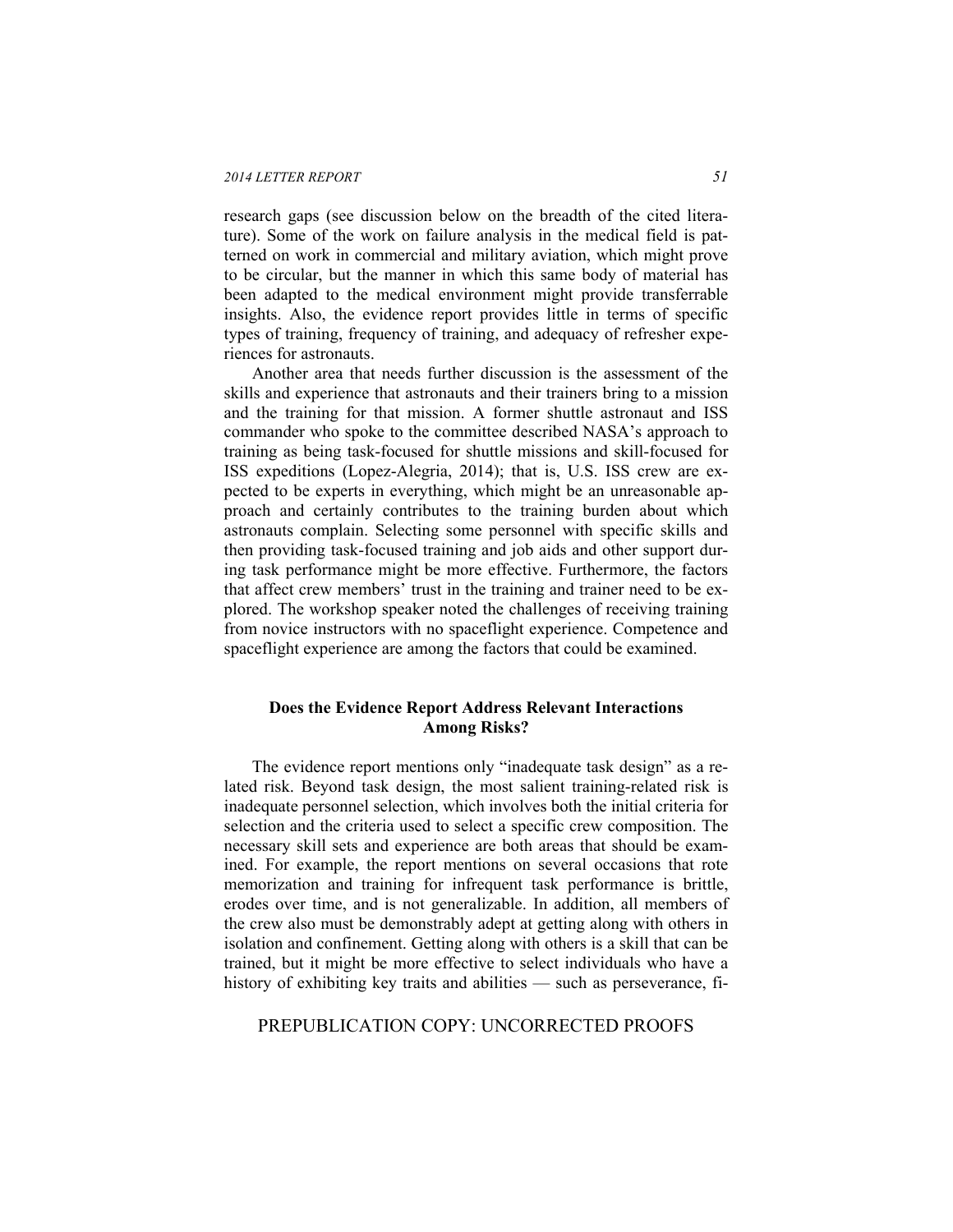research gaps (see discussion below on the breadth of the cited literature). Some of the work on failure analysis in the medical field is patterned on work in commercial and military aviation, which might prove to be circular, but the manner in which this same body of material has been adapted to the medical environment might provide transferrable insights. Also, the evidence report provides little in terms of specific types of training, frequency of training, and adequacy of refresher experiences for astronauts.

Another area that needs further discussion is the assessment of the skills and experience that astronauts and their trainers bring to a mission and the training for that mission. A former shuttle astronaut and ISS commander who spoke to the committee described NASA's approach to training as being task-focused for shuttle missions and skill-focused for ISS expeditions (Lopez-Alegria, 2014); that is, U.S. ISS crew are expected to be experts in everything, which might be an unreasonable approach and certainly contributes to the training burden about which astronauts complain. Selecting some personnel with specific skills and then providing task-focused training and job aids and other support during task performance might be more effective. Furthermore, the factors that affect crew members' trust in the training and trainer need to be explored. The workshop speaker noted the challenges of receiving training from novice instructors with no spaceflight experience. Competence and spaceflight experience are among the factors that could be examined.

### Does the Evidence Report Address Relevant Interactions Among Risks?

The evidence report mentions only "inadequate task design" as a related risk. Beyond task design, the most salient training-related risk is inadequate personnel selection, which involves both the initial criteria for selection and the criteria used to select a specific crew composition. The necessary skill sets and experience are both areas that should be examined. For example, the report mentions on several occasions that rote memorization and training for infrequent task performance is brittle, erodes over time, and is not generalizable. In addition, all members of the crew also must be demonstrably adept at getting along with others in isolation and confinement. Getting along with others is a skill that can be trained, but it might be more effective to select individuals who have a history of exhibiting key traits and abilities — such as perseverance, fi-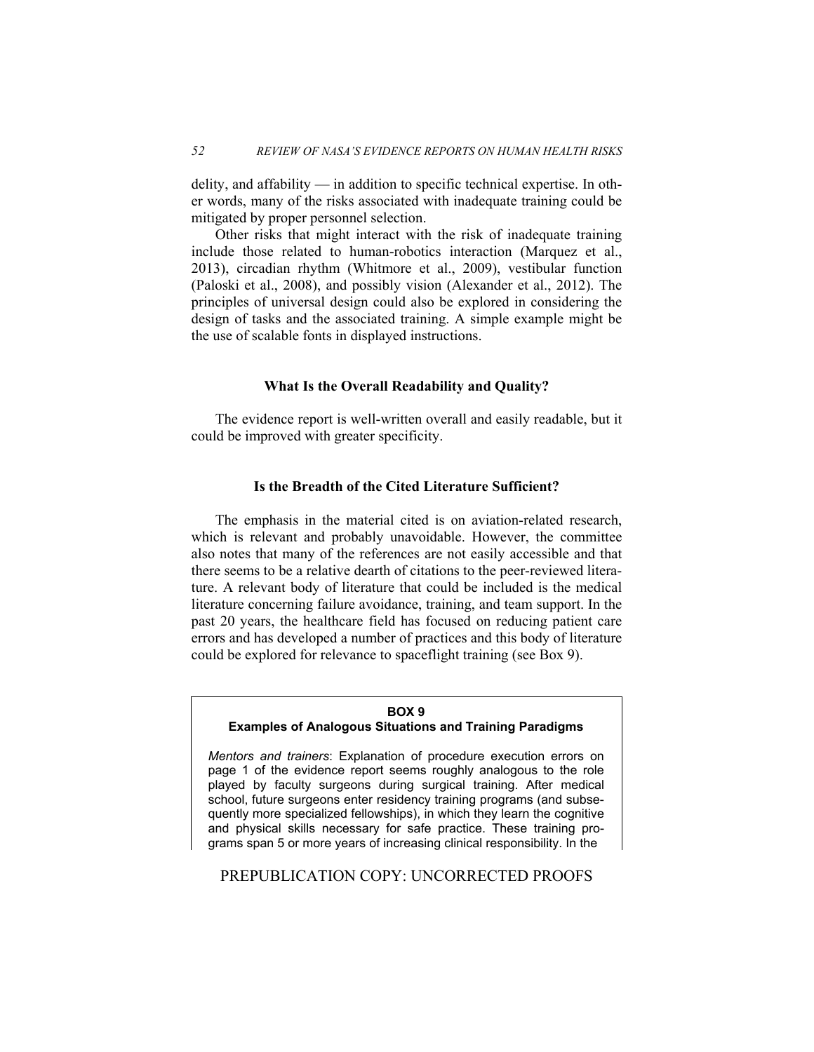delity, and affability — in addition to specific technical expertise. In other words, many of the risks associated with inadequate training could be mitigated by proper personnel selection.

Other risks that might interact with the risk of inadequate training include those related to human-robotics interaction (Marquez et al., 2013), circadian rhythm (Whitmore et al., 2009), vestibular function (Paloski et al., 2008), and possibly vision (Alexander et al., 2012). The principles of universal design could also be explored in considering the design of tasks and the associated training. A simple example might be the use of scalable fonts in displayed instructions.

### What Is the Overall Readability and Quality?

The evidence report is well-written overall and easily readable, but it could be improved with greater specificity.

### Is the Breadth of the Cited Literature Sufficient?

The emphasis in the material cited is on aviation-related research, which is relevant and probably unavoidable. However, the committee also notes that many of the references are not easily accessible and that there seems to be a relative dearth of citations to the peer-reviewed literature. A relevant body of literature that could be included is the medical literature concerning failure avoidance, training, and team support. In the past 20 years, the healthcare field has focused on reducing patient care errors and has developed a number of practices and this body of literature could be explored for relevance to spaceflight training (see Box 9).

> **BOX 9**
> **Examples of Analogous Situations and Training Paradigms**
>
> *Mentors and trainers*: Explanation of procedure execution errors on page 1 of the evidence report seems roughly analogous to the role played by faculty surgeons during surgical training. After medical school, future surgeons enter residency training programs (and subsequently more specialized fellowships), in which they learn the cognitive and physical skills necessary for safe practice. These training programs span 5 or more years of increasing clinical responsibility. In the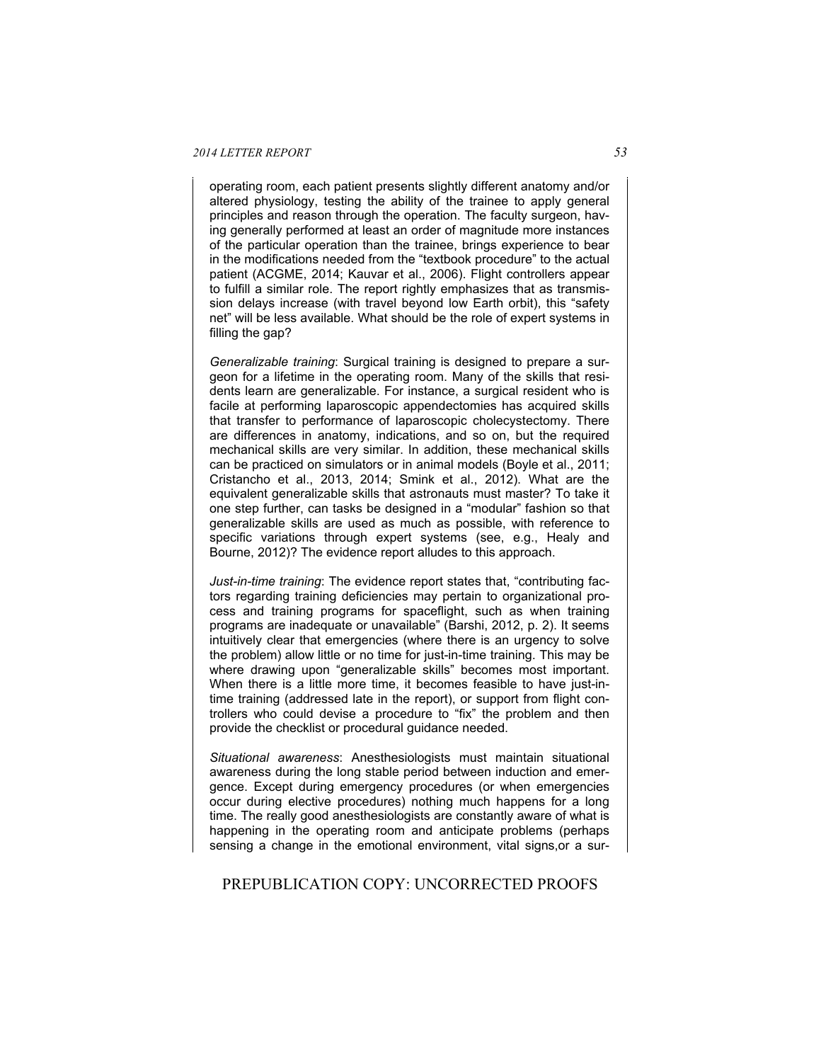operating room, each patient presents slightly different anatomy and/or altered physiology, testing the ability of the trainee to apply general principles and reason through the operation. The faculty surgeon, having generally performed at least an order of magnitude more instances of the particular operation than the trainee, brings experience to bear in the modifications needed from the "textbook procedure" to the actual patient (ACGME, 2014; Kauvar et al., 2006). Flight controllers appear to fulfill a similar role. The report rightly emphasizes that as transmission delays increase (with travel beyond low Earth orbit), this "safety net" will be less available. What should be the role of expert systems in filling the gap?

*Generalizable training*: Surgical training is designed to prepare a surgeon for a lifetime in the operating room. Many of the skills that residents learn are generalizable. For instance, a surgical resident who is facile at performing laparoscopic appendectomies has acquired skills that transfer to performance of laparoscopic cholecystectomy. There are differences in anatomy, indications, and so on, but the required mechanical skills are very similar. In addition, these mechanical skills can be practiced on simulators or in animal models (Boyle et al., 2011; Cristancho et al., 2013, 2014; Smink et al., 2012). What are the equivalent generalizable skills that astronauts must master? To take it one step further, can tasks be designed in a "modular" fashion so that generalizable skills are used as much as possible, with reference to specific variations through expert systems (see, e.g., Healy and Bourne, 2012)? The evidence report alludes to this approach.

*Just-in-time training*: The evidence report states that, "contributing factors regarding training deficiencies may pertain to organizational process and training programs for spaceflight, such as when training programs are inadequate or unavailable" (Barshi, 2012, p. 2). It seems intuitively clear that emergencies (where there is an urgency to solve the problem) allow little or no time for just-in-time training. This may be where drawing upon "generalizable skills" becomes most important. When there is a little more time, it becomes feasible to have just-in-time training (addressed late in the report), or support from flight controllers who could devise a procedure to "fix" the problem and then provide the checklist or procedural guidance needed.

*Situational awareness*: Anesthesiologists must maintain situational awareness during the long stable period between induction and emergence. Except during emergency procedures (or when emergencies occur during elective procedures) nothing much happens for a long time. The really good anesthesiologists are constantly aware of what is happening in the operating room and anticipate problems (perhaps sensing a change in the emotional environment, vital signs,or a sur-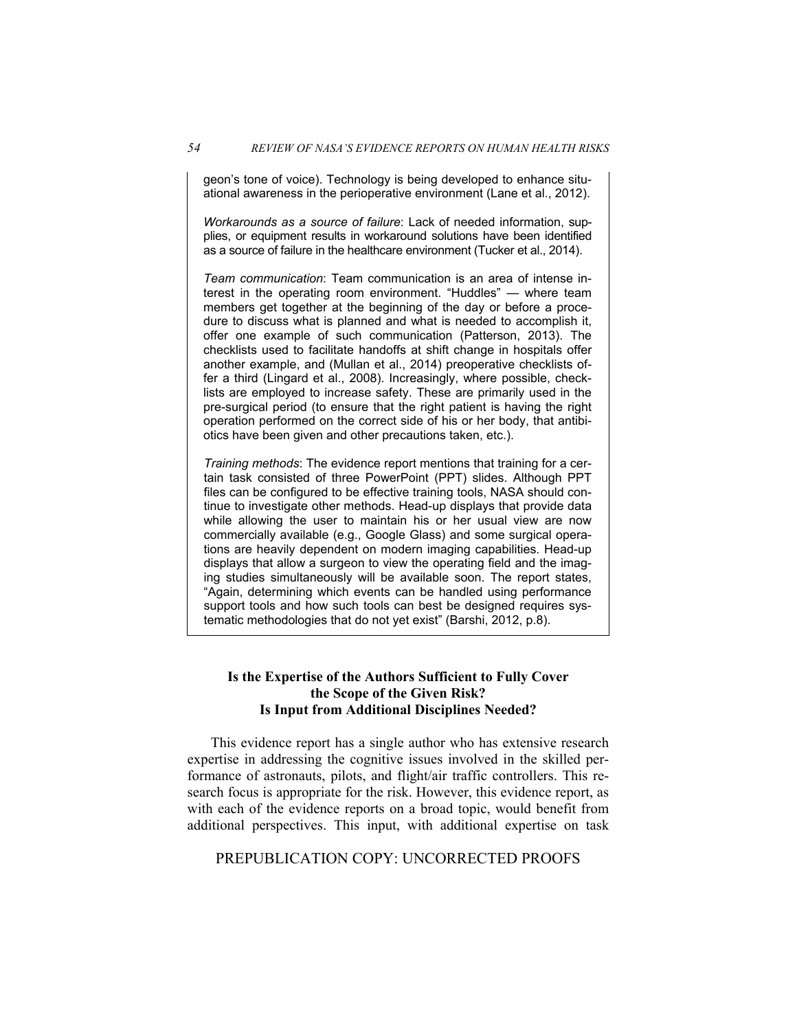geon's tone of voice). Technology is being developed to enhance situational awareness in the perioperative environment (Lane et al., 2012).

*Workarounds as a source of failure*: Lack of needed information, supplies, or equipment results in workaround solutions have been identified as a source of failure in the healthcare environment (Tucker et al., 2014).

*Team communication*: Team communication is an area of intense interest in the operating room environment. "Huddles" — where team members get together at the beginning of the day or before a procedure to discuss what is planned and what is needed to accomplish it, offer one example of such communication (Patterson, 2013). The checklists used to facilitate handoffs at shift change in hospitals offer another example, and (Mullan et al., 2014) preoperative checklists offer a third (Lingard et al., 2008). Increasingly, where possible, checklists are employed to increase safety. These are primarily used in the pre-surgical period (to ensure that the right patient is having the right operation performed on the correct side of his or her body, that antibiotics have been given and other precautions taken, etc.).

*Training methods*: The evidence report mentions that training for a certain task consisted of three PowerPoint (PPT) slides. Although PPT files can be configured to be effective training tools, NASA should continue to investigate other methods. Head-up displays that provide data while allowing the user to maintain his or her usual view are now commercially available (e.g., Google Glass) and some surgical operations are heavily dependent on modern imaging capabilities. Head-up displays that allow a surgeon to view the operating field and the imaging studies simultaneously will be available soon. The report states, "Again, determining which events can be handled using performance support tools and how such tools can best be designed requires systematic methodologies that do not yet exist" (Barshi, 2012, p.8).

## Is the Expertise of the Authors Sufficient to Fully Cover the Scope of the Given Risk? Is Input from Additional Disciplines Needed?

This evidence report has a single author who has extensive research expertise in addressing the cognitive issues involved in the skilled performance of astronauts, pilots, and flight/air traffic controllers. This research focus is appropriate for the risk. However, this evidence report, as with each of the evidence reports on a broad topic, would benefit from additional perspectives. This input, with additional expertise on task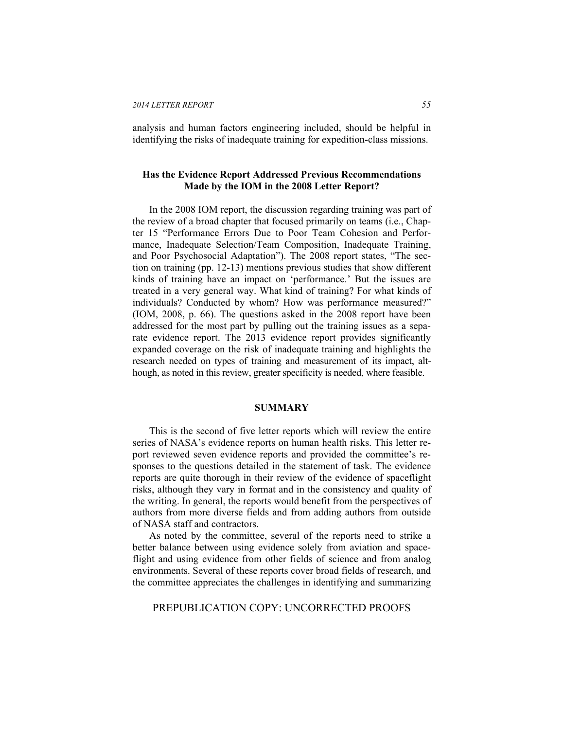analysis and human factors engineering included, should be helpful in identifying the risks of inadequate training for expedition-class missions.

### Has the Evidence Report Addressed Previous Recommendations Made by the IOM in the 2008 Letter Report?

In the 2008 IOM report, the discussion regarding training was part of the review of a broad chapter that focused primarily on teams (i.e., Chapter 15 "Performance Errors Due to Poor Team Cohesion and Performance, Inadequate Selection/Team Composition, Inadequate Training, and Poor Psychosocial Adaptation"). The 2008 report states, "The section on training (pp. 12-13) mentions previous studies that show different kinds of training have an impact on 'performance.' But the issues are treated in a very general way. What kind of training? For what kinds of individuals? Conducted by whom? How was performance measured?" (IOM, 2008, p. 66). The questions asked in the 2008 report have been addressed for the most part by pulling out the training issues as a separate evidence report. The 2013 evidence report provides significantly expanded coverage on the risk of inadequate training and highlights the research needed on types of training and measurement of its impact, although, as noted in this review, greater specificity is needed, where feasible.

## SUMMARY

This is the second of five letter reports which will review the entire series of NASA's evidence reports on human health risks. This letter report reviewed seven evidence reports and provided the committee's responses to the questions detailed in the statement of task. The evidence reports are quite thorough in their review of the evidence of spaceflight risks, although they vary in format and in the consistency and quality of the writing. In general, the reports would benefit from the perspectives of authors from more diverse fields and from adding authors from outside of NASA staff and contractors.

As noted by the committee, several of the reports need to strike a better balance between using evidence solely from aviation and spaceflight and using evidence from other fields of science and from analog environments. Several of these reports cover broad fields of research, and the committee appreciates the challenges in identifying and summarizing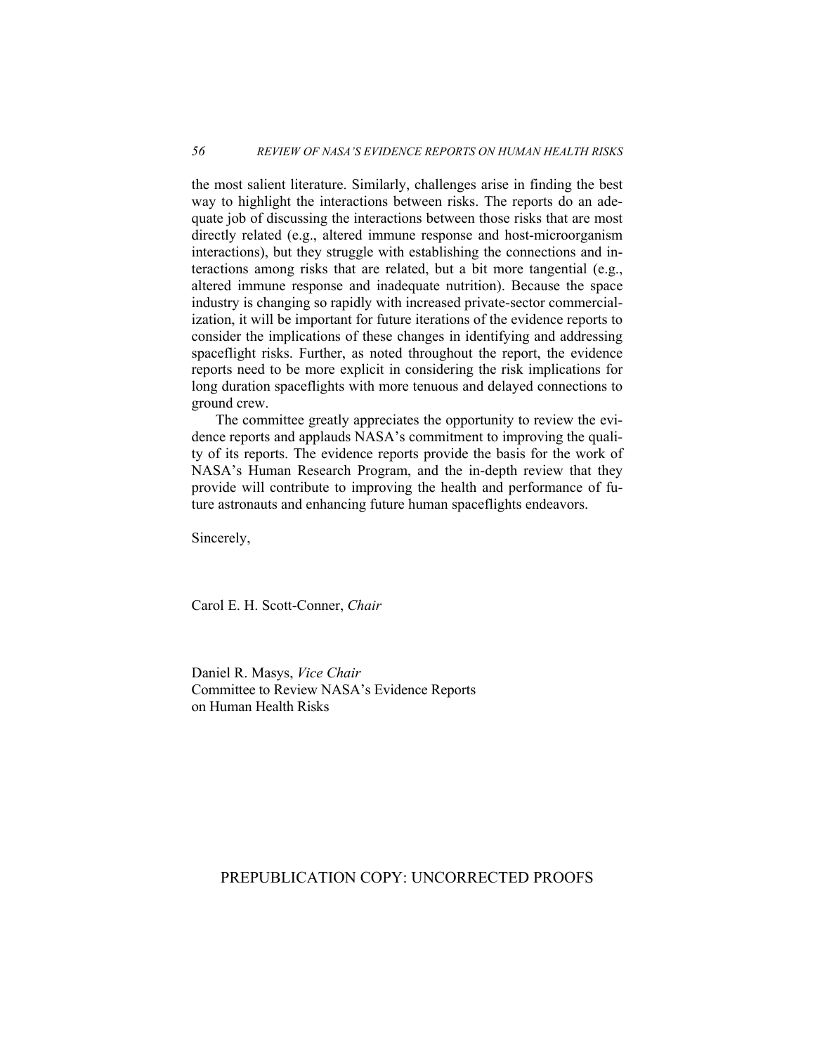the most salient literature. Similarly, challenges arise in finding the best way to highlight the interactions between risks. The reports do an adequate job of discussing the interactions between those risks that are most directly related (e.g., altered immune response and host-microorganism interactions), but they struggle with establishing the connections and interactions among risks that are related, but a bit more tangential (e.g., altered immune response and inadequate nutrition). Because the space industry is changing so rapidly with increased private-sector commercialization, it will be important for future iterations of the evidence reports to consider the implications of these changes in identifying and addressing spaceflight risks. Further, as noted throughout the report, the evidence reports need to be more explicit in considering the risk implications for long duration spaceflights with more tenuous and delayed connections to ground crew.

The committee greatly appreciates the opportunity to review the evidence reports and applauds NASA's commitment to improving the quality of its reports. The evidence reports provide the basis for the work of NASA's Human Research Program, and the in-depth review that they provide will contribute to improving the health and performance of future astronauts and enhancing future human spaceflights endeavors.

Sincerely,

Carol E. H. Scott-Conner, *Chair*

Daniel R. Masys, *Vice Chair*
Committee to Review NASA's Evidence Reports on Human Health Risks

PREPUBLICATION COPY: UNCORRECTED PROOFS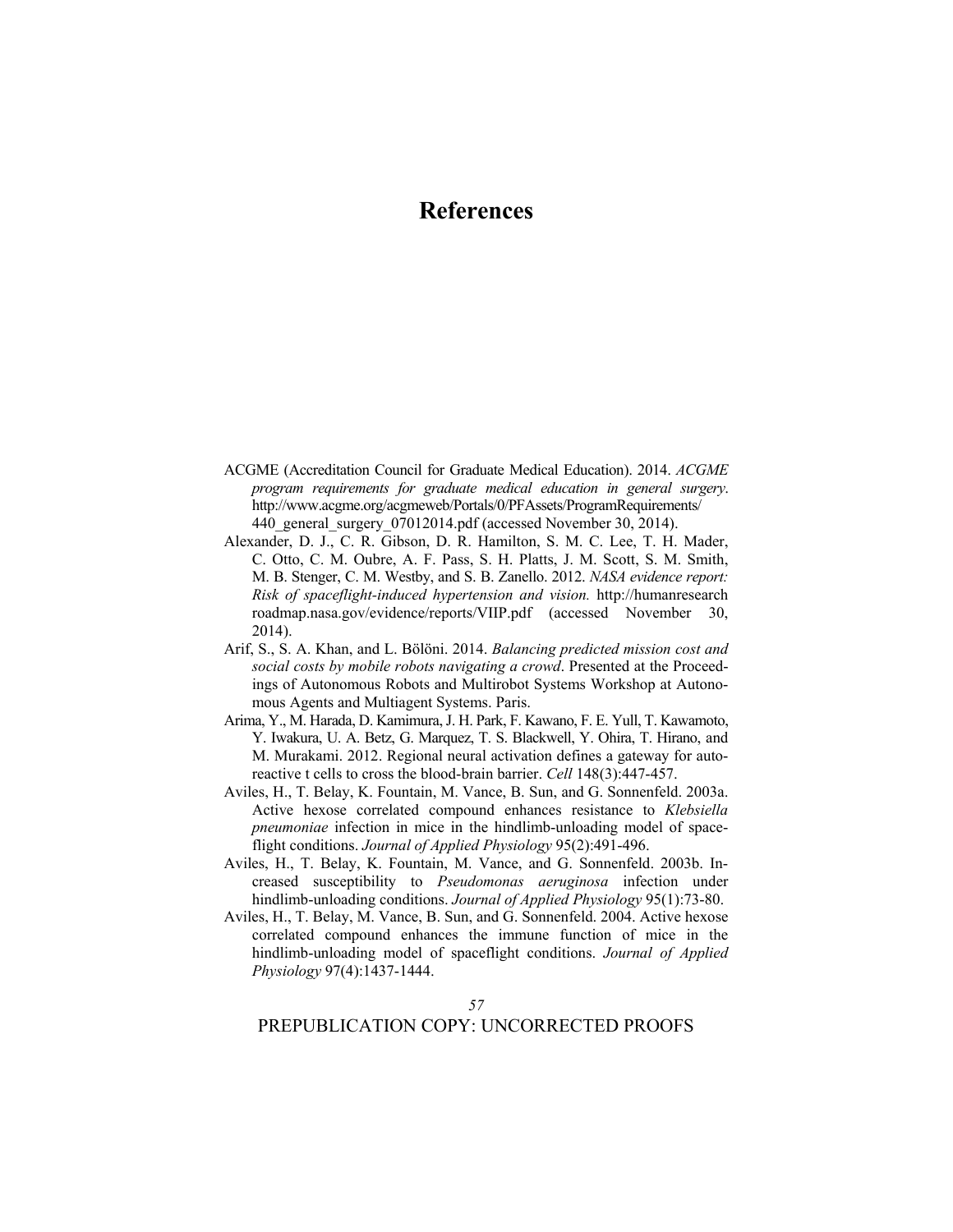# References

ACGME (Accreditation Council for Graduate Medical Education). 2014. *ACGME program requirements for graduate medical education in general surgery*. http://www.acgme.org/acgmeweb/Portals/0/PFAssets/ProgramRequirements/440_general_surgery_07012014.pdf (accessed November 30, 2014).

Alexander, D. J., C. R. Gibson, D. R. Hamilton, S. M. C. Lee, T. H. Mader, C. Otto, C. M. Oubre, A. F. Pass, S. H. Platts, J. M. Scott, S. M. Smith, M. B. Stenger, C. M. Westby, and S. B. Zanello. 2012. *NASA evidence report: Risk of spaceflight-induced hypertension and vision.* http://humanresearchroadmap.nasa.gov/evidence/reports/VIIP.pdf (accessed November 30, 2014).

Arif, S., S. A. Khan, and L. Bölöni. 2014. *Balancing predicted mission cost and social costs by mobile robots navigating a crowd*. Presented at the Proceedings of Autonomous Robots and Multirobot Systems Workshop at Autonomous Agents and Multiagent Systems. Paris.

Arima, Y., M. Harada, D. Kamimura, J. H. Park, F. Kawano, F. E. Yull, T. Kawamoto, Y. Iwakura, U. A. Betz, G. Marquez, T. S. Blackwell, Y. Ohira, T. Hirano, and M. Murakami. 2012. Regional neural activation defines a gateway for autoreactive t cells to cross the blood-brain barrier. *Cell* 148(3):447-457.

Aviles, H., T. Belay, K. Fountain, M. Vance, B. Sun, and G. Sonnenfeld. 2003a. Active hexose correlated compound enhances resistance to *Klebsiella pneumoniae* infection in mice in the hindlimb-unloading model of spaceflight conditions. *Journal of Applied Physiology* 95(2):491-496.

Aviles, H., T. Belay, K. Fountain, M. Vance, and G. Sonnenfeld. 2003b. Increased susceptibility to *Pseudomonas aeruginosa* infection under hindlimb-unloading conditions. *Journal of Applied Physiology* 95(1):73-80.

Aviles, H., T. Belay, M. Vance, B. Sun, and G. Sonnenfeld. 2004. Active hexose correlated compound enhances the immune function of mice in the hindlimb-unloading model of spaceflight conditions. *Journal of Applied Physiology* 97(4):1437-1444.

PREPUBLICATION COPY: UNCORRECTED PROOFS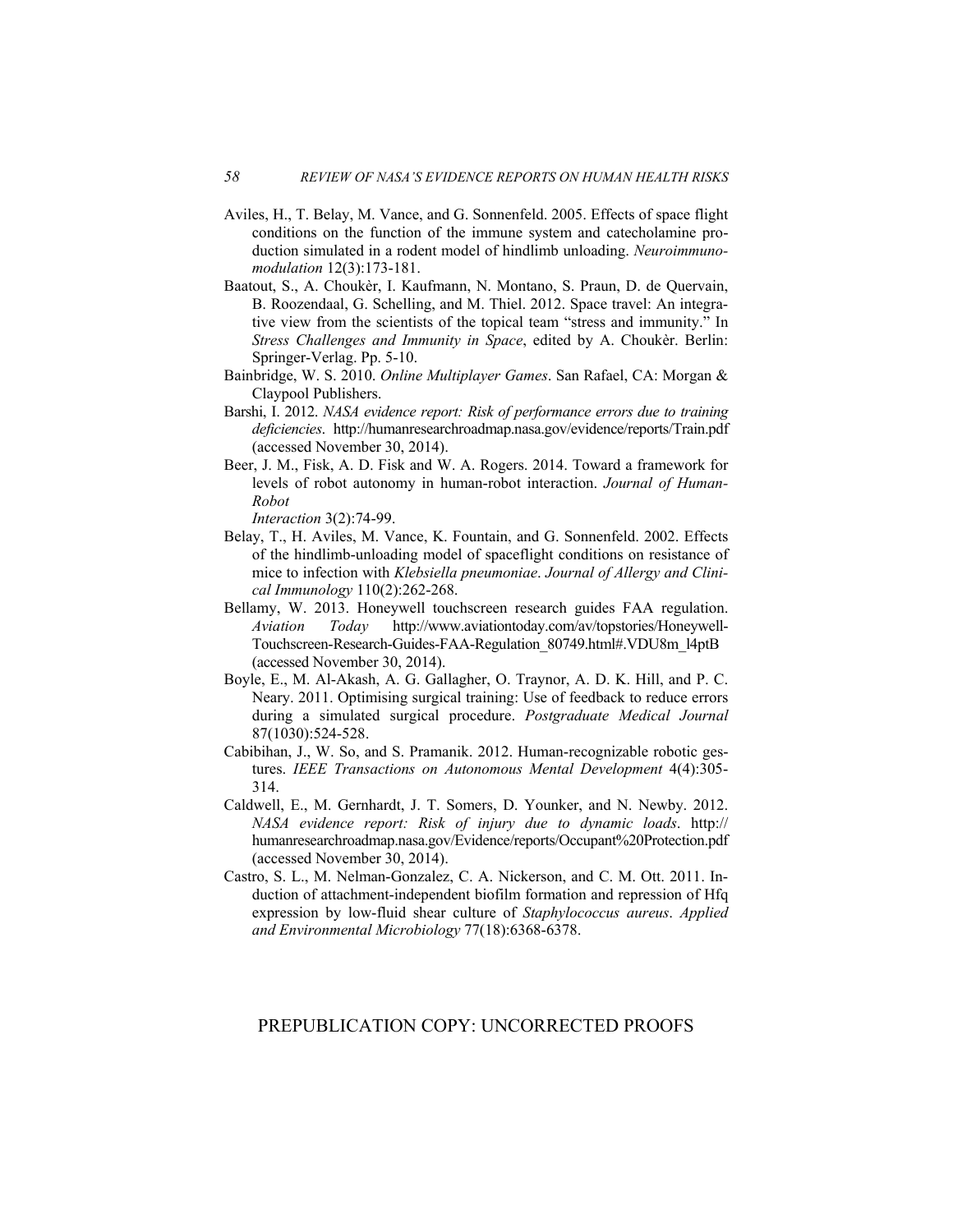Aviles, H., T. Belay, M. Vance, and G. Sonnenfeld. 2005. Effects of space flight conditions on the function of the immune system and catecholamine production simulated in a rodent model of hindlimb unloading. *Neuroimmunomodulation* 12(3):173-181.

Baatout, S., A. Choukèr, I. Kaufmann, N. Montano, S. Praun, D. de Quervain, B. Roozendaal, G. Schelling, and M. Thiel. 2012. Space travel: An integrative view from the scientists of the topical team "stress and immunity." In *Stress Challenges and Immunity in Space*, edited by A. Choukèr. Berlin: Springer-Verlag. Pp. 5-10.

Bainbridge, W. S. 2010. *Online Multiplayer Games*. San Rafael, CA: Morgan & Claypool Publishers.

Barshi, I. 2012. *NASA evidence report: Risk of performance errors due to training deficiencies*. http://humanresearchroadmap.nasa.gov/evidence/reports/Train.pdf (accessed November 30, 2014).

Beer, J. M., Fisk, A. D. Fisk and W. A. Rogers. 2014. Toward a framework for levels of robot autonomy in human-robot interaction. *Journal of Human-Robot Interaction* 3(2):74-99.

Belay, T., H. Aviles, M. Vance, K. Fountain, and G. Sonnenfeld. 2002. Effects of the hindlimb-unloading model of spaceflight conditions on resistance of mice to infection with *Klebsiella pneumoniae*. *Journal of Allergy and Clinical Immunology* 110(2):262-268.

Bellamy, W. 2013. Honeywell touchscreen research guides FAA regulation. *Aviation Today* http://www.aviationtoday.com/av/topstories/Honeywell-Touchscreen-Research-Guides-FAA-Regulation_80749.html#.VDU8m_l4ptB (accessed November 30, 2014).

Boyle, E., M. Al-Akash, A. G. Gallagher, O. Traynor, A. D. K. Hill, and P. C. Neary. 2011. Optimising surgical training: Use of feedback to reduce errors during a simulated surgical procedure. *Postgraduate Medical Journal* 87(1030):524-528.

Cabibihan, J., W. So, and S. Pramanik. 2012. Human-recognizable robotic gestures. *IEEE Transactions on Autonomous Mental Development* 4(4):305-314.

Caldwell, E., M. Gernhardt, J. T. Somers, D. Younker, and N. Newby. 2012. *NASA evidence report: Risk of injury due to dynamic loads*. http://humanresearchroadmap.nasa.gov/Evidence/reports/Occupant%20Protection.pdf (accessed November 30, 2014).

Castro, S. L., M. Nelman-Gonzalez, C. A. Nickerson, and C. M. Ott. 2011. Induction of attachment-independent biofilm formation and repression of Hfq expression by low-fluid shear culture of *Staphylococcus aureus*. *Applied and Environmental Microbiology* 77(18):6368-6378.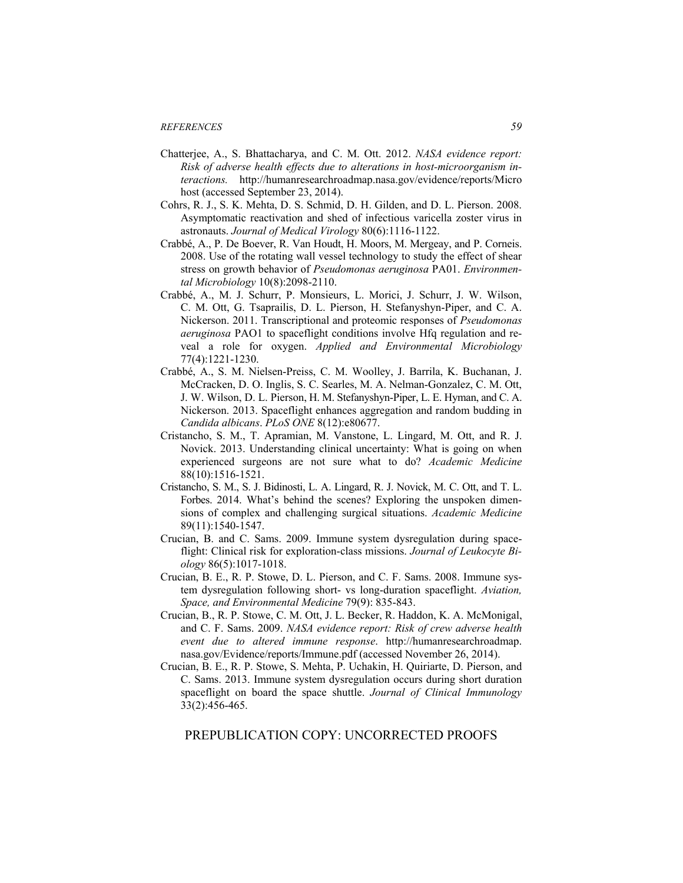Chatterjee, A., S. Bhattacharya, and C. M. Ott. 2012. *NASA evidence report: Risk of adverse health effects due to alterations in host-microorganism interactions.* http://humanresearchroadmap.nasa.gov/evidence/reports/Microhost (accessed September 23, 2014).

Cohrs, R. J., S. K. Mehta, D. S. Schmid, D. H. Gilden, and D. L. Pierson. 2008. Asymptomatic reactivation and shed of infectious varicella zoster virus in astronauts. *Journal of Medical Virology* 80(6):1116-1122.

Crabbé, A., P. De Boever, R. Van Houdt, H. Moors, M. Mergeay, and P. Corneis. 2008. Use of the rotating wall vessel technology to study the effect of shear stress on growth behavior of *Pseudomonas aeruginosa* PA01. *Environmental Microbiology* 10(8):2098-2110.

Crabbé, A., M. J. Schurr, P. Monsieurs, L. Morici, J. Schurr, J. W. Wilson, C. M. Ott, G. Tsaprailis, D. L. Pierson, H. Stefanyshyn-Piper, and C. A. Nickerson. 2011. Transcriptional and proteomic responses of *Pseudomonas aeruginosa* PAO1 to spaceflight conditions involve Hfq regulation and reveal a role for oxygen. *Applied and Environmental Microbiology* 77(4):1221-1230.

Crabbé, A., S. M. Nielsen-Preiss, C. M. Woolley, J. Barrila, K. Buchanan, J. McCracken, D. O. Inglis, S. C. Searles, M. A. Nelman-Gonzalez, C. M. Ott, J. W. Wilson, D. L. Pierson, H. M. Stefanyshyn-Piper, L. E. Hyman, and C. A. Nickerson. 2013. Spaceflight enhances aggregation and random budding in *Candida albicans*. *PLoS ONE* 8(12):e80677.

Cristancho, S. M., T. Apramian, M. Vanstone, L. Lingard, M. Ott, and R. J. Novick. 2013. Understanding clinical uncertainty: What is going on when experienced surgeons are not sure what to do? *Academic Medicine* 88(10):1516-1521.

Cristancho, S. M., S. J. Bidinosti, L. A. Lingard, R. J. Novick, M. C. Ott, and T. L. Forbes. 2014. What's behind the scenes? Exploring the unspoken dimensions of complex and challenging surgical situations. *Academic Medicine* 89(11):1540-1547.

Crucian, B. and C. Sams. 2009. Immune system dysregulation during spaceflight: Clinical risk for exploration-class missions. *Journal of Leukocyte Biology* 86(5):1017-1018.

Crucian, B. E., R. P. Stowe, D. L. Pierson, and C. F. Sams. 2008. Immune system dysregulation following short- vs long-duration spaceflight. *Aviation, Space, and Environmental Medicine* 79(9): 835-843.

Crucian, B., R. P. Stowe, C. M. Ott, J. L. Becker, R. Haddon, K. A. McMonigal, and C. F. Sams. 2009. *NASA evidence report: Risk of crew adverse health event due to altered immune response*. http://humanresearchroadmap.nasa.gov/Evidence/reports/Immune.pdf (accessed November 26, 2014).

Crucian, B. E., R. P. Stowe, S. Mehta, P. Uchakin, H. Quiriarte, D. Pierson, and C. Sams. 2013. Immune system dysregulation occurs during short duration spaceflight on board the space shuttle. *Journal of Clinical Immunology* 33(2):456-465.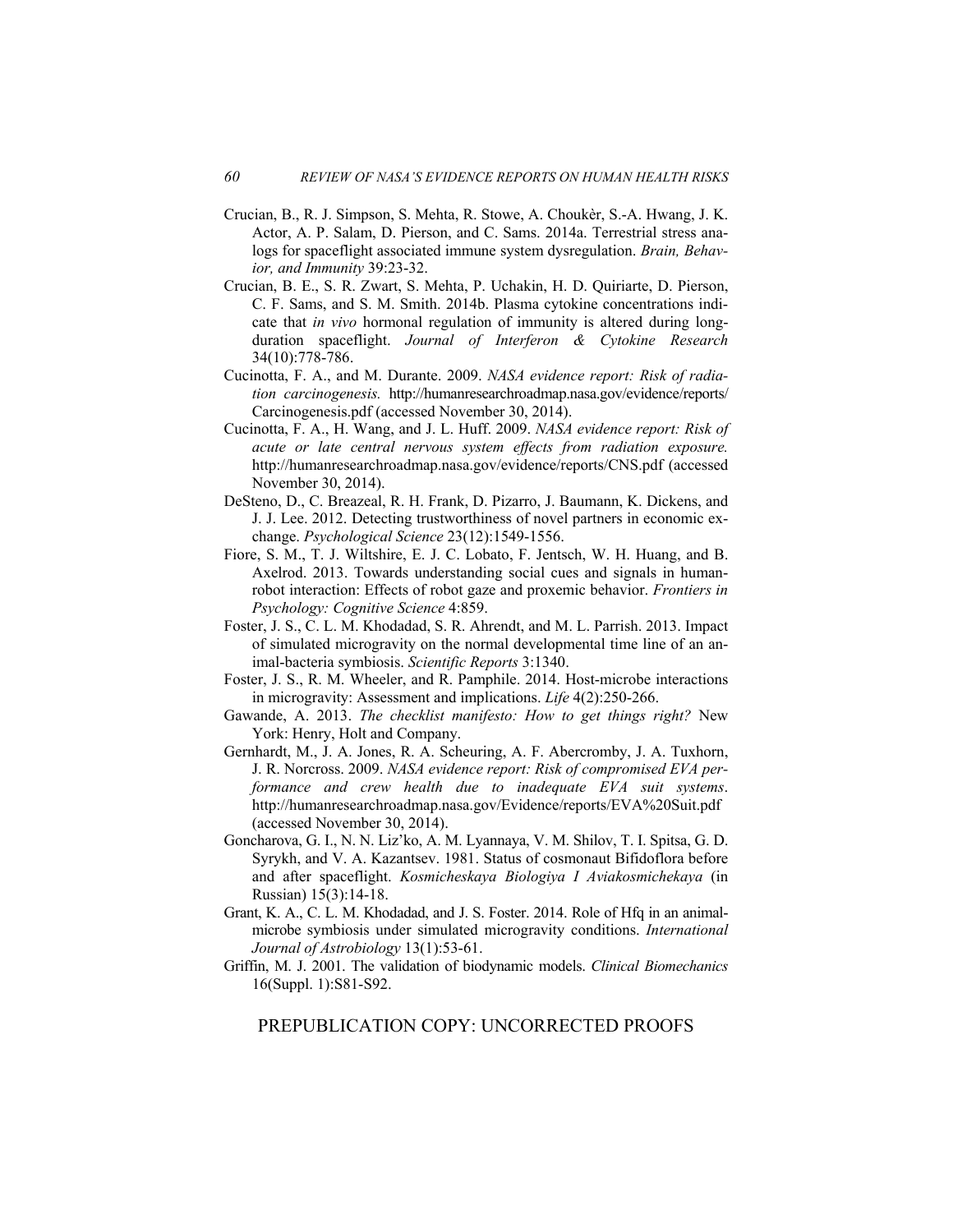Crucian, B., R. J. Simpson, S. Mehta, R. Stowe, A. Choukèr, S.-A. Hwang, J. K. Actor, A. P. Salam, D. Pierson, and C. Sams. 2014a. Terrestrial stress analogs for spaceflight associated immune system dysregulation. *Brain, Behavior, and Immunity* 39:23-32.

Crucian, B. E., S. R. Zwart, S. Mehta, P. Uchakin, H. D. Quiriarte, D. Pierson, C. F. Sams, and S. M. Smith. 2014b. Plasma cytokine concentrations indicate that *in vivo* hormonal regulation of immunity is altered during long-duration spaceflight. *Journal of Interferon & Cytokine Research* 34(10):778-786.

Cucinotta, F. A., and M. Durante. 2009. *NASA evidence report: Risk of radiation carcinogenesis.* http://humanresearchroadmap.nasa.gov/evidence/reports/Carcinogenesis.pdf (accessed November 30, 2014).

Cucinotta, F. A., H. Wang, and J. L. Huff. 2009. *NASA evidence report: Risk of acute or late central nervous system effects from radiation exposure.* http://humanresearchroadmap.nasa.gov/evidence/reports/CNS.pdf (accessed November 30, 2014).

DeSteno, D., C. Breazeal, R. H. Frank, D. Pizarro, J. Baumann, K. Dickens, and J. J. Lee. 2012. Detecting trustworthiness of novel partners in economic exchange. *Psychological Science* 23(12):1549-1556.

Fiore, S. M., T. J. Wiltshire, E. J. C. Lobato, F. Jentsch, W. H. Huang, and B. Axelrod. 2013. Towards understanding social cues and signals in human-robot interaction: Effects of robot gaze and proxemic behavior. *Frontiers in Psychology: Cognitive Science* 4:859.

Foster, J. S., C. L. M. Khodadad, S. R. Ahrendt, and M. L. Parrish. 2013. Impact of simulated microgravity on the normal developmental time line of an animal-bacteria symbiosis. *Scientific Reports* 3:1340.

Foster, J. S., R. M. Wheeler, and R. Pamphile. 2014. Host-microbe interactions in microgravity: Assessment and implications. *Life* 4(2):250-266.

Gawande, A. 2013. *The checklist manifesto: How to get things right?* New York: Henry, Holt and Company.

Gernhardt, M., J. A. Jones, R. A. Scheuring, A. F. Abercromby, J. A. Tuxhorn, J. R. Norcross. 2009. *NASA evidence report: Risk of compromised EVA performance and crew health due to inadequate EVA suit systems*. http://humanresearchroadmap.nasa.gov/Evidence/reports/EVA%20Suit.pdf (accessed November 30, 2014).

Goncharova, G. I., N. N. Liz'ko, A. M. Lyannaya, V. M. Shilov, T. I. Spitsa, G. D. Syrykh, and V. A. Kazantsev. 1981. Status of cosmonaut Bifidoflora before and after spaceflight. *Kosmicheskaya Biologiya I Aviakosmichekaya* (in Russian) 15(3):14-18.

Grant, K. A., C. L. M. Khodadad, and J. S. Foster. 2014. Role of Hfq in an animal-microbe symbiosis under simulated microgravity conditions. *International Journal of Astrobiology* 13(1):53-61.

Griffin, M. J. 2001. The validation of biodynamic models. *Clinical Biomechanics* 16(Suppl. 1):S81-S92.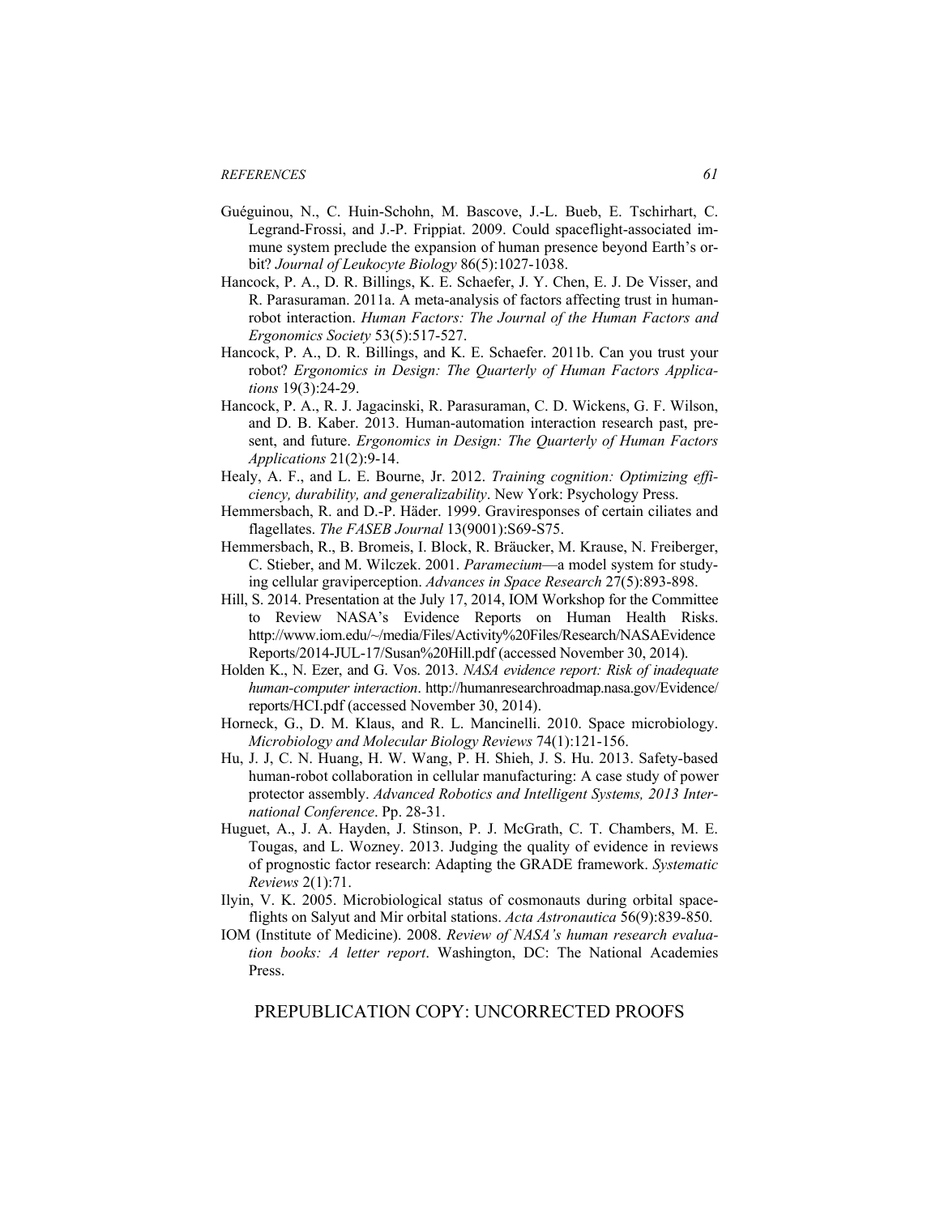Guéguinou, N., C. Huin-Schohn, M. Bascove, J.-L. Bueb, E. Tschirhart, C. Legrand-Frossi, and J.-P. Frippiat. 2009. Could spaceflight-associated immune system preclude the expansion of human presence beyond Earth's orbit? *Journal of Leukocyte Biology* 86(5):1027-1038.

Hancock, P. A., D. R. Billings, K. E. Schaefer, J. Y. Chen, E. J. De Visser, and R. Parasuraman. 2011a. A meta-analysis of factors affecting trust in human-robot interaction. *Human Factors: The Journal of the Human Factors and Ergonomics Society* 53(5):517-527.

Hancock, P. A., D. R. Billings, and K. E. Schaefer. 2011b. Can you trust your robot? *Ergonomics in Design: The Quarterly of Human Factors Applications* 19(3):24-29.

Hancock, P. A., R. J. Jagacinski, R. Parasuraman, C. D. Wickens, G. F. Wilson, and D. B. Kaber. 2013. Human-automation interaction research past, present, and future. *Ergonomics in Design: The Quarterly of Human Factors Applications* 21(2):9-14.

Healy, A. F., and L. E. Bourne, Jr. 2012. *Training cognition: Optimizing efficiency, durability, and generalizability*. New York: Psychology Press.

Hemmersbach, R. and D.-P. Häder. 1999. Graviresponses of certain ciliates and flagellates. *The FASEB Journal* 13(9001):S69-S75.

Hemmersbach, R., B. Bromeis, I. Block, R. Bräucker, M. Krause, N. Freiberger, C. Stieber, and M. Wilczek. 2001. *Paramecium*—a model system for studying cellular graviperception. *Advances in Space Research* 27(5):893-898.

Hill, S. 2014. Presentation at the July 17, 2014, IOM Workshop for the Committee to Review NASA's Evidence Reports on Human Health Risks. http://www.iom.edu/~/media/Files/Activity%20Files/Research/NASAEvidenceReports/2014-JUL-17/Susan%20Hill.pdf (accessed November 30, 2014).

Holden K., N. Ezer, and G. Vos. 2013. *NASA evidence report: Risk of inadequate human-computer interaction*. http://humanresearchroadmap.nasa.gov/Evidence/reports/HCI.pdf (accessed November 30, 2014).

Horneck, G., D. M. Klaus, and R. L. Mancinelli. 2010. Space microbiology. *Microbiology and Molecular Biology Reviews* 74(1):121-156.

Hu, J. J, C. N. Huang, H. W. Wang, P. H. Shieh, J. S. Hu. 2013. Safety-based human-robot collaboration in cellular manufacturing: A case study of power protector assembly. *Advanced Robotics and Intelligent Systems, 2013 International Conference*. Pp. 28-31.

Huguet, A., J. A. Hayden, J. Stinson, P. J. McGrath, C. T. Chambers, M. E. Tougas, and L. Wozney. 2013. Judging the quality of evidence in reviews of prognostic factor research: Adapting the GRADE framework. *Systematic Reviews* 2(1):71.

Ilyin, V. K. 2005. Microbiological status of cosmonauts during orbital spaceflights on Salyut and Mir orbital stations. *Acta Astronautica* 56(9):839-850.

IOM (Institute of Medicine). 2008. *Review of NASA's human research evaluation books: A letter report*. Washington, DC: The National Academies Press.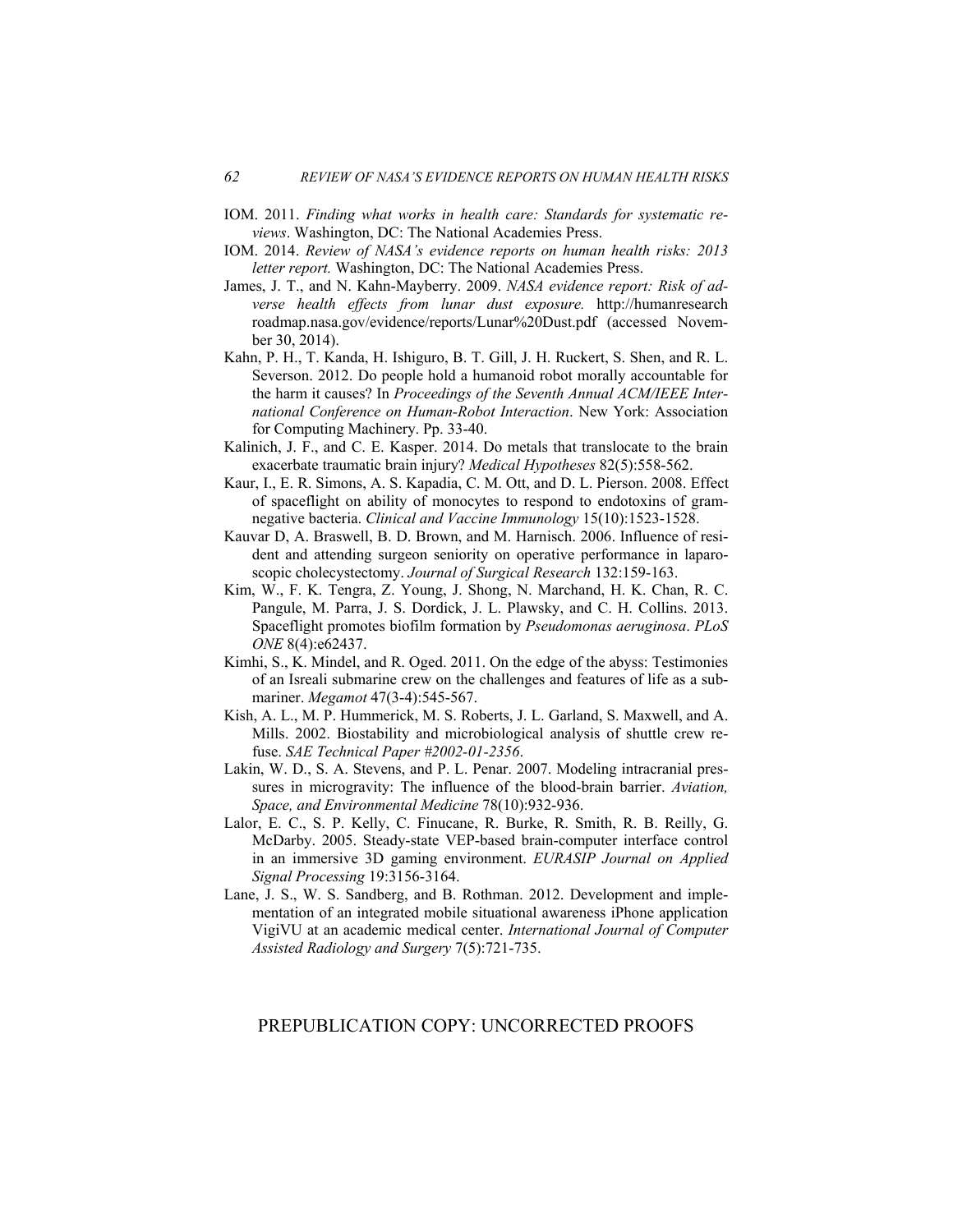IOM. 2011. *Finding what works in health care: Standards for systematic reviews*. Washington, DC: The National Academies Press.

IOM. 2014. *Review of NASA's evidence reports on human health risks: 2013 letter report.* Washington, DC: The National Academies Press.

James, J. T., and N. Kahn-Mayberry. 2009. *NASA evidence report: Risk of adverse health effects from lunar dust exposure.* http://humanresearchroadmap.nasa.gov/evidence/reports/Lunar%20Dust.pdf (accessed November 30, 2014).

Kahn, P. H., T. Kanda, H. Ishiguro, B. T. Gill, J. H. Ruckert, S. Shen, and R. L. Severson. 2012. Do people hold a humanoid robot morally accountable for the harm it causes? In *Proceedings of the Seventh Annual ACM/IEEE International Conference on Human-Robot Interaction*. New York: Association for Computing Machinery. Pp. 33-40.

Kalinich, J. F., and C. E. Kasper. 2014. Do metals that translocate to the brain exacerbate traumatic brain injury? *Medical Hypotheses* 82(5):558-562.

Kaur, I., E. R. Simons, A. S. Kapadia, C. M. Ott, and D. L. Pierson. 2008. Effect of spaceflight on ability of monocytes to respond to endotoxins of gram-negative bacteria. *Clinical and Vaccine Immunology* 15(10):1523-1528.

Kauvar D, A. Braswell, B. D. Brown, and M. Harnisch. 2006. Influence of resident and attending surgeon seniority on operative performance in laparoscopic cholecystectomy. *Journal of Surgical Research* 132:159-163.

Kim, W., F. K. Tengra, Z. Young, J. Shong, N. Marchand, H. K. Chan, R. C. Pangule, M. Parra, J. S. Dordick, J. L. Plawsky, and C. H. Collins. 2013. Spaceflight promotes biofilm formation by *Pseudomonas aeruginosa*. *PLoS ONE* 8(4):e62437.

Kimhi, S., K. Mindel, and R. Oged. 2011. On the edge of the abyss: Testimonies of an Isreali submarine crew on the challenges and features of life as a submariner. *Megamot* 47(3-4):545-567.

Kish, A. L., M. P. Hummerick, M. S. Roberts, J. L. Garland, S. Maxwell, and A. Mills. 2002. Biostability and microbiological analysis of shuttle crew refuse. *SAE Technical Paper #2002-01-2356*.

Lakin, W. D., S. A. Stevens, and P. L. Penar. 2007. Modeling intracranial pressures in microgravity: The influence of the blood-brain barrier. *Aviation, Space, and Environmental Medicine* 78(10):932-936.

Lalor, E. C., S. P. Kelly, C. Finucane, R. Burke, R. Smith, R. B. Reilly, G. McDarby. 2005. Steady-state VEP-based brain-computer interface control in an immersive 3D gaming environment. *EURASIP Journal on Applied Signal Processing* 19:3156-3164.

Lane, J. S., W. S. Sandberg, and B. Rothman. 2012. Development and implementation of an integrated mobile situational awareness iPhone application VigiVU at an academic medical center. *International Journal of Computer Assisted Radiology and Surgery* 7(5):721-735.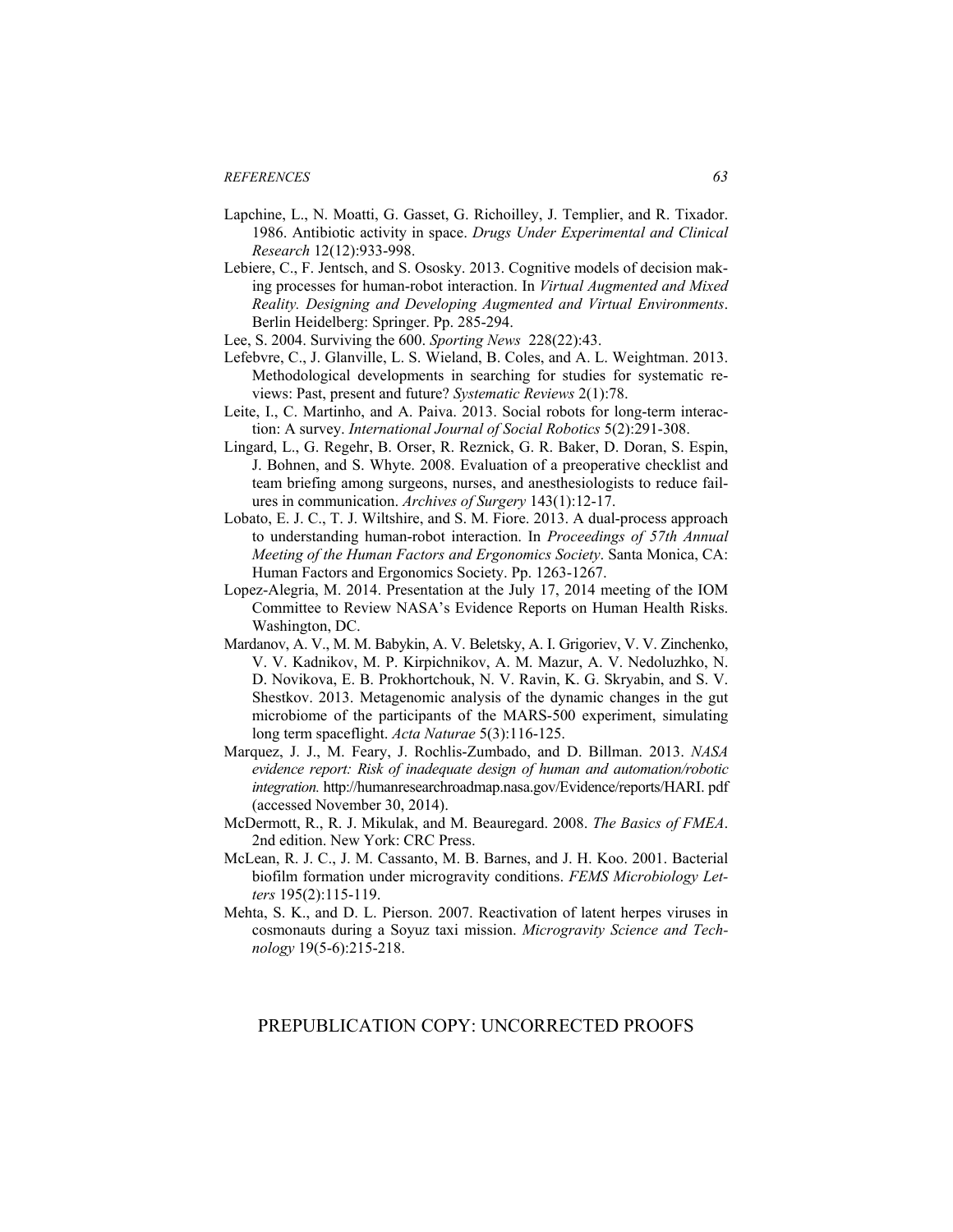Lapchine, L., N. Moatti, G. Gasset, G. Richoilley, J. Templier, and R. Tixador. 1986. Antibiotic activity in space. *Drugs Under Experimental and Clinical Research* 12(12):933-998.

Lebiere, C., F. Jentsch, and S. Ososky. 2013. Cognitive models of decision making processes for human-robot interaction. In *Virtual Augmented and Mixed Reality. Designing and Developing Augmented and Virtual Environments*. Berlin Heidelberg: Springer. Pp. 285-294.

Lee, S. 2004. Surviving the 600. *Sporting News* 228(22):43.

Lefebvre, C., J. Glanville, L. S. Wieland, B. Coles, and A. L. Weightman. 2013. Methodological developments in searching for studies for systematic reviews: Past, present and future? *Systematic Reviews* 2(1):78.

Leite, I., C. Martinho, and A. Paiva. 2013. Social robots for long-term interaction: A survey. *International Journal of Social Robotics* 5(2):291-308.

Lingard, L., G. Regehr, B. Orser, R. Reznick, G. R. Baker, D. Doran, S. Espin, J. Bohnen, and S. Whyte. 2008. Evaluation of a preoperative checklist and team briefing among surgeons, nurses, and anesthesiologists to reduce failures in communication. *Archives of Surgery* 143(1):12-17.

Lobato, E. J. C., T. J. Wiltshire, and S. M. Fiore. 2013. A dual-process approach to understanding human-robot interaction. In *Proceedings of 57th Annual Meeting of the Human Factors and Ergonomics Society*. Santa Monica, CA: Human Factors and Ergonomics Society. Pp. 1263-1267.

Lopez-Alegria, M. 2014. Presentation at the July 17, 2014 meeting of the IOM Committee to Review NASA's Evidence Reports on Human Health Risks. Washington, DC.

Mardanov, A. V., M. M. Babykin, A. V. Beletsky, A. I. Grigoriev, V. V. Zinchenko, V. V. Kadnikov, M. P. Kirpichnikov, A. M. Mazur, A. V. Nedoluzhko, N. D. Novikova, E. B. Prokhortchouk, N. V. Ravin, K. G. Skryabin, and S. V. Shestkov. 2013. Metagenomic analysis of the dynamic changes in the gut microbiome of the participants of the MARS-500 experiment, simulating long term spaceflight. *Acta Naturae* 5(3):116-125.

Marquez, J. J., M. Feary, J. Rochlis-Zumbado, and D. Billman. 2013. *NASA evidence report: Risk of inadequate design of human and automation/robotic integration.* http://humanresearchroadmap.nasa.gov/Evidence/reports/HARI. pdf (accessed November 30, 2014).

McDermott, R., R. J. Mikulak, and M. Beauregard. 2008. *The Basics of FMEA*. 2nd edition. New York: CRC Press.

McLean, R. J. C., J. M. Cassanto, M. B. Barnes, and J. H. Koo. 2001. Bacterial biofilm formation under microgravity conditions. *FEMS Microbiology Letters* 195(2):115-119.

Mehta, S. K., and D. L. Pierson. 2007. Reactivation of latent herpes viruses in cosmonauts during a Soyuz taxi mission. *Microgravity Science and Technology* 19(5-6):215-218.

PREPUBLICATION COPY: UNCORRECTED PROOFS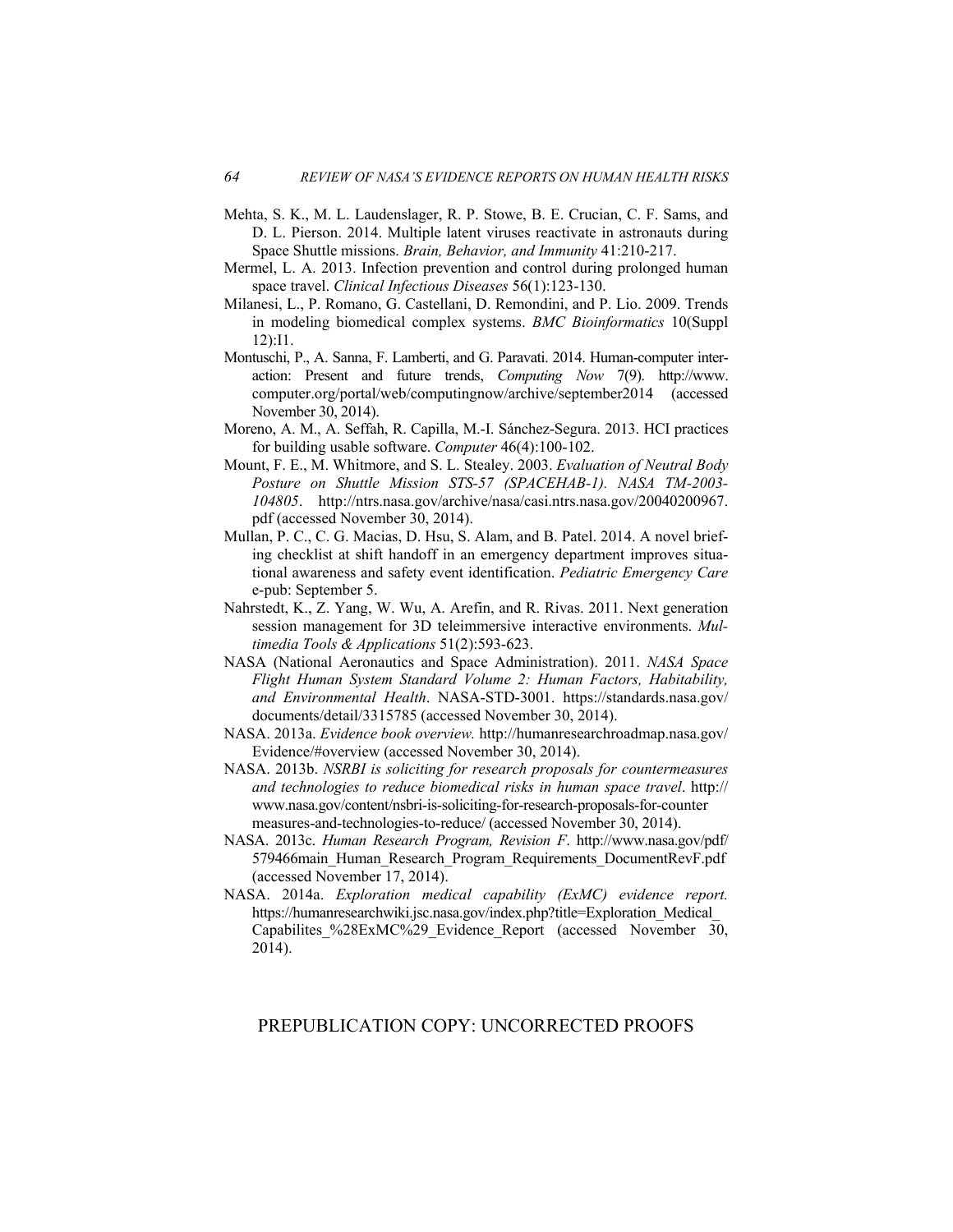Mehta, S. K., M. L. Laudenslager, R. P. Stowe, B. E. Crucian, C. F. Sams, and D. L. Pierson. 2014. Multiple latent viruses reactivate in astronauts during Space Shuttle missions. *Brain, Behavior, and Immunity* 41:210-217.

Mermel, L. A. 2013. Infection prevention and control during prolonged human space travel. *Clinical Infectious Diseases* 56(1):123-130.

Milanesi, L., P. Romano, G. Castellani, D. Remondini, and P. Lio. 2009. Trends in modeling biomedical complex systems. *BMC Bioinformatics* 10(Suppl 12):I1.

Montuschi, P., A. Sanna, F. Lamberti, and G. Paravati. 2014. Human-computer interaction: Present and future trends, *Computing Now* 7(9). http://www.computer.org/portal/web/computingnow/archive/september2014 (accessed November 30, 2014).

Moreno, A. M., A. Seffah, R. Capilla, M.-I. Sánchez-Segura. 2013. HCI practices for building usable software. *Computer* 46(4):100-102.

Mount, F. E., M. Whitmore, and S. L. Stealey. 2003. *Evaluation of Neutral Body Posture on Shuttle Mission STS-57 (SPACEHAB-1). NASA TM-2003-104805*. http://ntrs.nasa.gov/archive/nasa/casi.ntrs.nasa.gov/20040200967.pdf (accessed November 30, 2014).

Mullan, P. C., C. G. Macias, D. Hsu, S. Alam, and B. Patel. 2014. A novel briefing checklist at shift handoff in an emergency department improves situational awareness and safety event identification. *Pediatric Emergency Care* e-pub: September 5.

Nahrstedt, K., Z. Yang, W. Wu, A. Arefin, and R. Rivas. 2011. Next generation session management for 3D teleimmersive interactive environments. *Multimedia Tools & Applications* 51(2):593-623.

NASA (National Aeronautics and Space Administration). 2011. *NASA Space Flight Human System Standard Volume 2: Human Factors, Habitability, and Environmental Health*. NASA-STD-3001. https://standards.nasa.gov/documents/detail/3315785 (accessed November 30, 2014).

NASA. 2013a. *Evidence book overview.* http://humanresearchroadmap.nasa.gov/Evidence/#overview (accessed November 30, 2014).

NASA. 2013b. *NSRBI is soliciting for research proposals for countermeasures and technologies to reduce biomedical risks in human space travel*. http://www.nasa.gov/content/nsbri-is-soliciting-for-research-proposals-for-countermeasures-and-technologies-to-reduce/ (accessed November 30, 2014).

NASA. 2013c. *Human Research Program, Revision F*. http://www.nasa.gov/pdf/579466main_Human_Research_Program_Requirements_DocumentRevF.pdf (accessed November 17, 2014).

NASA. 2014a. *Exploration medical capability (ExMC) evidence report.* https://humanresearchwiki.jsc.nasa.gov/index.php?title=Exploration_Medical_Capabilites_%28ExMC%29_Evidence_Report (accessed November 30, 2014).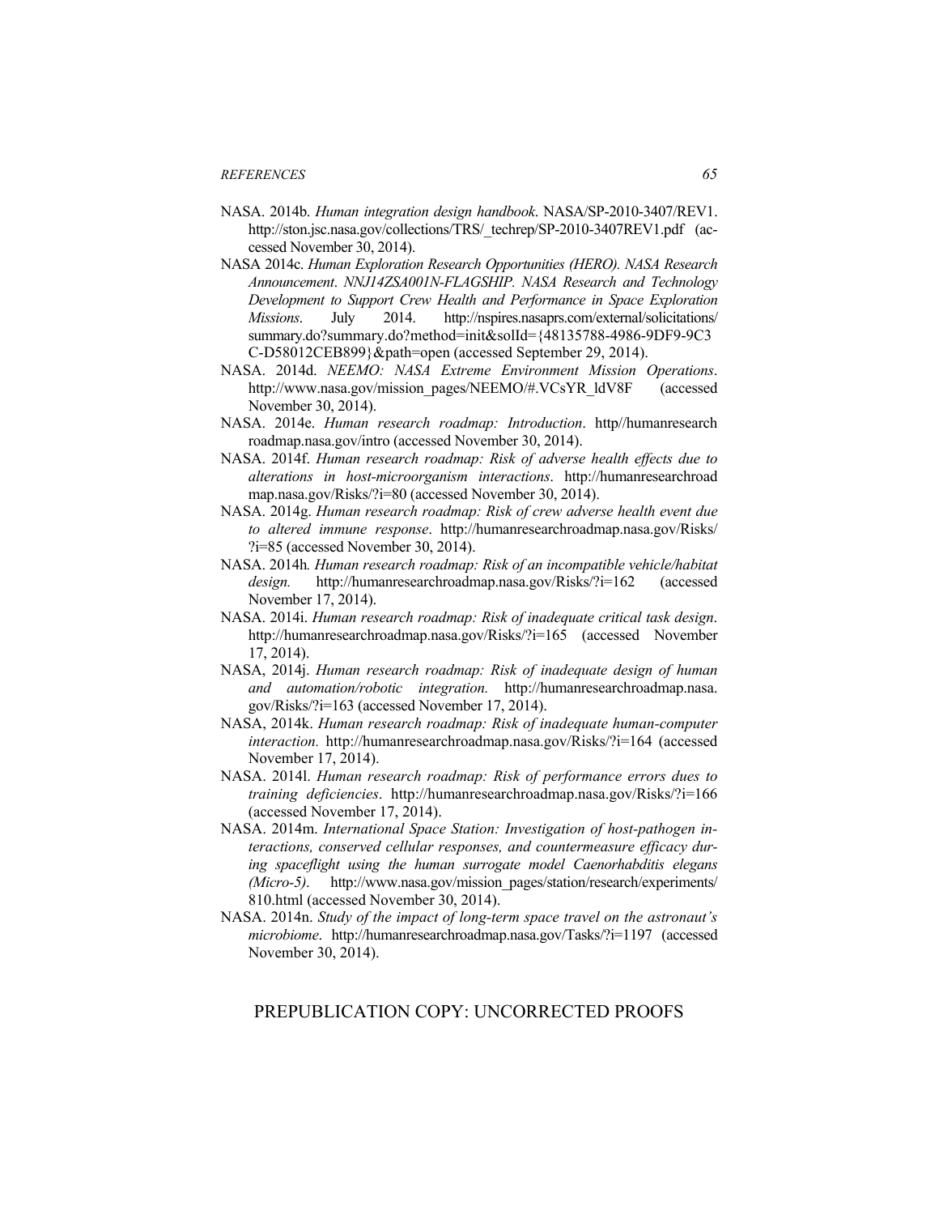NASA. 2014b. *Human integration design handbook*. NASA/SP-2010-3407/REV1. http://ston.jsc.nasa.gov/collections/TRS/_techrep/SP-2010-3407REV1.pdf (accessed November 30, 2014).

NASA 2014c. *Human Exploration Research Opportunities (HERO). NASA Research Announcement*. *NNJ14ZSA001N-FLAGSHIP. NASA Research and Technology Development to Support Crew Health and Performance in Space Exploration Missions*. July 2014. http://nspires.nasaprs.com/external/solicitations/summary.do?summary.do?method=init&solId={48135788-4986-9DF9-9C3C-D58012CEB899}&path=open (accessed September 29, 2014).

NASA. 2014d. *NEEMO: NASA Extreme Environment Mission Operations*. http://www.nasa.gov/mission_pages/NEEMO/#.VCsYR_ldV8F (accessed November 30, 2014).

NASA. 2014e. *Human research roadmap: Introduction*. http//humanresearchroadmap.nasa.gov/intro (accessed November 30, 2014).

NASA. 2014f. *Human research roadmap: Risk of adverse health effects due to alterations in host-microorganism interactions*. http://humanresearchroadmap.nasa.gov/Risks/?i=80 (accessed November 30, 2014).

NASA. 2014g. *Human research roadmap: Risk of crew adverse health event due to altered immune response*. http://humanresearchroadmap.nasa.gov/Risks/?i=85 (accessed November 30, 2014).

NASA. 2014h. *Human research roadmap: Risk of an incompatible vehicle/habitat design.* http://humanresearchroadmap.nasa.gov/Risks/?i=162 (accessed November 17, 2014).

NASA. 2014i. *Human research roadmap: Risk of inadequate critical task design*. http://humanresearchroadmap.nasa.gov/Risks/?i=165 (accessed November 17, 2014).

NASA, 2014j. *Human research roadmap: Risk of inadequate design of human and automation/robotic integration.* http://humanresearchroadmap.nasa.gov/Risks/?i=163 (accessed November 17, 2014).

NASA, 2014k. *Human research roadmap: Risk of inadequate human-computer interaction.* http://humanresearchroadmap.nasa.gov/Risks/?i=164 (accessed November 17, 2014).

NASA. 2014l. *Human research roadmap: Risk of performance errors dues to training deficiencies*. http://humanresearchroadmap.nasa.gov/Risks/?i=166 (accessed November 17, 2014).

NASA. 2014m. *International Space Station: Investigation of host-pathogen interactions, conserved cellular responses, and countermeasure efficacy during spaceflight using the human surrogate model Caenorhabditis elegans (Micro-5)*. http://www.nasa.gov/mission_pages/station/research/experiments/810.html (accessed November 30, 2014).

NASA. 2014n. *Study of the impact of long-term space travel on the astronaut's microbiome*. http://humanresearchroadmap.nasa.gov/Tasks/?i=1197 (accessed November 30, 2014).

PREPUBLICATION COPY: UNCORRECTED PROOFS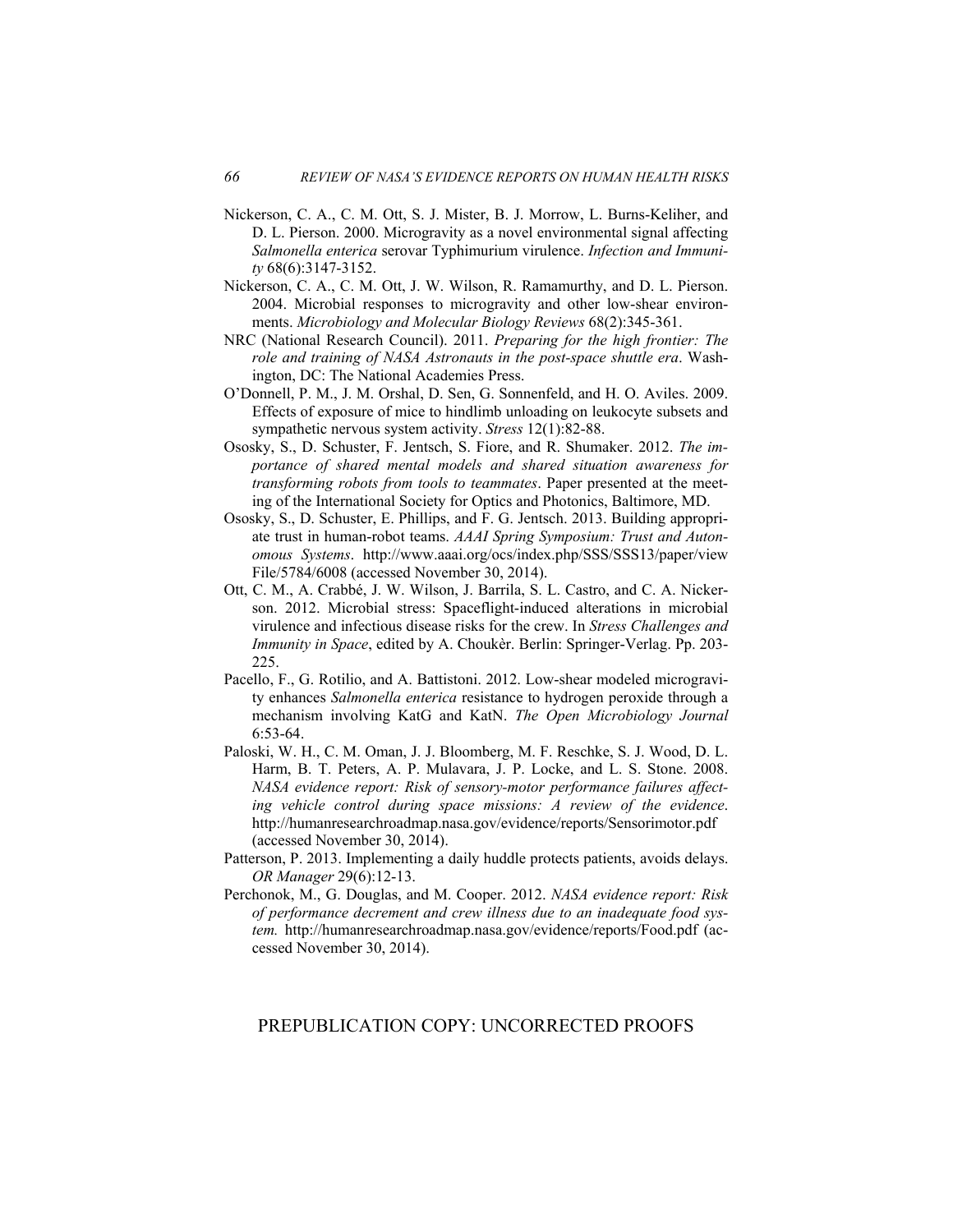Nickerson, C. A., C. M. Ott, S. J. Mister, B. J. Morrow, L. Burns-Keliher, and D. L. Pierson. 2000. Microgravity as a novel environmental signal affecting *Salmonella enterica* serovar Typhimurium virulence. *Infection and Immunity* 68(6):3147-3152.

Nickerson, C. A., C. M. Ott, J. W. Wilson, R. Ramamurthy, and D. L. Pierson. 2004. Microbial responses to microgravity and other low-shear environments. *Microbiology and Molecular Biology Reviews* 68(2):345-361.

NRC (National Research Council). 2011. *Preparing for the high frontier: The role and training of NASA Astronauts in the post-space shuttle era*. Washington, DC: The National Academies Press.

O'Donnell, P. M., J. M. Orshal, D. Sen, G. Sonnenfeld, and H. O. Aviles. 2009. Effects of exposure of mice to hindlimb unloading on leukocyte subsets and sympathetic nervous system activity. *Stress* 12(1):82-88.

Ososky, S., D. Schuster, F. Jentsch, S. Fiore, and R. Shumaker. 2012. *The importance of shared mental models and shared situation awareness for transforming robots from tools to teammates*. Paper presented at the meeting of the International Society for Optics and Photonics, Baltimore, MD.

Ososky, S., D. Schuster, E. Phillips, and F. G. Jentsch. 2013. Building appropriate trust in human-robot teams. *AAAI Spring Symposium: Trust and Autonomous Systems*. http://www.aaai.org/ocs/index.php/SSS/SSS13/paper/viewFile/5784/6008 (accessed November 30, 2014).

Ott, C. M., A. Crabbé, J. W. Wilson, J. Barrila, S. L. Castro, and C. A. Nickerson. 2012. Microbial stress: Spaceflight-induced alterations in microbial virulence and infectious disease risks for the crew. In *Stress Challenges and Immunity in Space*, edited by A. Choukèr. Berlin: Springer-Verlag. Pp. 203-225.

Pacello, F., G. Rotilio, and A. Battistoni. 2012. Low-shear modeled microgravity enhances *Salmonella enterica* resistance to hydrogen peroxide through a mechanism involving KatG and KatN. *The Open Microbiology Journal* 6:53-64.

Paloski, W. H., C. M. Oman, J. J. Bloomberg, M. F. Reschke, S. J. Wood, D. L. Harm, B. T. Peters, A. P. Mulavara, J. P. Locke, and L. S. Stone. 2008. *NASA evidence report: Risk of sensory-motor performance failures affecting vehicle control during space missions: A review of the evidence*. http://humanresearchroadmap.nasa.gov/evidence/reports/Sensorimotor.pdf (accessed November 30, 2014).

Patterson, P. 2013. Implementing a daily huddle protects patients, avoids delays. *OR Manager* 29(6):12-13.

Perchonok, M., G. Douglas, and M. Cooper. 2012. *NASA evidence report: Risk of performance decrement and crew illness due to an inadequate food system.* http://humanresearchroadmap.nasa.gov/evidence/reports/Food.pdf (accessed November 30, 2014).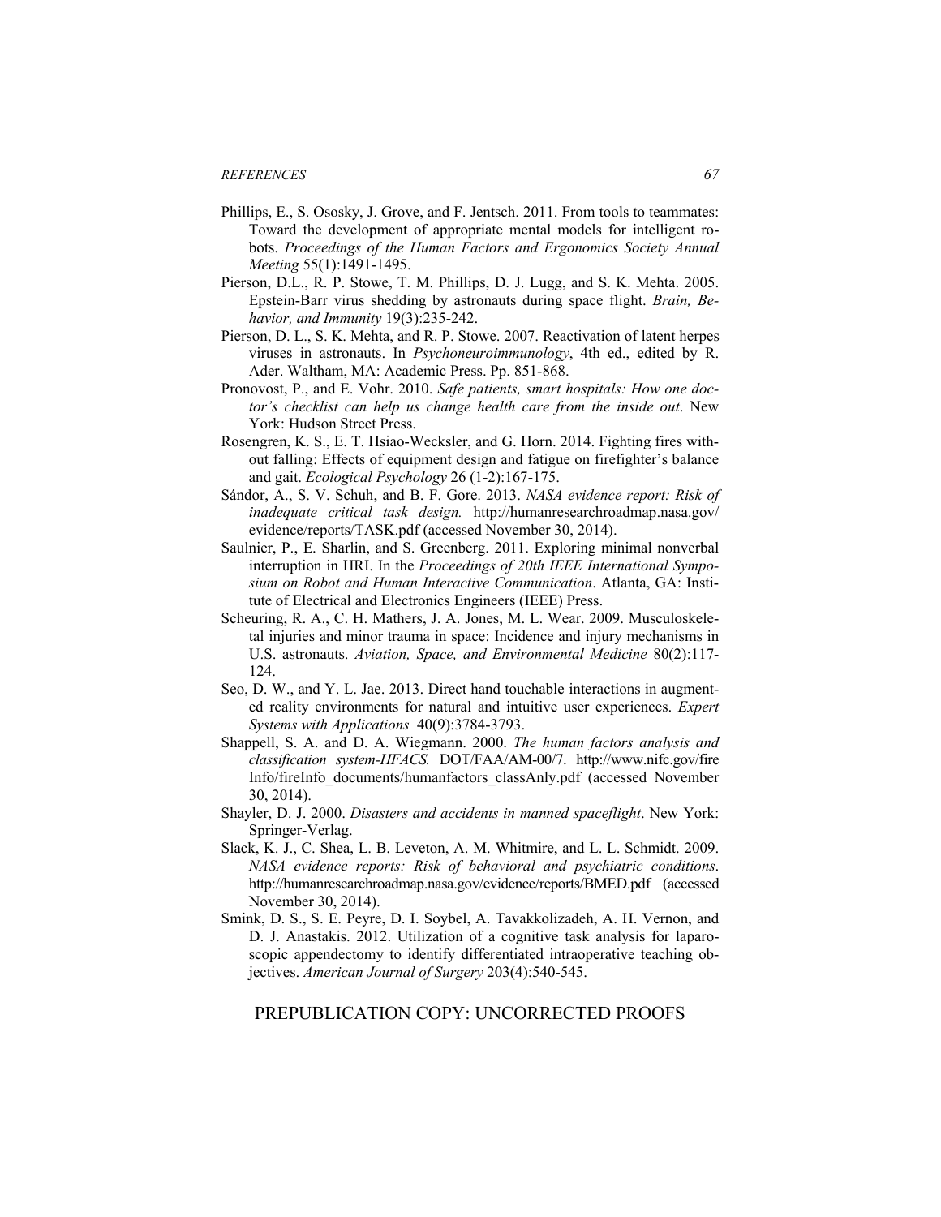Phillips, E., S. Ososky, J. Grove, and F. Jentsch. 2011. From tools to teammates: Toward the development of appropriate mental models for intelligent robots. *Proceedings of the Human Factors and Ergonomics Society Annual Meeting* 55(1):1491-1495.

Pierson, D.L., R. P. Stowe, T. M. Phillips, D. J. Lugg, and S. K. Mehta. 2005. Epstein-Barr virus shedding by astronauts during space flight. *Brain, Behavior, and Immunity* 19(3):235-242.

Pierson, D. L., S. K. Mehta, and R. P. Stowe. 2007. Reactivation of latent herpes viruses in astronauts. In *Psychoneuroimmunology*, 4th ed., edited by R. Ader. Waltham, MA: Academic Press. Pp. 851-868.

Pronovost, P., and E. Vohr. 2010. *Safe patients, smart hospitals: How one doctor's checklist can help us change health care from the inside out*. New York: Hudson Street Press.

Rosengren, K. S., E. T. Hsiao-Wecksler, and G. Horn. 2014. Fighting fires without falling: Effects of equipment design and fatigue on firefighter's balance and gait. *Ecological Psychology* 26 (1-2):167-175.

Sándor, A., S. V. Schuh, and B. F. Gore. 2013. *NASA evidence report: Risk of inadequate critical task design.* http://humanresearchroadmap.nasa.gov/evidence/reports/TASK.pdf (accessed November 30, 2014).

Saulnier, P., E. Sharlin, and S. Greenberg. 2011. Exploring minimal nonverbal interruption in HRI. In the *Proceedings of 20th IEEE International Symposium on Robot and Human Interactive Communication*. Atlanta, GA: Institute of Electrical and Electronics Engineers (IEEE) Press.

Scheuring, R. A., C. H. Mathers, J. A. Jones, M. L. Wear. 2009. Musculoskeletal injuries and minor trauma in space: Incidence and injury mechanisms in U.S. astronauts. *Aviation, Space, and Environmental Medicine* 80(2):117-124.

Seo, D. W., and Y. L. Jae. 2013. Direct hand touchable interactions in augmented reality environments for natural and intuitive user experiences. *Expert Systems with Applications* 40(9):3784-3793.

Shappell, S. A. and D. A. Wiegmann. 2000. *The human factors analysis and classification system-HFACS.* DOT/FAA/AM-00/7. http://www.nifc.gov/fireInfo/fireInfo_documents/humanfactors_classAnly.pdf (accessed November 30, 2014).

Shayler, D. J. 2000. *Disasters and accidents in manned spaceflight*. New York: Springer-Verlag.

Slack, K. J., C. Shea, L. B. Leveton, A. M. Whitmire, and L. L. Schmidt. 2009. *NASA evidence reports: Risk of behavioral and psychiatric conditions*. http://humanresearchroadmap.nasa.gov/evidence/reports/BMED.pdf (accessed November 30, 2014).

Smink, D. S., S. E. Peyre, D. I. Soybel, A. Tavakkolizadeh, A. H. Vernon, and D. J. Anastakis. 2012. Utilization of a cognitive task analysis for laparoscopic appendectomy to identify differentiated intraoperative teaching objectives. *American Journal of Surgery* 203(4):540-545.

PREPUBLICATION COPY: UNCORRECTED PROOFS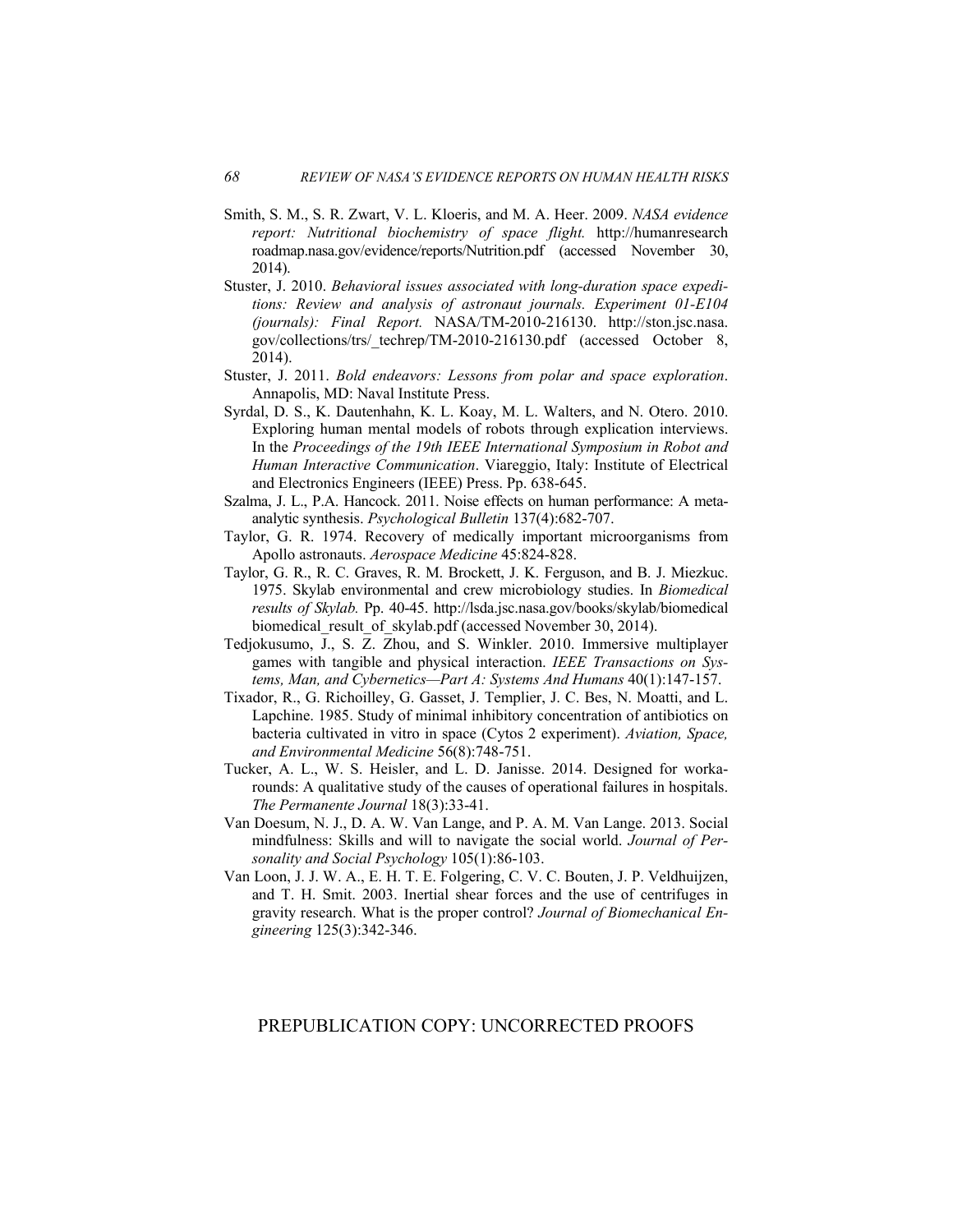Smith, S. M., S. R. Zwart, V. L. Kloeris, and M. A. Heer. 2009. *NASA evidence report: Nutritional biochemistry of space flight.* http://humanresearch roadmap.nasa.gov/evidence/reports/Nutrition.pdf (accessed November 30, 2014).

Stuster, J. 2010. *Behavioral issues associated with long-duration space expeditions: Review and analysis of astronaut journals. Experiment 01-E104 (journals): Final Report.* NASA/TM-2010-216130. http://ston.jsc.nasa. gov/collections/trs/_techrep/TM-2010-216130.pdf (accessed October 8, 2014).

Stuster, J. 2011. *Bold endeavors: Lessons from polar and space exploration*. Annapolis, MD: Naval Institute Press.

Syrdal, D. S., K. Dautenhahn, K. L. Koay, M. L. Walters, and N. Otero. 2010. Exploring human mental models of robots through explication interviews. In the *Proceedings of the 19th IEEE International Symposium in Robot and Human Interactive Communication*. Viareggio, Italy: Institute of Electrical and Electronics Engineers (IEEE) Press. Pp. 638-645.

Szalma, J. L., P.A. Hancock. 2011. Noise effects on human performance: A meta-analytic synthesis. *Psychological Bulletin* 137(4):682-707.

Taylor, G. R. 1974. Recovery of medically important microorganisms from Apollo astronauts. *Aerospace Medicine* 45:824-828.

Taylor, G. R., R. C. Graves, R. M. Brockett, J. K. Ferguson, and B. J. Miezkuc. 1975. Skylab environmental and crew microbiology studies. In *Biomedical results of Skylab.* Pp. 40-45. http://lsda.jsc.nasa.gov/books/skylab/biomedical biomedical_result_of_skylab.pdf (accessed November 30, 2014).

Tedjokusumo, J., S. Z. Zhou, and S. Winkler. 2010. Immersive multiplayer games with tangible and physical interaction. *IEEE Transactions on Systems, Man, and Cybernetics—Part A: Systems And Humans* 40(1):147-157.

Tixador, R., G. Richoilley, G. Gasset, J. Templier, J. C. Bes, N. Moatti, and L. Lapchine. 1985. Study of minimal inhibitory concentration of antibiotics on bacteria cultivated in vitro in space (Cytos 2 experiment). *Aviation, Space, and Environmental Medicine* 56(8):748-751.

Tucker, A. L., W. S. Heisler, and L. D. Janisse. 2014. Designed for workarounds: A qualitative study of the causes of operational failures in hospitals. *The Permanente Journal* 18(3):33-41.

Van Doesum, N. J., D. A. W. Van Lange, and P. A. M. Van Lange. 2013. Social mindfulness: Skills and will to navigate the social world. *Journal of Personality and Social Psychology* 105(1):86-103.

Van Loon, J. J. W. A., E. H. T. E. Folgering, C. V. C. Bouten, J. P. Veldhuijzen, and T. H. Smit. 2003. Inertial shear forces and the use of centrifuges in gravity research. What is the proper control? *Journal of Biomechanical Engineering* 125(3):342-346.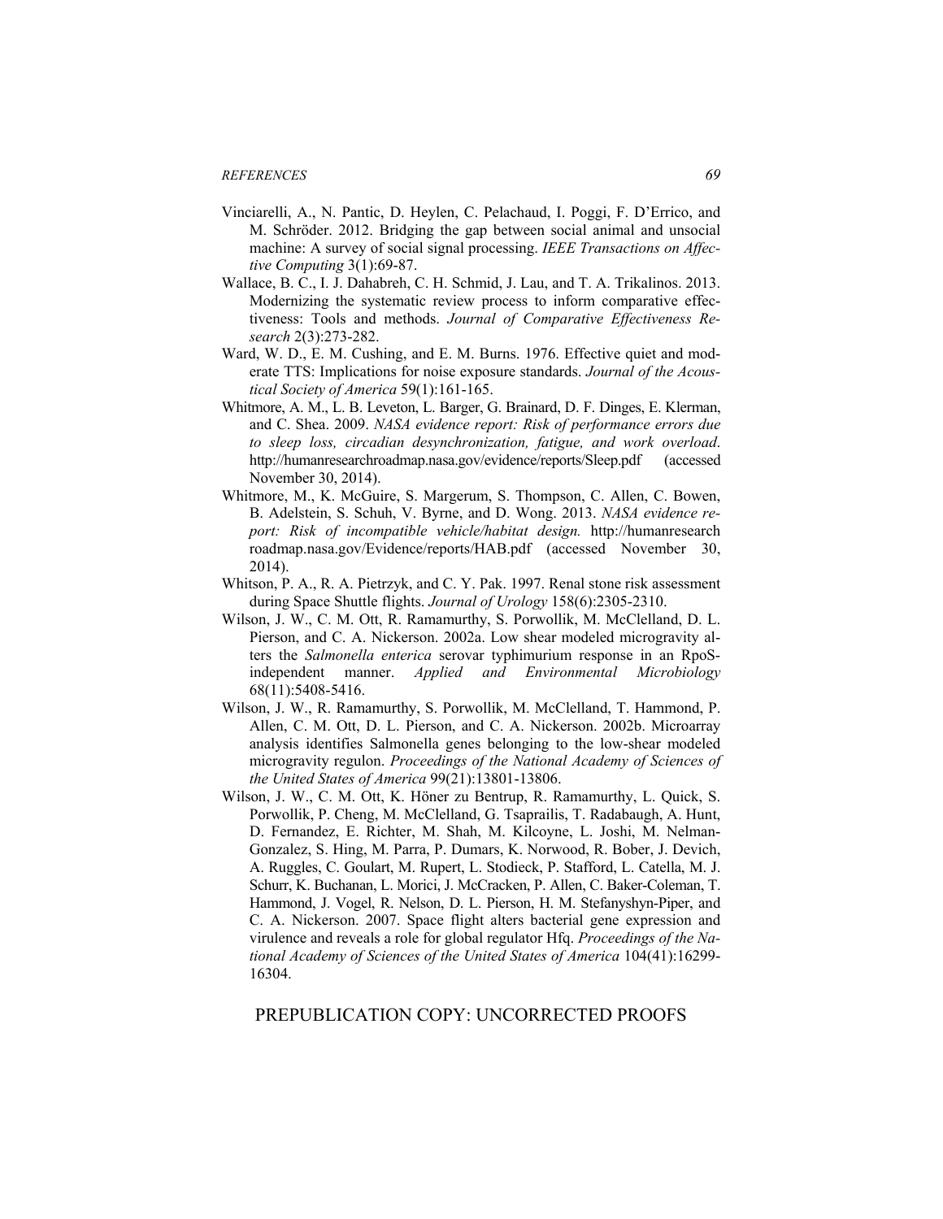Vinciarelli, A., N. Pantic, D. Heylen, C. Pelachaud, I. Poggi, F. D'Errico, and M. Schröder. 2012. Bridging the gap between social animal and unsocial machine: A survey of social signal processing. *IEEE Transactions on Affective Computing* 3(1):69-87.

Wallace, B. C., I. J. Dahabreh, C. H. Schmid, J. Lau, and T. A. Trikalinos. 2013. Modernizing the systematic review process to inform comparative effectiveness: Tools and methods. *Journal of Comparative Effectiveness Research* 2(3):273-282.

Ward, W. D., E. M. Cushing, and E. M. Burns. 1976. Effective quiet and moderate TTS: Implications for noise exposure standards. *Journal of the Acoustical Society of America* 59(1):161-165.

Whitmore, A. M., L. B. Leveton, L. Barger, G. Brainard, D. F. Dinges, E. Klerman, and C. Shea. 2009. *NASA evidence report: Risk of performance errors due to sleep loss, circadian desynchronization, fatigue, and work overload*. http://humanresearchroadmap.nasa.gov/evidence/reports/Sleep.pdf (accessed November 30, 2014).

Whitmore, M., K. McGuire, S. Margerum, S. Thompson, C. Allen, C. Bowen, B. Adelstein, S. Schuh, V. Byrne, and D. Wong. 2013. *NASA evidence report: Risk of incompatible vehicle/habitat design.* http://humanresearch roadmap.nasa.gov/Evidence/reports/HAB.pdf (accessed November 30, 2014).

Whitson, P. A., R. A. Pietrzyk, and C. Y. Pak. 1997. Renal stone risk assessment during Space Shuttle flights. *Journal of Urology* 158(6):2305-2310.

Wilson, J. W., C. M. Ott, R. Ramamurthy, S. Porwollik, M. McClelland, D. L. Pierson, and C. A. Nickerson. 2002a. Low shear modeled microgravity alters the *Salmonella enterica* serovar typhimurium response in an RpoS-independent manner. *Applied and Environmental Microbiology* 68(11):5408-5416.

Wilson, J. W., R. Ramamurthy, S. Porwollik, M. McClelland, T. Hammond, P. Allen, C. M. Ott, D. L. Pierson, and C. A. Nickerson. 2002b. Microarray analysis identifies Salmonella genes belonging to the low-shear modeled microgravity regulon. *Proceedings of the National Academy of Sciences of the United States of America* 99(21):13801-13806.

Wilson, J. W., C. M. Ott, K. Höner zu Bentrup, R. Ramamurthy, L. Quick, S. Porwollik, P. Cheng, M. McClelland, G. Tsaprailis, T. Radabaugh, A. Hunt, D. Fernandez, E. Richter, M. Shah, M. Kilcoyne, L. Joshi, M. Nelman-Gonzalez, S. Hing, M. Parra, P. Dumars, K. Norwood, R. Bober, J. Devich, A. Ruggles, C. Goulart, M. Rupert, L. Stodieck, P. Stafford, L. Catella, M. J. Schurr, K. Buchanan, L. Morici, J. McCracken, P. Allen, C. Baker-Coleman, T. Hammond, J. Vogel, R. Nelson, D. L. Pierson, H. M. Stefanyshyn-Piper, and C. A. Nickerson. 2007. Space flight alters bacterial gene expression and virulence and reveals a role for global regulator Hfq. *Proceedings of the National Academy of Sciences of the United States of America* 104(41):16299-16304.

PREPUBLICATION COPY: UNCORRECTED PROOFS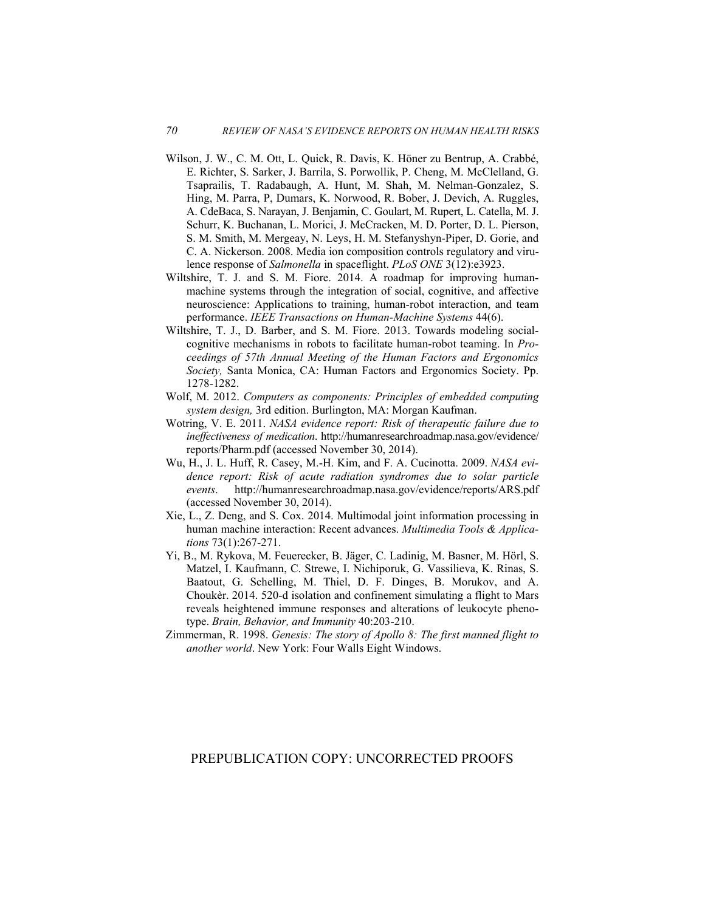Wilson, J. W., C. M. Ott, L. Quick, R. Davis, K. Höner zu Bentrup, A. Crabbé, E. Richter, S. Sarker, J. Barrila, S. Porwollik, P. Cheng, M. McClelland, G. Tsaprailis, T. Radabaugh, A. Hunt, M. Shah, M. Nelman-Gonzalez, S. Hing, M. Parra, P, Dumars, K. Norwood, R. Bober, J. Devich, A. Ruggles, A. CdeBaca, S. Narayan, J. Benjamin, C. Goulart, M. Rupert, L. Catella, M. J. Schurr, K. Buchanan, L. Morici, J. McCracken, M. D. Porter, D. L. Pierson, S. M. Smith, M. Mergeay, N. Leys, H. M. Stefanyshyn-Piper, D. Gorie, and C. A. Nickerson. 2008. Media ion composition controls regulatory and virulence response of *Salmonella* in spaceflight. *PLoS ONE* 3(12):e3923.

Wiltshire, T. J. and S. M. Fiore. 2014. A roadmap for improving human-machine systems through the integration of social, cognitive, and affective neuroscience: Applications to training, human-robot interaction, and team performance. *IEEE Transactions on Human-Machine Systems* 44(6).

Wiltshire, T. J., D. Barber, and S. M. Fiore. 2013. Towards modeling social-cognitive mechanisms in robots to facilitate human-robot teaming. In *Proceedings of 57th Annual Meeting of the Human Factors and Ergonomics Society,* Santa Monica, CA: Human Factors and Ergonomics Society. Pp. 1278-1282.

Wolf, M. 2012. *Computers as components: Principles of embedded computing system design,* 3rd edition. Burlington, MA: Morgan Kaufman.

Wotring, V. E. 2011. *NASA evidence report: Risk of therapeutic failure due to ineffectiveness of medication*. http://humanresearchroadmap.nasa.gov/evidence/reports/Pharm.pdf (accessed November 30, 2014).

Wu, H., J. L. Huff, R. Casey, M.-H. Kim, and F. A. Cucinotta. 2009. *NASA evidence report: Risk of acute radiation syndromes due to solar particle events*. http://humanresearchroadmap.nasa.gov/evidence/reports/ARS.pdf (accessed November 30, 2014).

Xie, L., Z. Deng, and S. Cox. 2014. Multimodal joint information processing in human machine interaction: Recent advances. *Multimedia Tools & Applications* 73(1):267-271.

Yi, B., M. Rykova, M. Feuerecker, B. Jäger, C. Ladinig, M. Basner, M. Hörl, S. Matzel, I. Kaufmann, C. Strewe, I. Nichiporuk, G. Vassilieva, K. Rinas, S. Baatout, G. Schelling, M. Thiel, D. F. Dinges, B. Morukov, and A. Choukèr. 2014. 520-d isolation and confinement simulating a flight to Mars reveals heightened immune responses and alterations of leukocyte phenotype. *Brain, Behavior, and Immunity* 40:203-210.

Zimmerman, R. 1998. *Genesis: The story of Apollo 8: The first manned flight to another world*. New York: Four Walls Eight Windows.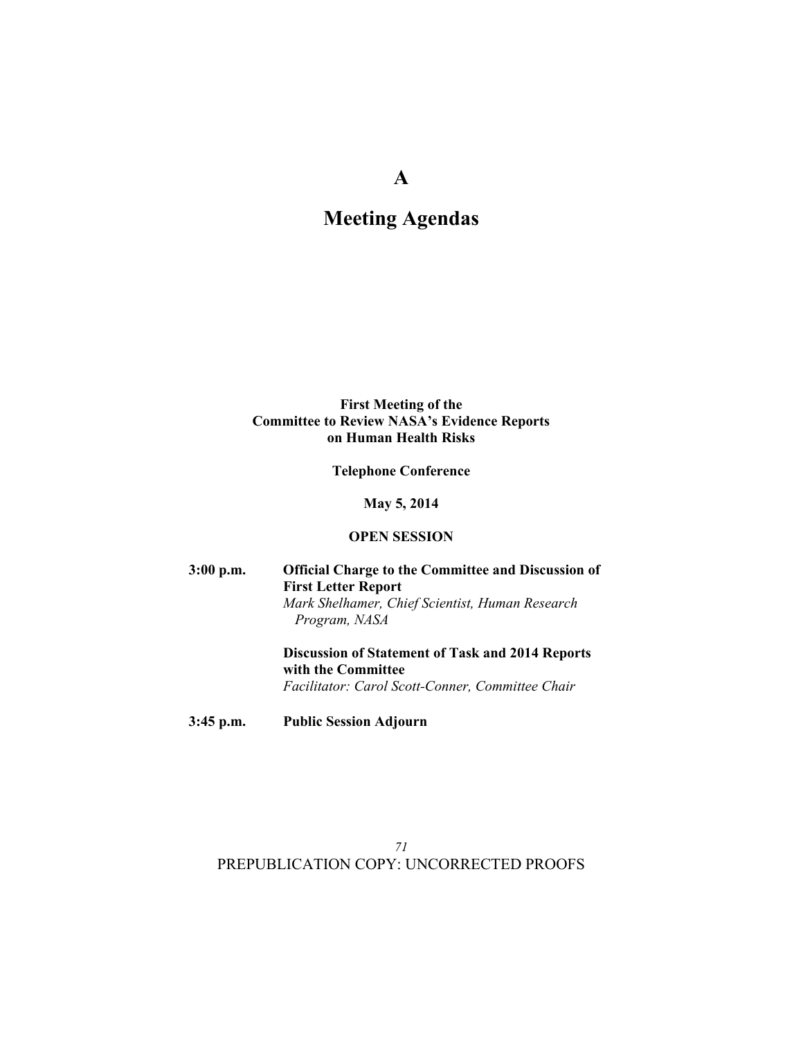# A

# Meeting Agendas

**First Meeting of the**
**Committee to Review NASA's Evidence Reports**
**on Human Health Risks**

**Telephone Conference**

**May 5, 2014**

**OPEN SESSION**

**3:00 p.m.** **Official Charge to the Committee and Discussion of First Letter Report**
*Mark Shelhamer, Chief Scientist, Human Research Program, NASA*

**Discussion of Statement of Task and 2014 Reports with the Committee**
*Facilitator: Carol Scott-Conner, Committee Chair*

**3:45 p.m.** **Public Session Adjourn**

PREPUBLICATION COPY: UNCORRECTED PROOFS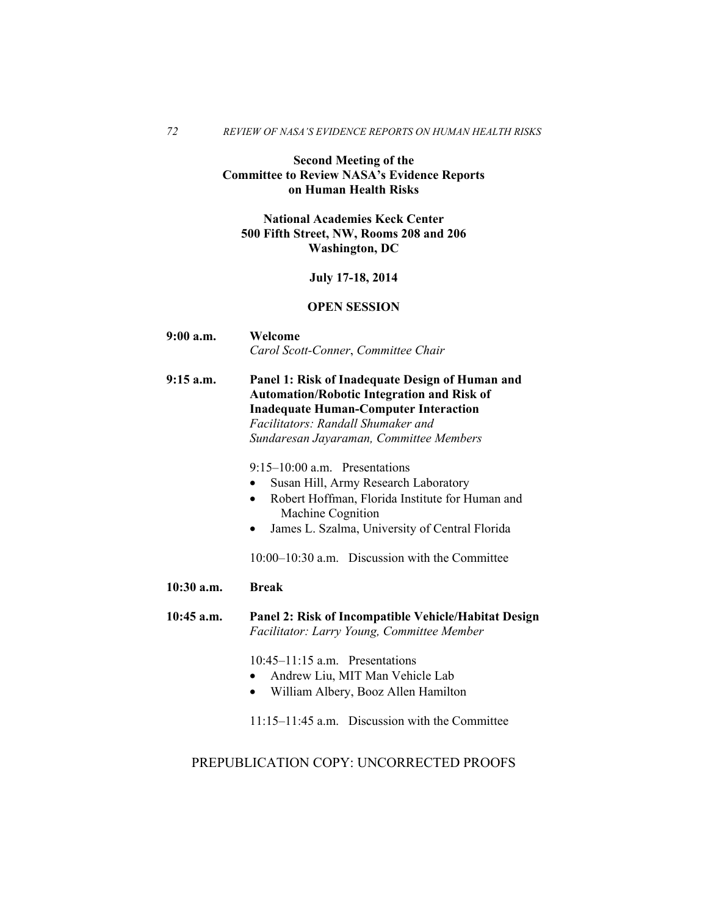**Second Meeting of the Committee to Review NASA's Evidence Reports on Human Health Risks**

**National Academies Keck Center**
**500 Fifth Street, NW, Rooms 208 and 206**
**Washington, DC**

**July 17-18, 2014**

**OPEN SESSION**

**9:00 a.m.** **Welcome**
*Carol Scott-Conner*, *Committee Chair*

**9:15 a.m.** **Panel 1: Risk of Inadequate Design of Human and Automation/Robotic Integration and Risk of Inadequate Human-Computer Interaction**
*Facilitators: Randall Shumaker and Sundaresan Jayaraman, Committee Members*

9:15–10:00 a.m. Presentations

- Susan Hill, Army Research Laboratory
- Robert Hoffman, Florida Institute for Human and Machine Cognition
- James L. Szalma, University of Central Florida

10:00–10:30 a.m. Discussion with the Committee

**10:30 a.m.** **Break**

**10:45 a.m.** **Panel 2: Risk of Incompatible Vehicle/Habitat Design**
*Facilitator: Larry Young, Committee Member*

10:45–11:15 a.m. Presentations

- Andrew Liu, MIT Man Vehicle Lab
- William Albery, Booz Allen Hamilton

11:15–11:45 a.m. Discussion with the Committee

PREPUBLICATION COPY: UNCORRECTED PROOFS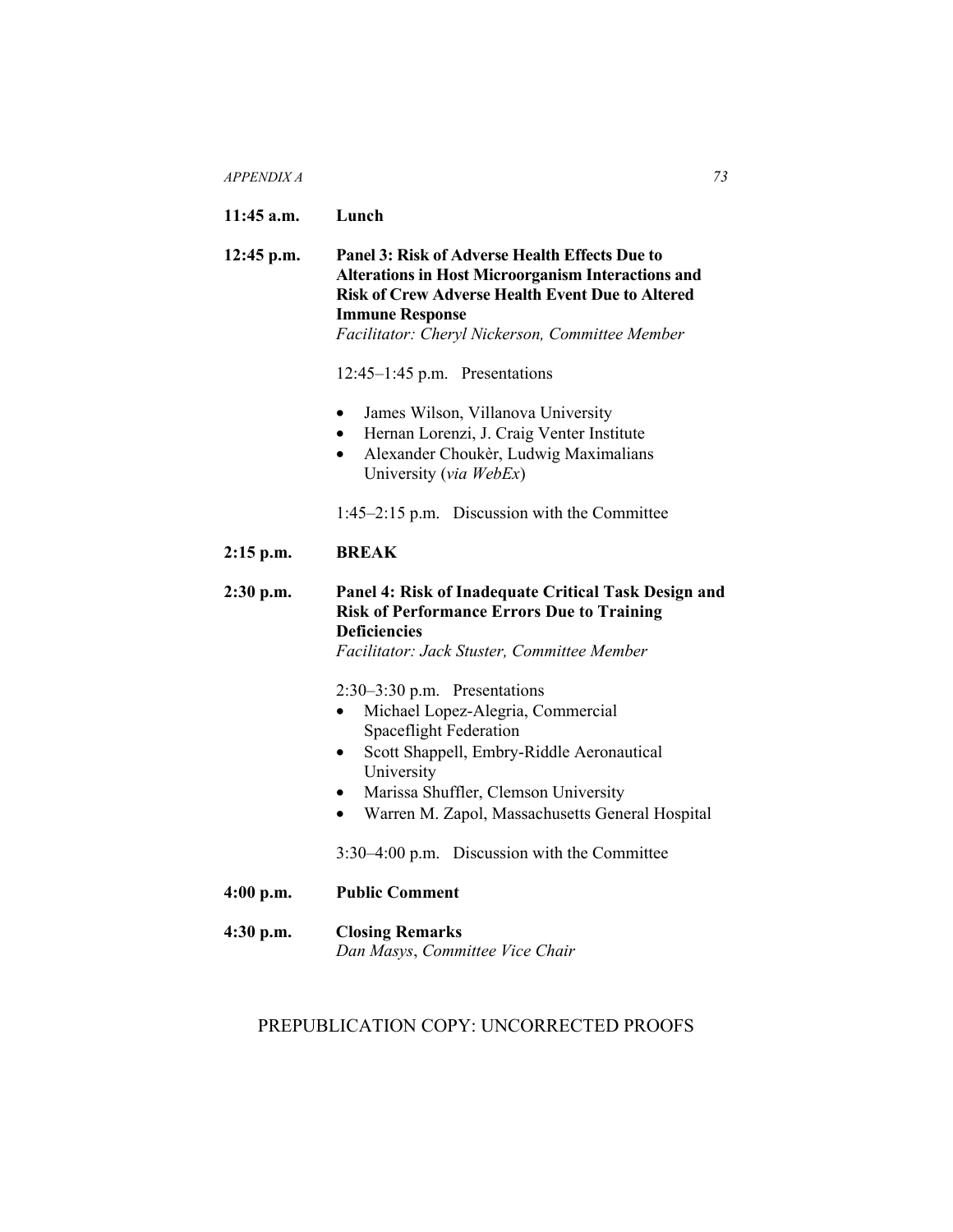**11:45 a.m.** **Lunch**

**12:45 p.m.** **Panel 3: Risk of Adverse Health Effects Due to Alterations in Host Microorganism Interactions and Risk of Crew Adverse Health Event Due to Altered Immune Response**
*Facilitator: Cheryl Nickerson, Committee Member*

12:45–1:45 p.m. Presentations

- James Wilson, Villanova University
- Hernan Lorenzi, J. Craig Venter Institute
- Alexander Choukèr, Ludwig Maximalians University (*via WebEx*)

1:45–2:15 p.m. Discussion with the Committee

**2:15 p.m.** **BREAK**

**2:30 p.m.** **Panel 4: Risk of Inadequate Critical Task Design and Risk of Performance Errors Due to Training Deficiencies**
*Facilitator: Jack Stuster, Committee Member*

2:30–3:30 p.m. Presentations

- Michael Lopez-Alegria, Commercial Spaceflight Federation
- Scott Shappell, Embry-Riddle Aeronautical University
- Marissa Shuffler, Clemson University
- Warren M. Zapol, Massachusetts General Hospital

3:30–4:00 p.m. Discussion with the Committee

**4:00 p.m.** **Public Comment**

**4:30 p.m.** **Closing Remarks**
*Dan Masys, Committee Vice Chair*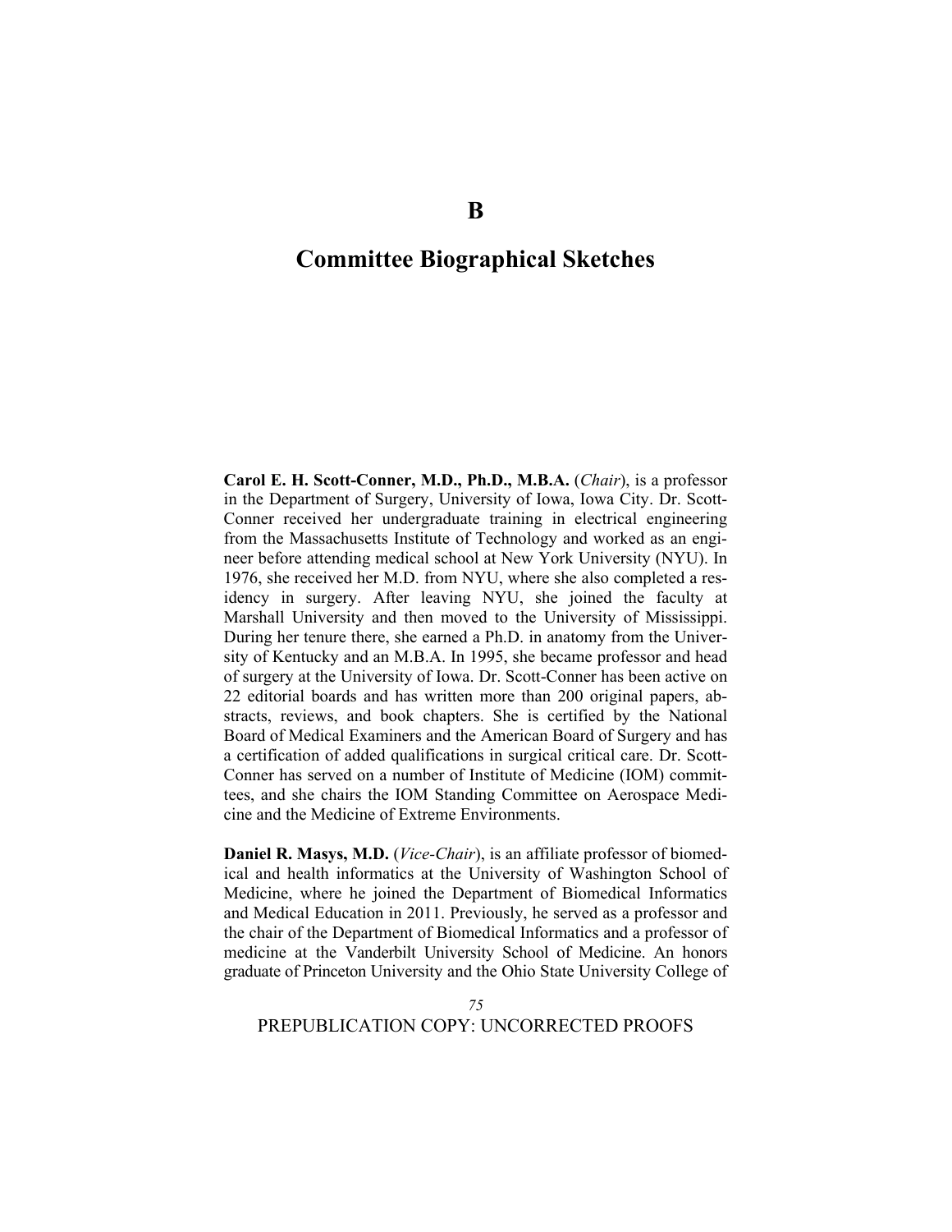# B

# Committee Biographical Sketches

**Carol E. H. Scott-Conner, M.D., Ph.D., M.B.A.** (*Chair*), is a professor in the Department of Surgery, University of Iowa, Iowa City. Dr. Scott-Conner received her undergraduate training in electrical engineering from the Massachusetts Institute of Technology and worked as an engineer before attending medical school at New York University (NYU). In 1976, she received her M.D. from NYU, where she also completed a residency in surgery. After leaving NYU, she joined the faculty at Marshall University and then moved to the University of Mississippi. During her tenure there, she earned a Ph.D. in anatomy from the University of Kentucky and an M.B.A. In 1995, she became professor and head of surgery at the University of Iowa. Dr. Scott-Conner has been active on 22 editorial boards and has written more than 200 original papers, abstracts, reviews, and book chapters. She is certified by the National Board of Medical Examiners and the American Board of Surgery and has a certification of added qualifications in surgical critical care. Dr. Scott-Conner has served on a number of Institute of Medicine (IOM) committees, and she chairs the IOM Standing Committee on Aerospace Medicine and the Medicine of Extreme Environments.

**Daniel R. Masys, M.D.** (*Vice-Chair*), is an affiliate professor of biomedical and health informatics at the University of Washington School of Medicine, where he joined the Department of Biomedical Informatics and Medical Education in 2011. Previously, he served as a professor and the chair of the Department of Biomedical Informatics and a professor of medicine at the Vanderbilt University School of Medicine. An honors graduate of Princeton University and the Ohio State University College of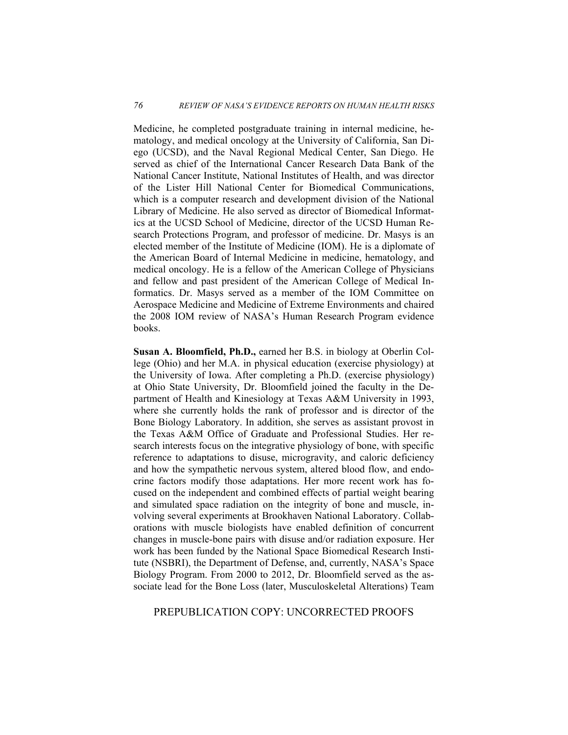Medicine, he completed postgraduate training in internal medicine, hematology, and medical oncology at the University of California, San Diego (UCSD), and the Naval Regional Medical Center, San Diego. He served as chief of the International Cancer Research Data Bank of the National Cancer Institute, National Institutes of Health, and was director of the Lister Hill National Center for Biomedical Communications, which is a computer research and development division of the National Library of Medicine. He also served as director of Biomedical Informatics at the UCSD School of Medicine, director of the UCSD Human Research Protections Program, and professor of medicine. Dr. Masys is an elected member of the Institute of Medicine (IOM). He is a diplomate of the American Board of Internal Medicine in medicine, hematology, and medical oncology. He is a fellow of the American College of Physicians and fellow and past president of the American College of Medical Informatics. Dr. Masys served as a member of the IOM Committee on Aerospace Medicine and Medicine of Extreme Environments and chaired the 2008 IOM review of NASA's Human Research Program evidence books.

**Susan A. Bloomfield, Ph.D.,** earned her B.S. in biology at Oberlin College (Ohio) and her M.A. in physical education (exercise physiology) at the University of Iowa. After completing a Ph.D. (exercise physiology) at Ohio State University, Dr. Bloomfield joined the faculty in the Department of Health and Kinesiology at Texas A&M University in 1993, where she currently holds the rank of professor and is director of the Bone Biology Laboratory. In addition, she serves as assistant provost in the Texas A&M Office of Graduate and Professional Studies. Her research interests focus on the integrative physiology of bone, with specific reference to adaptations to disuse, microgravity, and caloric deficiency and how the sympathetic nervous system, altered blood flow, and endocrine factors modify those adaptations. Her more recent work has focused on the independent and combined effects of partial weight bearing and simulated space radiation on the integrity of bone and muscle, involving several experiments at Brookhaven National Laboratory. Collaborations with muscle biologists have enabled definition of concurrent changes in muscle-bone pairs with disuse and/or radiation exposure. Her work has been funded by the National Space Biomedical Research Institute (NSBRI), the Department of Defense, and, currently, NASA's Space Biology Program. From 2000 to 2012, Dr. Bloomfield served as the associate lead for the Bone Loss (later, Musculoskeletal Alterations) Team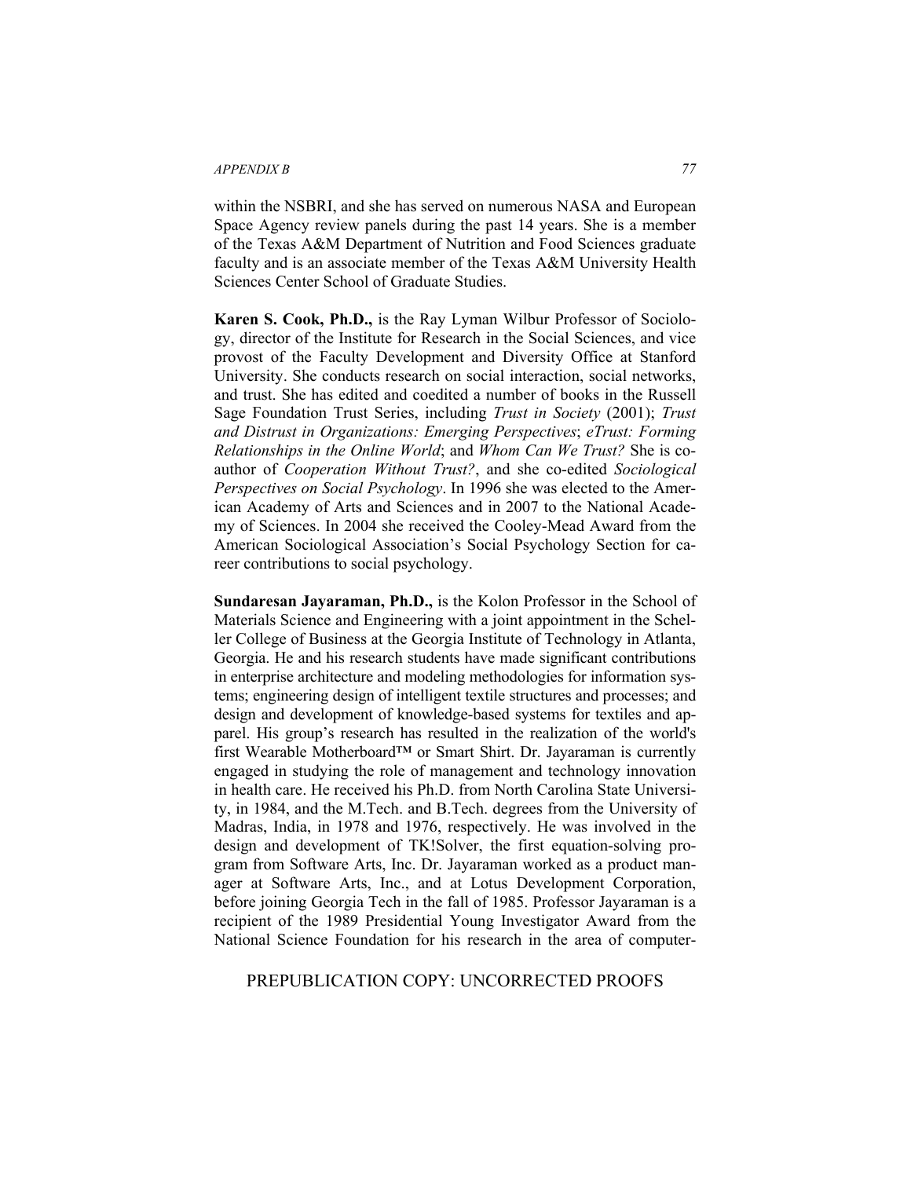within the NSBRI, and she has served on numerous NASA and European Space Agency review panels during the past 14 years. She is a member of the Texas A&M Department of Nutrition and Food Sciences graduate faculty and is an associate member of the Texas A&M University Health Sciences Center School of Graduate Studies.

**Karen S. Cook, Ph.D.,** is the Ray Lyman Wilbur Professor of Sociology, director of the Institute for Research in the Social Sciences, and vice provost of the Faculty Development and Diversity Office at Stanford University. She conducts research on social interaction, social networks, and trust. She has edited and coedited a number of books in the Russell Sage Foundation Trust Series, including *Trust in Society* (2001); *Trust and Distrust in Organizations: Emerging Perspectives*; *eTrust: Forming Relationships in the Online World*; and *Whom Can We Trust?* She is coauthor of *Cooperation Without Trust?*, and she co-edited *Sociological Perspectives on Social Psychology*. In 1996 she was elected to the American Academy of Arts and Sciences and in 2007 to the National Academy of Sciences. In 2004 she received the Cooley-Mead Award from the American Sociological Association's Social Psychology Section for career contributions to social psychology.

**Sundaresan Jayaraman, Ph.D.,** is the Kolon Professor in the School of Materials Science and Engineering with a joint appointment in the Scheller College of Business at the Georgia Institute of Technology in Atlanta, Georgia. He and his research students have made significant contributions in enterprise architecture and modeling methodologies for information systems; engineering design of intelligent textile structures and processes; and design and development of knowledge-based systems for textiles and apparel. His group's research has resulted in the realization of the world's first Wearable Motherboard™ or Smart Shirt. Dr. Jayaraman is currently engaged in studying the role of management and technology innovation in health care. He received his Ph.D. from North Carolina State University, in 1984, and the M.Tech. and B.Tech. degrees from the University of Madras, India, in 1978 and 1976, respectively. He was involved in the design and development of TK!Solver, the first equation-solving program from Software Arts, Inc. Dr. Jayaraman worked as a product manager at Software Arts, Inc., and at Lotus Development Corporation, before joining Georgia Tech in the fall of 1985. Professor Jayaraman is a recipient of the 1989 Presidential Young Investigator Award from the National Science Foundation for his research in the area of computer-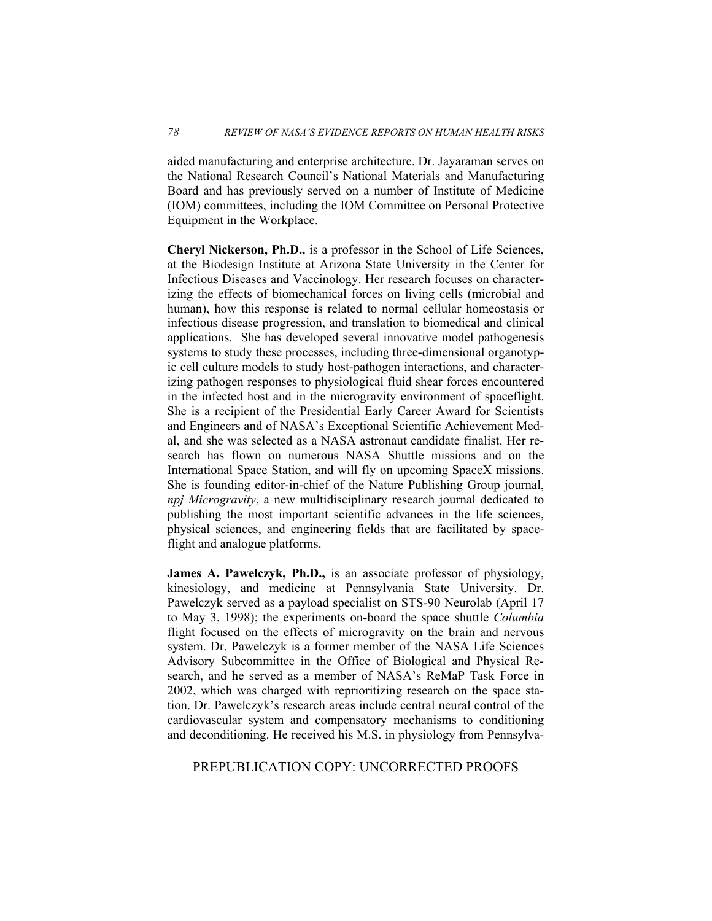aided manufacturing and enterprise architecture. Dr. Jayaraman serves on the National Research Council's National Materials and Manufacturing Board and has previously served on a number of Institute of Medicine (IOM) committees, including the IOM Committee on Personal Protective Equipment in the Workplace.

**Cheryl Nickerson, Ph.D.,** is a professor in the School of Life Sciences, at the Biodesign Institute at Arizona State University in the Center for Infectious Diseases and Vaccinology. Her research focuses on characterizing the effects of biomechanical forces on living cells (microbial and human), how this response is related to normal cellular homeostasis or infectious disease progression, and translation to biomedical and clinical applications. She has developed several innovative model pathogenesis systems to study these processes, including three-dimensional organotypic cell culture models to study host-pathogen interactions, and characterizing pathogen responses to physiological fluid shear forces encountered in the infected host and in the microgravity environment of spaceflight. She is a recipient of the Presidential Early Career Award for Scientists and Engineers and of NASA's Exceptional Scientific Achievement Medal, and she was selected as a NASA astronaut candidate finalist. Her research has flown on numerous NASA Shuttle missions and on the International Space Station, and will fly on upcoming SpaceX missions. She is founding editor-in-chief of the Nature Publishing Group journal, *npj Microgravity*, a new multidisciplinary research journal dedicated to publishing the most important scientific advances in the life sciences, physical sciences, and engineering fields that are facilitated by spaceflight and analogue platforms.

**James A. Pawelczyk, Ph.D.,** is an associate professor of physiology, kinesiology, and medicine at Pennsylvania State University. Dr. Pawelczyk served as a payload specialist on STS-90 Neurolab (April 17 to May 3, 1998); the experiments on-board the space shuttle *Columbia* flight focused on the effects of microgravity on the brain and nervous system. Dr. Pawelczyk is a former member of the NASA Life Sciences Advisory Subcommittee in the Office of Biological and Physical Research, and he served as a member of NASA's ReMaP Task Force in 2002, which was charged with reprioritizing research on the space station. Dr. Pawelczyk's research areas include central neural control of the cardiovascular system and compensatory mechanisms to conditioning and deconditioning. He received his M.S. in physiology from Pennsylva-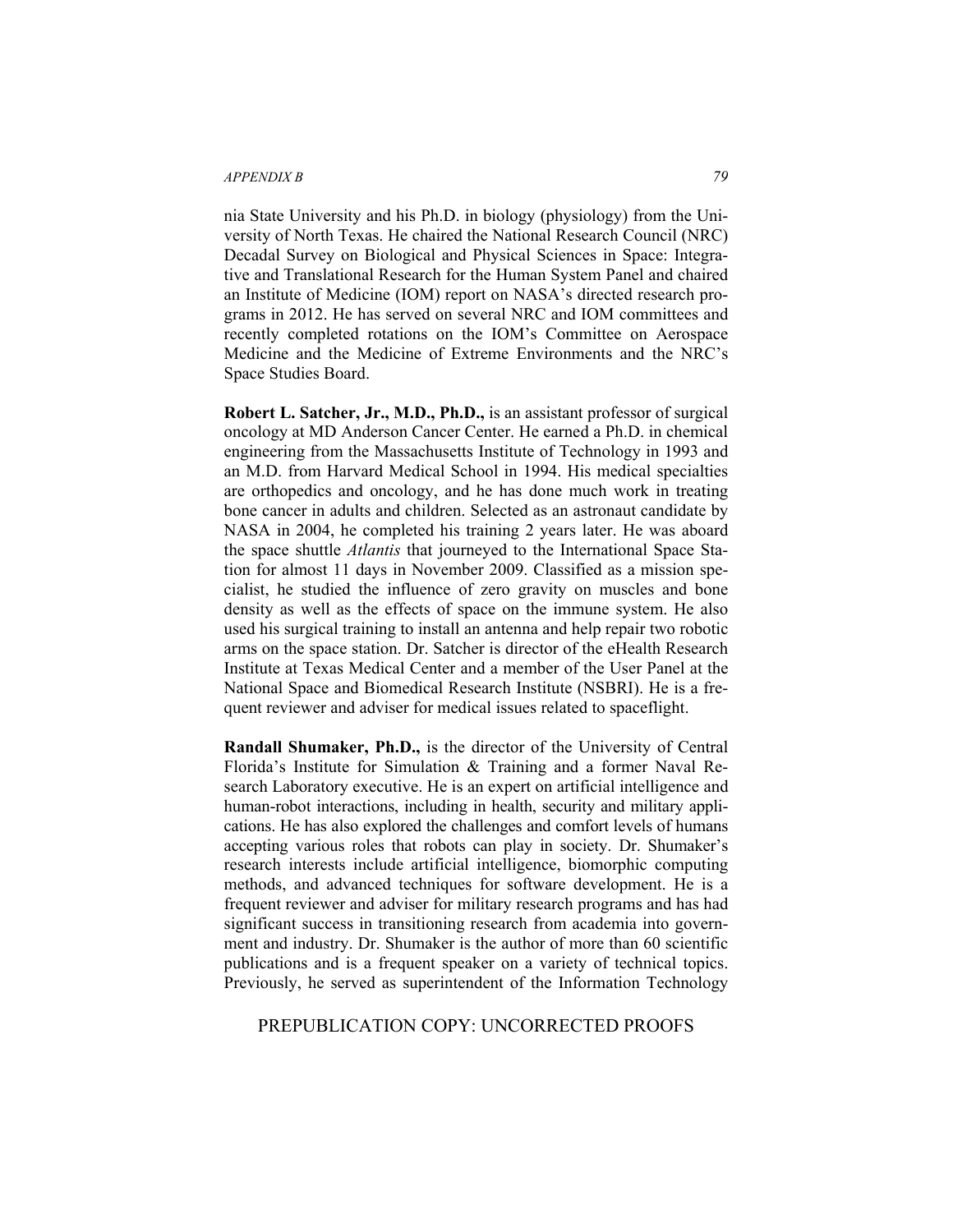nia State University and his Ph.D. in biology (physiology) from the University of North Texas. He chaired the National Research Council (NRC) Decadal Survey on Biological and Physical Sciences in Space: Integrative and Translational Research for the Human System Panel and chaired an Institute of Medicine (IOM) report on NASA's directed research programs in 2012. He has served on several NRC and IOM committees and recently completed rotations on the IOM's Committee on Aerospace Medicine and the Medicine of Extreme Environments and the NRC's Space Studies Board.

**Robert L. Satcher, Jr., M.D., Ph.D.,** is an assistant professor of surgical oncology at MD Anderson Cancer Center. He earned a Ph.D. in chemical engineering from the Massachusetts Institute of Technology in 1993 and an M.D. from Harvard Medical School in 1994. His medical specialties are orthopedics and oncology, and he has done much work in treating bone cancer in adults and children. Selected as an astronaut candidate by NASA in 2004, he completed his training 2 years later. He was aboard the space shuttle *Atlantis* that journeyed to the International Space Station for almost 11 days in November 2009. Classified as a mission specialist, he studied the influence of zero gravity on muscles and bone density as well as the effects of space on the immune system. He also used his surgical training to install an antenna and help repair two robotic arms on the space station. Dr. Satcher is director of the eHealth Research Institute at Texas Medical Center and a member of the User Panel at the National Space and Biomedical Research Institute (NSBRI). He is a frequent reviewer and adviser for medical issues related to spaceflight.

**Randall Shumaker, Ph.D.,** is the director of the University of Central Florida's Institute for Simulation & Training and a former Naval Research Laboratory executive. He is an expert on artificial intelligence and human-robot interactions, including in health, security and military applications. He has also explored the challenges and comfort levels of humans accepting various roles that robots can play in society. Dr. Shumaker's research interests include artificial intelligence, biomorphic computing methods, and advanced techniques for software development. He is a frequent reviewer and adviser for military research programs and has had significant success in transitioning research from academia into government and industry. Dr. Shumaker is the author of more than 60 scientific publications and is a frequent speaker on a variety of technical topics. Previously, he served as superintendent of the Information Technology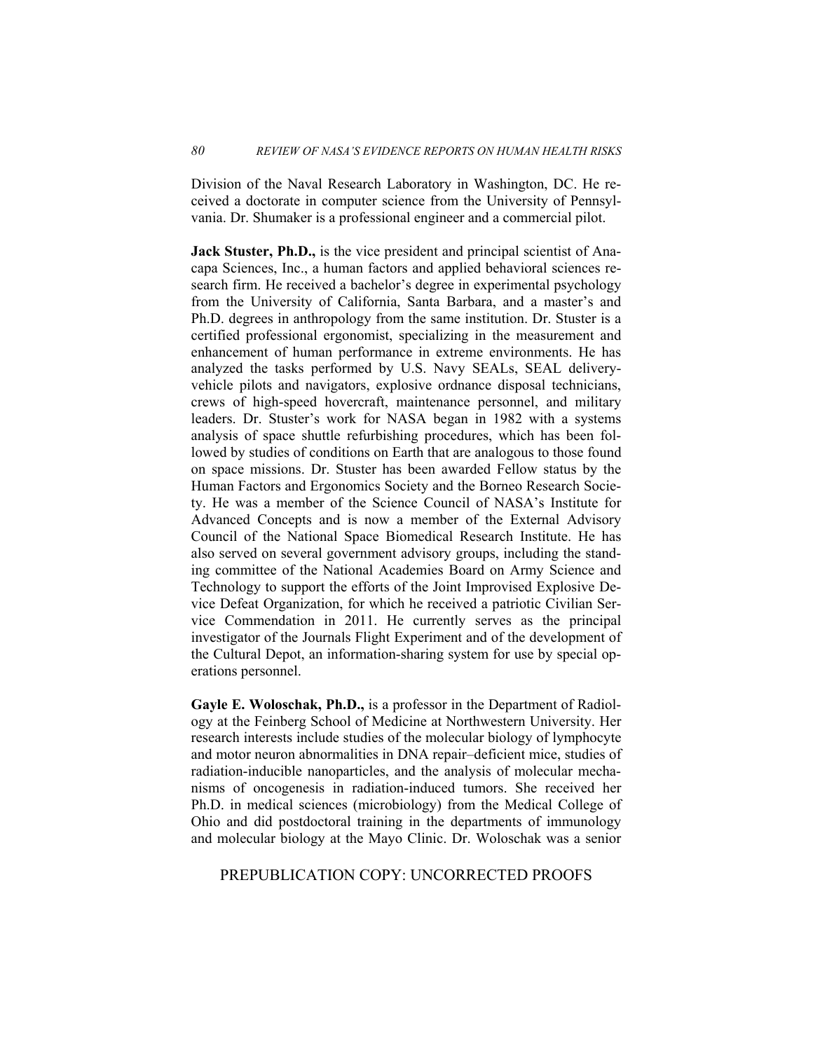Division of the Naval Research Laboratory in Washington, DC. He received a doctorate in computer science from the University of Pennsylvania. Dr. Shumaker is a professional engineer and a commercial pilot.

**Jack Stuster, Ph.D.,** is the vice president and principal scientist of Anacapa Sciences, Inc., a human factors and applied behavioral sciences research firm. He received a bachelor's degree in experimental psychology from the University of California, Santa Barbara, and a master's and Ph.D. degrees in anthropology from the same institution. Dr. Stuster is a certified professional ergonomist, specializing in the measurement and enhancement of human performance in extreme environments. He has analyzed the tasks performed by U.S. Navy SEALs, SEAL delivery-vehicle pilots and navigators, explosive ordnance disposal technicians, crews of high-speed hovercraft, maintenance personnel, and military leaders. Dr. Stuster's work for NASA began in 1982 with a systems analysis of space shuttle refurbishing procedures, which has been followed by studies of conditions on Earth that are analogous to those found on space missions. Dr. Stuster has been awarded Fellow status by the Human Factors and Ergonomics Society and the Borneo Research Society. He was a member of the Science Council of NASA's Institute for Advanced Concepts and is now a member of the External Advisory Council of the National Space Biomedical Research Institute. He has also served on several government advisory groups, including the standing committee of the National Academies Board on Army Science and Technology to support the efforts of the Joint Improvised Explosive Device Defeat Organization, for which he received a patriotic Civilian Service Commendation in 2011. He currently serves as the principal investigator of the Journals Flight Experiment and of the development of the Cultural Depot, an information-sharing system for use by special operations personnel.

**Gayle E. Woloschak, Ph.D.,** is a professor in the Department of Radiology at the Feinberg School of Medicine at Northwestern University. Her research interests include studies of the molecular biology of lymphocyte and motor neuron abnormalities in DNA repair–deficient mice, studies of radiation-inducible nanoparticles, and the analysis of molecular mechanisms of oncogenesis in radiation-induced tumors. She received her Ph.D. in medical sciences (microbiology) from the Medical College of Ohio and did postdoctoral training in the departments of immunology and molecular biology at the Mayo Clinic. Dr. Woloschak was a senior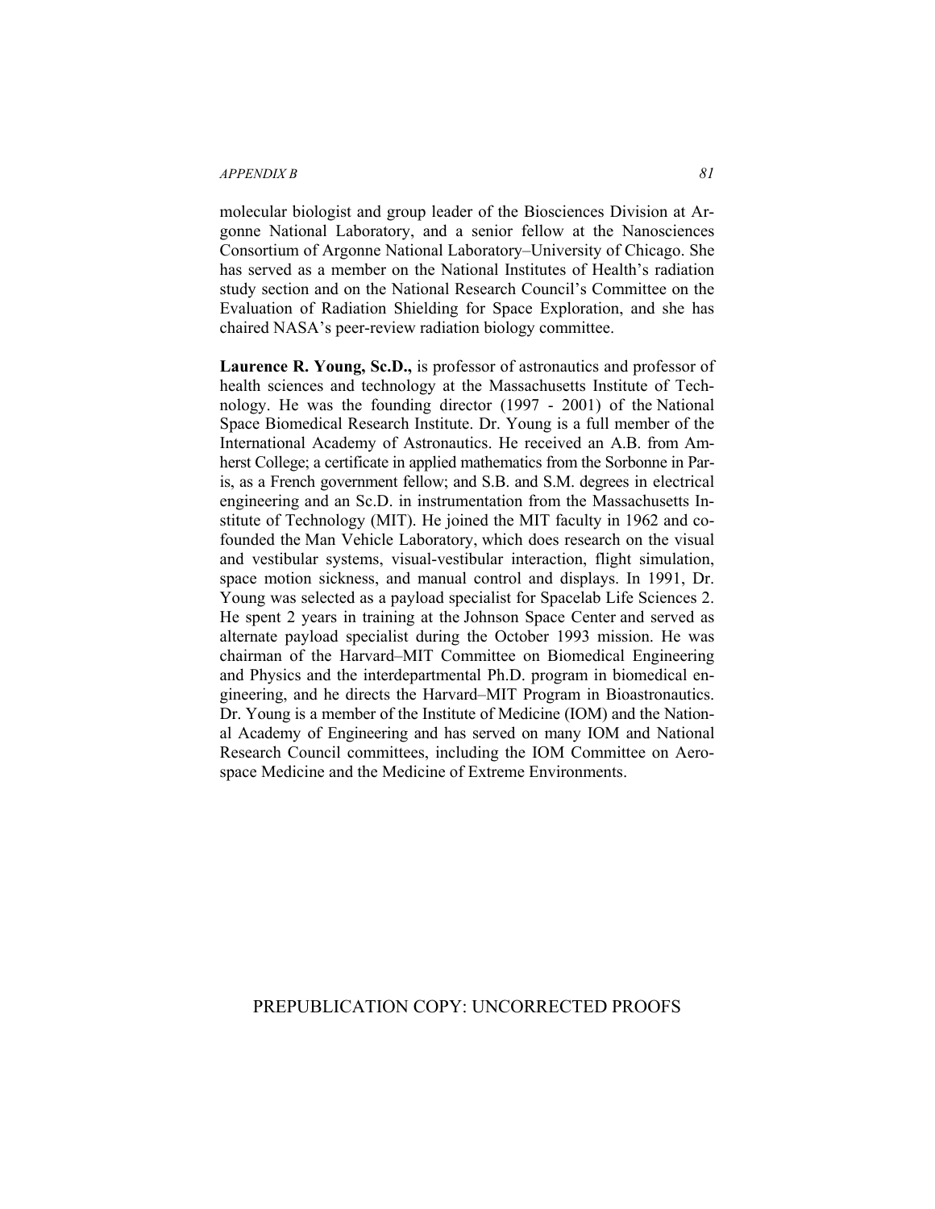molecular biologist and group leader of the Biosciences Division at Argonne National Laboratory, and a senior fellow at the Nanosciences Consortium of Argonne National Laboratory–University of Chicago. She has served as a member on the National Institutes of Health's radiation study section and on the National Research Council's Committee on the Evaluation of Radiation Shielding for Space Exploration, and she has chaired NASA's peer-review radiation biology committee.

**Laurence R. Young, Sc.D.,** is professor of astronautics and professor of health sciences and technology at the Massachusetts Institute of Technology. He was the founding director (1997 - 2001) of the National Space Biomedical Research Institute. Dr. Young is a full member of the International Academy of Astronautics. He received an A.B. from Amherst College; a certificate in applied mathematics from the Sorbonne in Paris, as a French government fellow; and S.B. and S.M. degrees in electrical engineering and an Sc.D. in instrumentation from the Massachusetts Institute of Technology (MIT). He joined the MIT faculty in 1962 and cofounded the Man Vehicle Laboratory, which does research on the visual and vestibular systems, visual-vestibular interaction, flight simulation, space motion sickness, and manual control and displays. In 1991, Dr. Young was selected as a payload specialist for Spacelab Life Sciences 2. He spent 2 years in training at the Johnson Space Center and served as alternate payload specialist during the October 1993 mission. He was chairman of the Harvard–MIT Committee on Biomedical Engineering and Physics and the interdepartmental Ph.D. program in biomedical engineering, and he directs the Harvard–MIT Program in Bioastronautics. Dr. Young is a member of the Institute of Medicine (IOM) and the National Academy of Engineering and has served on many IOM and National Research Council committees, including the IOM Committee on Aerospace Medicine and the Medicine of Extreme Environments.